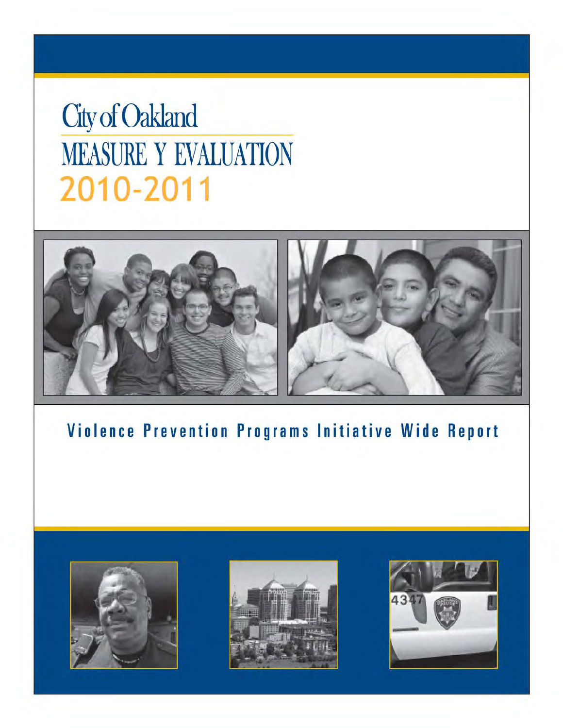# City of Oakland

## MEASURE Y EVALUATION

## 2010-2011

### Violence Prevention Programs Initiative Wide Report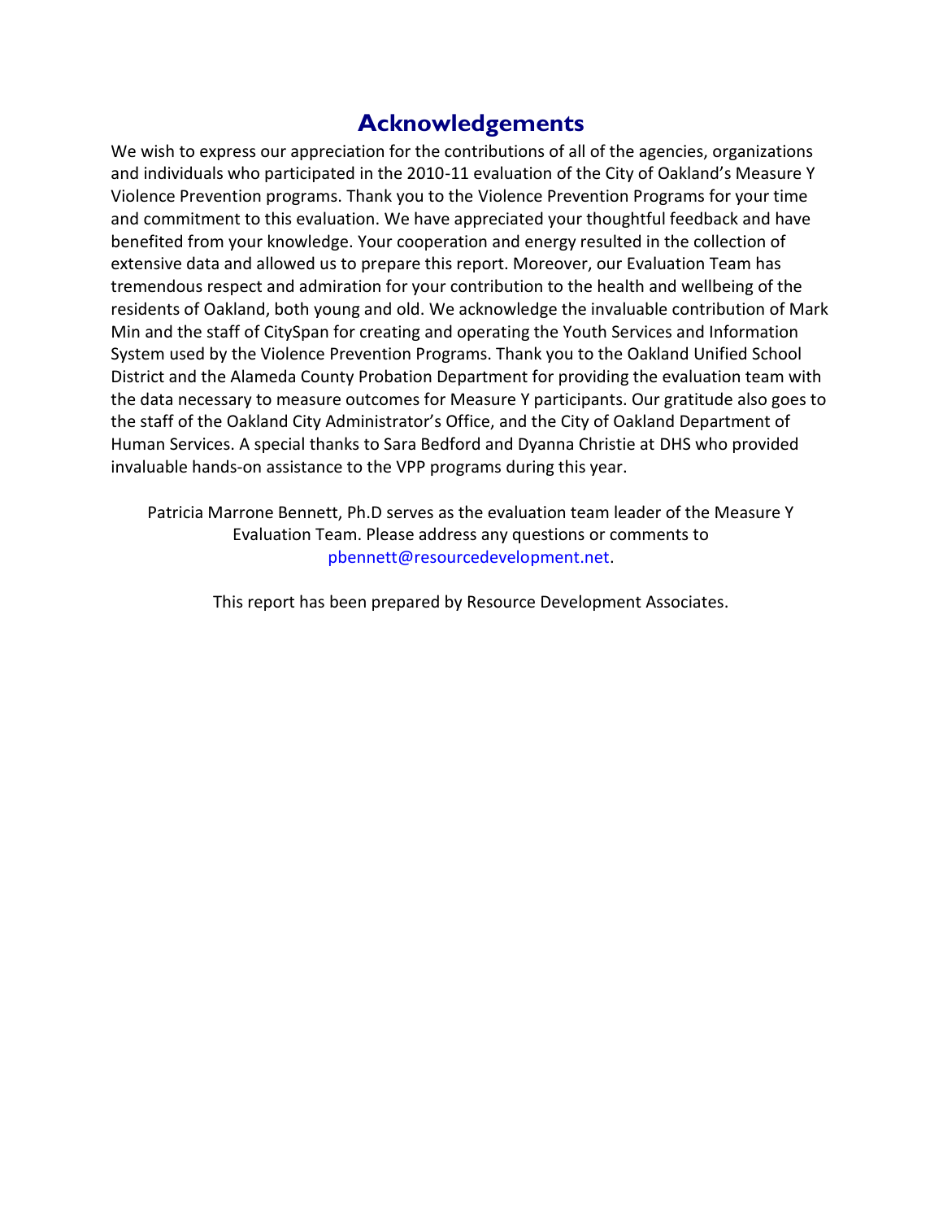# Acknowledgements

We wish to express our appreciation for the contributions of all of the agencies, organizations and individuals who participated in the 2010-11 evaluation of the City of Oakland's Measure Y Violence Prevention programs. Thank you to the Violence Prevention Programs for your time and commitment to this evaluation. We have appreciated your thoughtful feedback and have benefited from your knowledge. Your cooperation and energy resulted in the collection of extensive data and allowed us to prepare this report. Moreover, our Evaluation Team has tremendous respect and admiration for your contribution to the health and wellbeing of the residents of Oakland, both young and old. We acknowledge the invaluable contribution of Mark Min and the staff of CitySpan for creating and operating the Youth Services and Information System used by the Violence Prevention Programs. Thank you to the Oakland Unified School District and the Alameda County Probation Department for providing the evaluation team with the data necessary to measure outcomes for Measure Y participants. Our gratitude also goes to the staff of the Oakland City Administrator's Office, and the City of Oakland Department of Human Services. A special thanks to Sara Bedford and Dyanna Christie at DHS who provided invaluable hands-on assistance to the VPP programs during this year.

Patricia Marrone Bennett, Ph.D serves as the evaluation team leader of the Measure Y Evaluation Team. Please address any questions or comments to pbennett@resourcedevelopment.net.

This report has been prepared by Resource Development Associates.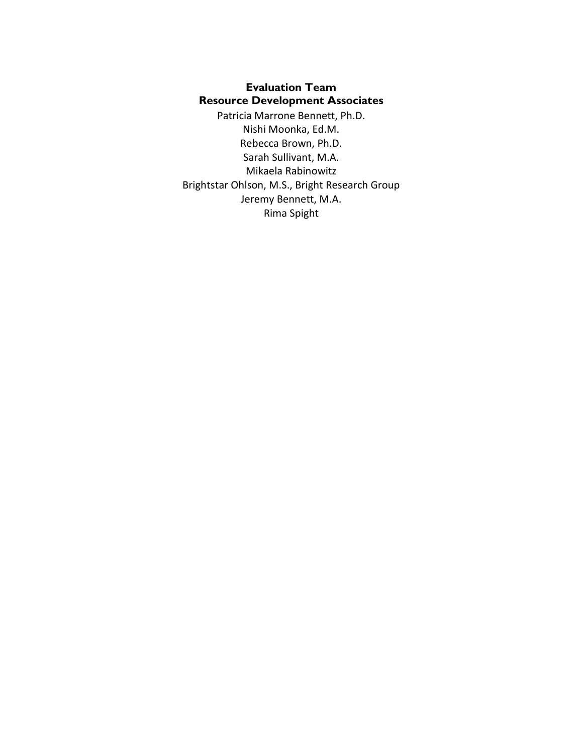**Evaluation Team**
**Resource Development Associates**

Patricia Marrone Bennett, Ph.D.
Nishi Moonka, Ed.M.
Rebecca Brown, Ph.D.
Sarah Sullivant, M.A.
Mikaela Rabinowitz
Brightstar Ohlson, M.S., Bright Research Group
Jeremy Bennett, M.A.
Rima Spight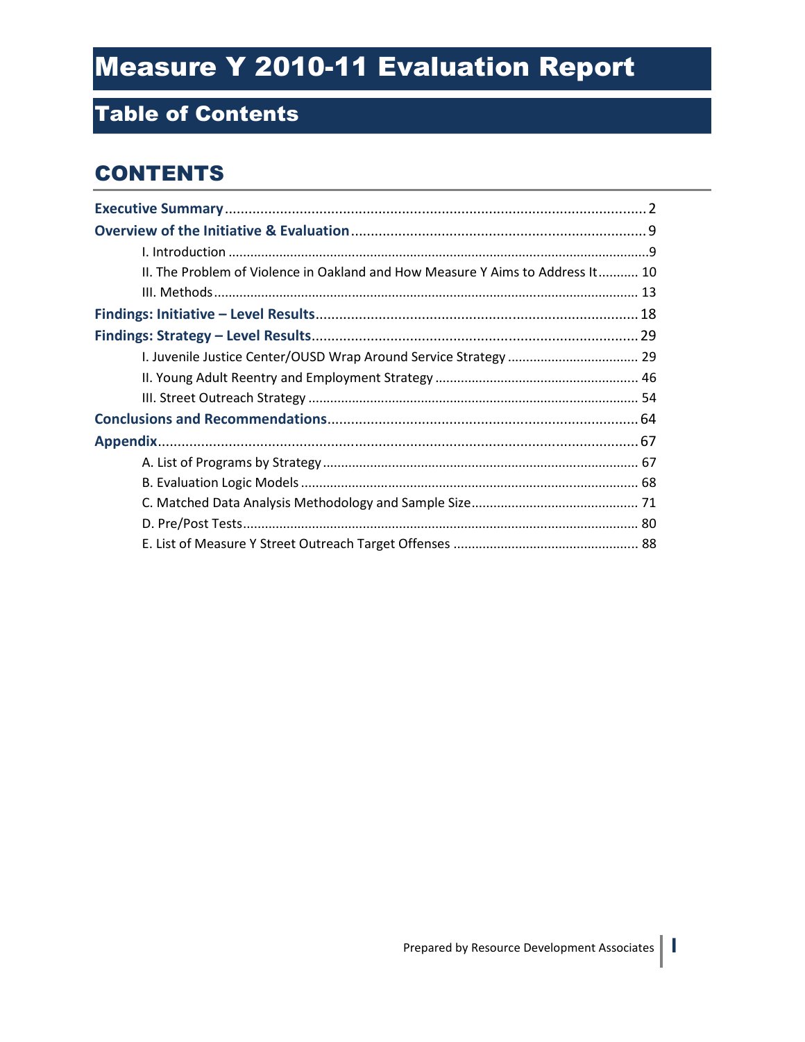# Measure Y 2010-11 Evaluation Report

## Table of Contents

## CONTENTS

**Executive Summary** ........ 2

**Overview of the Initiative & Evaluation** ........ 9

- I. Introduction ........ 9
- II. The Problem of Violence in Oakland and How Measure Y Aims to Address It ........ 10
- III. Methods ........ 13

**Findings: Initiative – Level Results** ........ 18

**Findings: Strategy – Level Results** ........ 29

- I. Juvenile Justice Center/OUSD Wrap Around Service Strategy ........ 29
- II. Young Adult Reentry and Employment Strategy ........ 46
- III. Street Outreach Strategy ........ 54

**Conclusions and Recommendations** ........ 64

**Appendix** ........ 67

- A. List of Programs by Strategy ........ 67
- B. Evaluation Logic Models ........ 68
- C. Matched Data Analysis Methodology and Sample Size ........ 71
- D. Pre/Post Tests ........ 80
- E. List of Measure Y Street Outreach Target Offenses ........ 88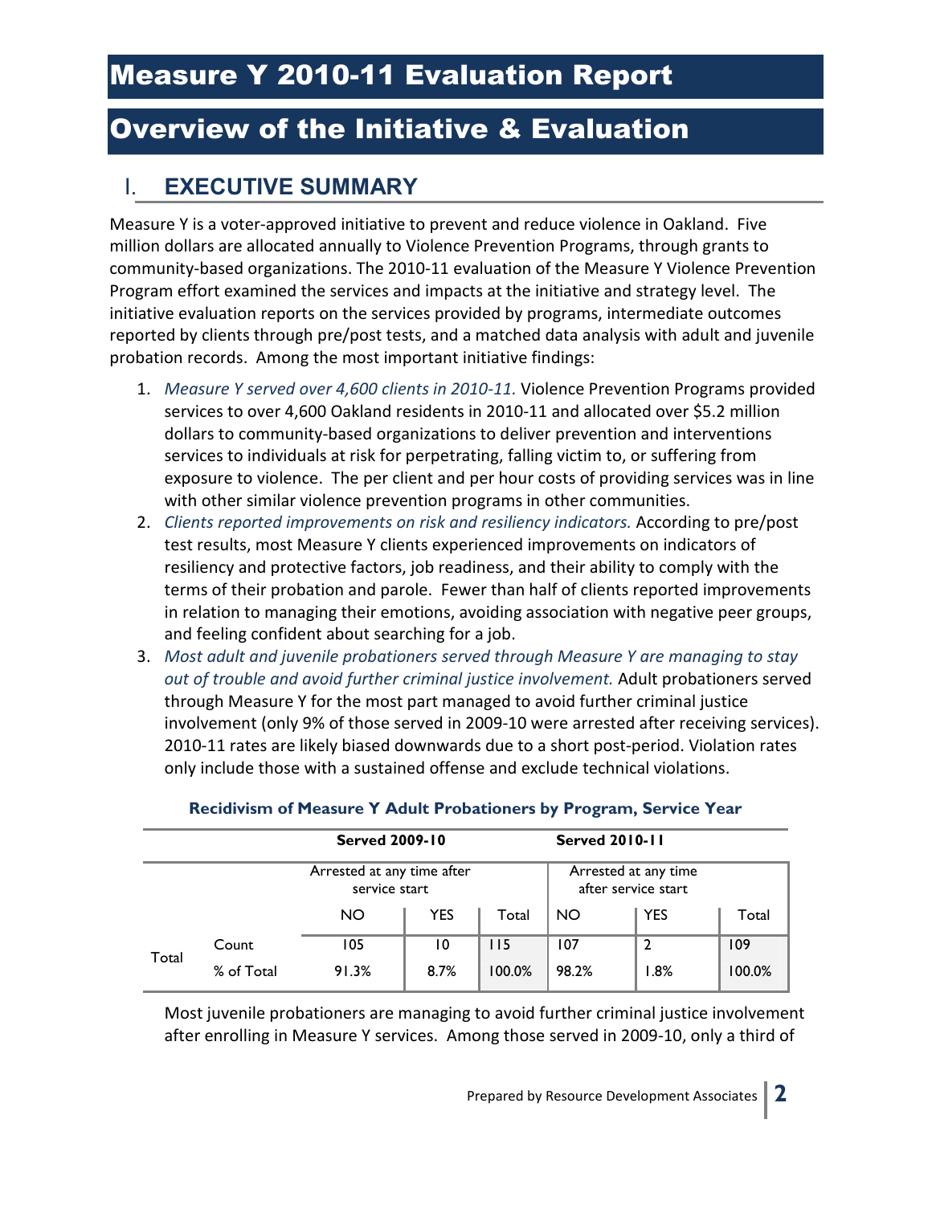# Measure Y 2010-11 Evaluation Report

# Overview of the Initiative & Evaluation

## I. EXECUTIVE SUMMARY

Measure Y is a voter-approved initiative to prevent and reduce violence in Oakland. Five million dollars are allocated annually to Violence Prevention Programs, through grants to community-based organizations. The 2010-11 evaluation of the Measure Y Violence Prevention Program effort examined the services and impacts at the initiative and strategy level. The initiative evaluation reports on the services provided by programs, intermediate outcomes reported by clients through pre/post tests, and a matched data analysis with adult and juvenile probation records. Among the most important initiative findings:

1. *Measure Y served over 4,600 clients in 2010-11.* Violence Prevention Programs provided services to over 4,600 Oakland residents in 2010-11 and allocated over $5.2 million dollars to community-based organizations to deliver prevention and interventions services to individuals at risk for perpetrating, falling victim to, or suffering from exposure to violence. The per client and per hour costs of providing services was in line with other similar violence prevention programs in other communities.
2. *Clients reported improvements on risk and resiliency indicators.* According to pre/post test results, most Measure Y clients experienced improvements on indicators of resiliency and protective factors, job readiness, and their ability to comply with the terms of their probation and parole. Fewer than half of clients reported improvements in relation to managing their emotions, avoiding association with negative peer groups, and feeling confident about searching for a job.
3. *Most adult and juvenile probationers served through Measure Y are managing to stay out of trouble and avoid further criminal justice involvement.* Adult probationers served through Measure Y for the most part managed to avoid further criminal justice involvement (only 9% of those served in 2009-10 were arrested after receiving services). 2010-11 rates are likely biased downwards due to a short post-period. Violation rates only include those with a sustained offense and exclude technical violations.

**Recidivism of Measure Y Adult Probationers by Program, Service Year**

| | | Served 2009-10 | | | Served 2010-11 | | |
|---|---|---|---|---|---|---|---|
| | | Arrested at any time after service start | | | Arrested at any time after service start | | |
| | | NO | YES | Total | NO | YES | Total |
| Total | Count | 105 | 10 | 115 | 107 | 2 | 109 |
| | % of Total | 91.3% | 8.7% | 100.0% | 98.2% | 1.8% | 100.0% |

Most juvenile probationers are managing to avoid further criminal justice involvement after enrolling in Measure Y services. Among those served in 2009-10, only a third of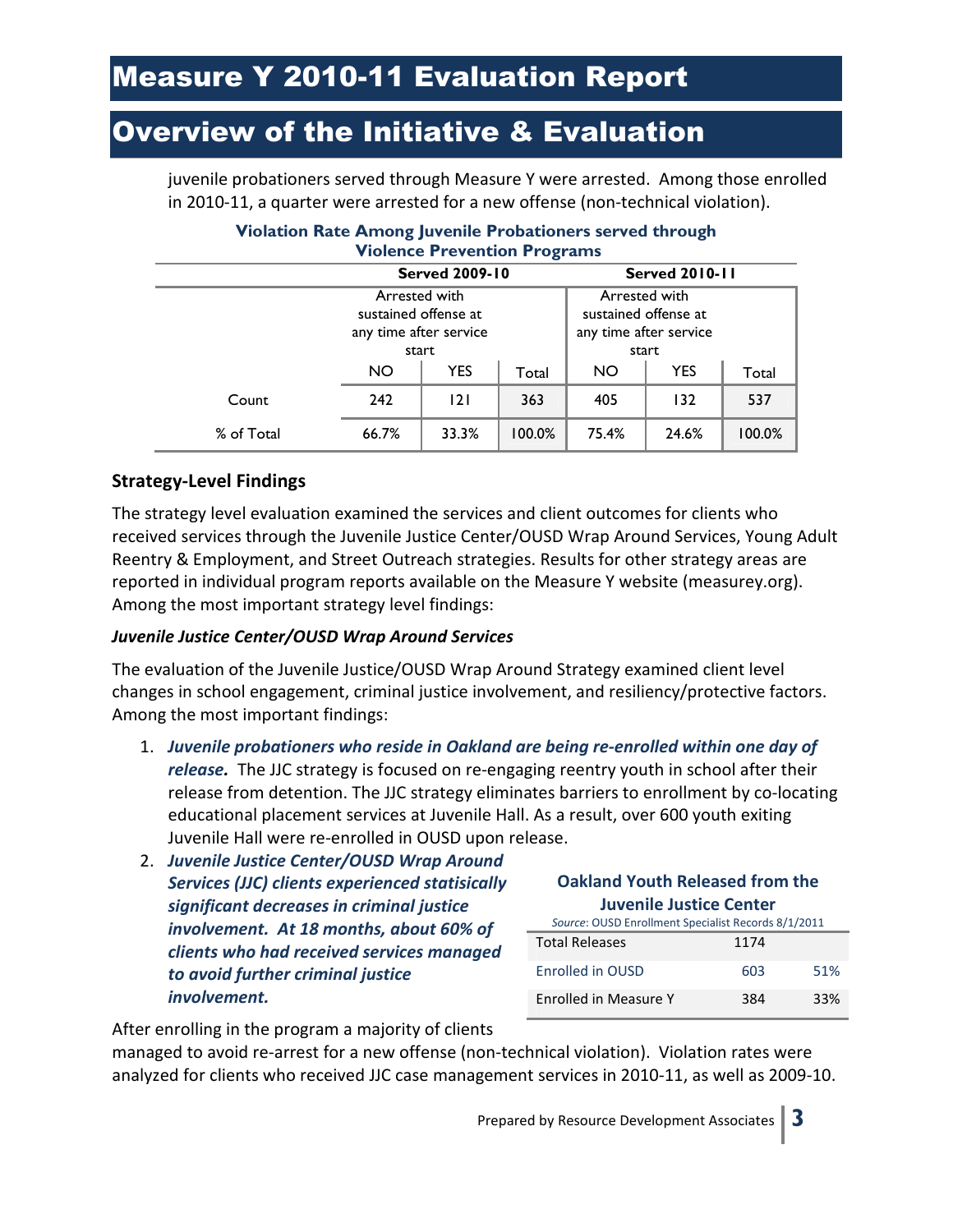juvenile probationers served through Measure Y were arrested. Among those enrolled in 2010-11, a quarter were arrested for a new offense (non-technical violation).

**Violation Rate Among Juvenile Probationers served through Violence Prevention Programs**

| | Served 2009-10 | | | Served 2010-11 | | |
|---|---|---|---|---|---|---|
| | Arrested with sustained offense at any time after service start | | | Arrested with sustained offense at any time after service start | | |
| | NO | YES | Total | NO | YES | Total |
| Count | 242 | 121 | 363 | 405 | 132 | 537 |
| % of Total | 66.7% | 33.3% | 100.0% | 75.4% | 24.6% | 100.0% |

### Strategy-Level Findings

The strategy level evaluation examined the services and client outcomes for clients who received services through the Juvenile Justice Center/OUSD Wrap Around Services, Young Adult Reentry & Employment, and Street Outreach strategies. Results for other strategy areas are reported in individual program reports available on the Measure Y website (measurey.org). Among the most important strategy level findings:

#### *Juvenile Justice Center/OUSD Wrap Around Services*

The evaluation of the Juvenile Justice/OUSD Wrap Around Strategy examined client level changes in school engagement, criminal justice involvement, and resiliency/protective factors. Among the most important findings:

1. ***Juvenile probationers who reside in Oakland are being re-enrolled within one day of release.*** The JJC strategy is focused on re-engaging reentry youth in school after their release from detention. The JJC strategy eliminates barriers to enrollment by co-locating educational placement services at Juvenile Hall. As a result, over 600 youth exiting Juvenile Hall were re-enrolled in OUSD upon release.
2. ***Juvenile Justice Center/OUSD Wrap Around Services (JJC) clients experienced statistically significant decreases in criminal justice involvement. At 18 months, about 60% of clients who had received services managed to avoid further criminal justice involvement.***

**Oakland Youth Released from the Juvenile Justice Center**

*Source*: OUSD Enrollment Specialist Records 8/1/2011

| | | |
|---|---|---|
| Total Releases | 1174 | |
| Enrolled in OUSD | 603 | 51% |
| Enrolled in Measure Y | 384 | 33% |

After enrolling in the program a majority of clients managed to avoid re-arrest for a new offense (non-technical violation). Violation rates were analyzed for clients who received JJC case management services in 2010-11, as well as 2009-10.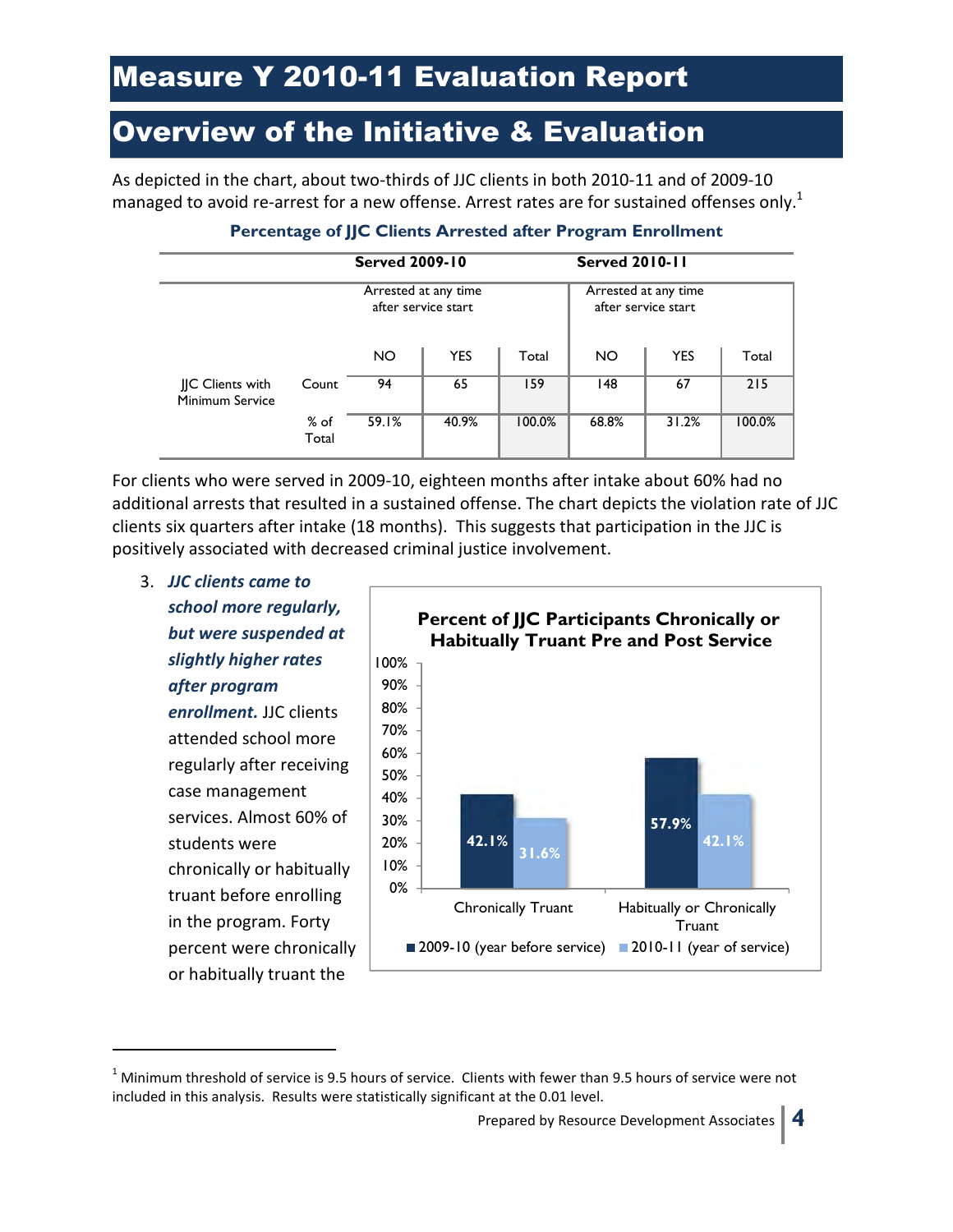# Measure Y 2010-11 Evaluation Report

# Overview of the Initiative & Evaluation

As depicted in the chart, about two-thirds of JJC clients in both 2010-11 and of 2009-10 managed to avoid re-arrest for a new offense. Arrest rates are for sustained offenses only.[1]

**Percentage of JJC Clients Arrested after Program Enrollment**

| | | Served 2009-10 | | | Served 2010-11 | | |
|---|---|---|---|---|---|---|---|
| | | Arrested at any time after service start | | | Arrested at any time after service start | | |
| | | NO | YES | Total | NO | YES | Total |
| JJC Clients with Minimum Service | Count | 94 | 65 | 159 | 148 | 67 | 215 |
| | % of Total | 59.1% | 40.9% | 100.0% | 68.8% | 31.2% | 100.0% |

For clients who were served in 2009-10, eighteen months after intake about 60% had no additional arrests that resulted in a sustained offense. The chart depicts the violation rate of JJC clients six quarters after intake (18 months). This suggests that participation in the JJC is positively associated with decreased criminal justice involvement.

3. ***JJC clients came to school more regularly, but were suspended at slightly higher rates after program enrollment.*** JJC clients attended school more regularly after receiving case management services. Almost 60% of students were chronically or habitually truant before enrolling in the program. Forty percent were chronically or habitually truant the

**Percent of JJC Participants Chronically or Habitually Truant Pre and Post Service**

| | 2009-10 (year before service) | 2010-11 (year of service) |
|---|---|---|
| Chronically Truant | 42.1% | 31.6% |
| Habitually or Chronically Truant | 57.9% | 42.1% |

[1] Minimum threshold of service is 9.5 hours of service. Clients with fewer than 9.5 hours of service were not included in this analysis. Results were statistically significant at the 0.01 level.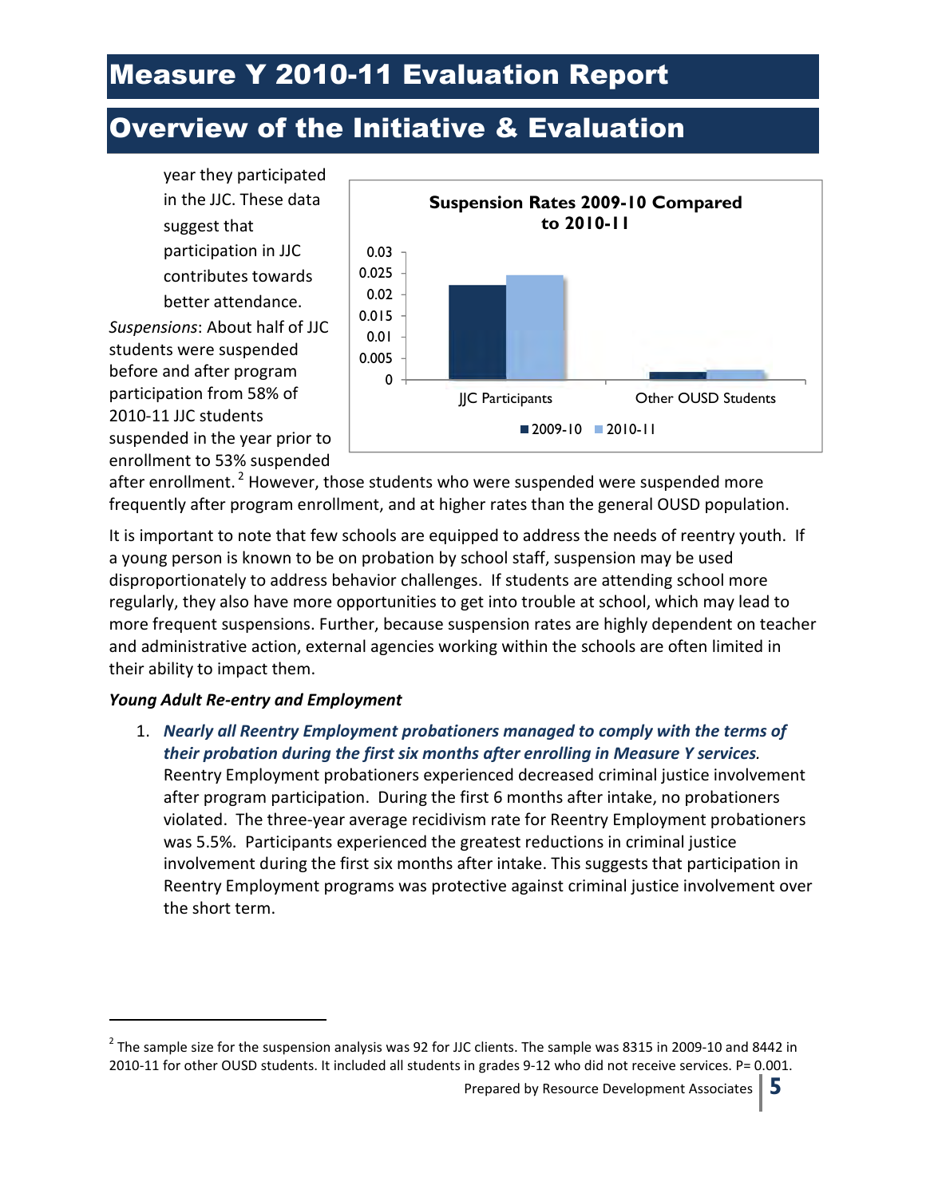year they participated in the JJC. These data suggest that participation in JJC contributes towards better attendance.

*Suspensions*: About half of JJC students were suspended before and after program participation from 58% of 2010-11 JJC students suspended in the year prior to enrollment to 53% suspended after enrollment.[2] However, those students who were suspended were suspended more frequently after program enrollment, and at higher rates than the general OUSD population.

**Suspension Rates 2009-10 Compared to 2010-11**

It is important to note that few schools are equipped to address the needs of reentry youth. If a young person is known to be on probation by school staff, suspension may be used disproportionately to address behavior challenges. If students are attending school more regularly, they also have more opportunities to get into trouble at school, which may lead to more frequent suspensions. Further, because suspension rates are highly dependent on teacher and administrative action, external agencies working within the schools are often limited in their ability to impact them.

***Young Adult Re-entry and Employment***

1. ***Nearly all Reentry Employment probationers managed to comply with the terms of their probation during the first six months after enrolling in Measure Y services.*** Reentry Employment probationers experienced decreased criminal justice involvement after program participation. During the first 6 months after intake, no probationers violated. The three-year average recidivism rate for Reentry Employment probationers was 5.5%. Participants experienced the greatest reductions in criminal justice involvement during the first six months after intake. This suggests that participation in Reentry Employment programs was protective against criminal justice involvement over the short term.

[2] The sample size for the suspension analysis was 92 for JJC clients. The sample was 8315 in 2009-10 and 8442 in 2010-11 for other OUSD students. It included all students in grades 9-12 who did not receive services. P= 0.001.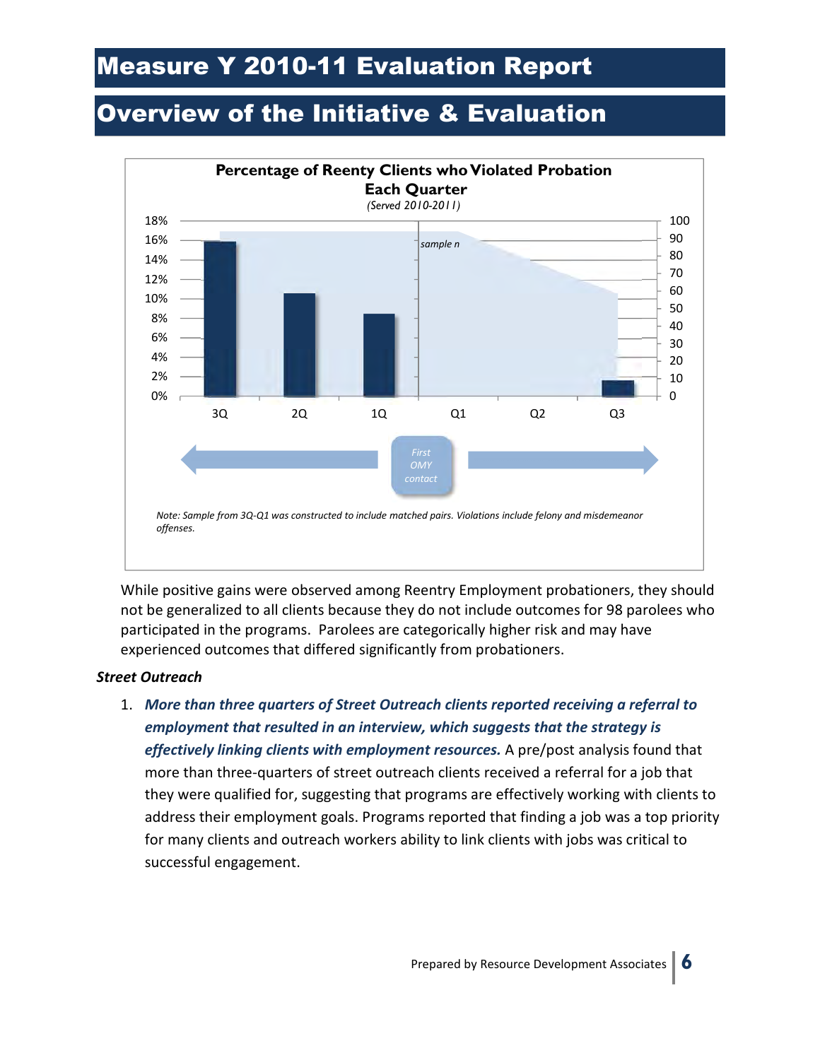# Measure Y 2010-11 Evaluation Report

# Overview of the Initiative & Evaluation

**Percentage of Reenty Clients who Violated Probation Each Quarter**

*(Served 2010-2011)*

| Quarter | 3Q | 2Q | 1Q | Q1 | Q2 | Q3 |
|---|---|---|---|---|---|---|
| % Violated Probation | ~16% | ~10.5% | ~8.5% | | | ~1.5% |

sample n

First OMY contact

*Note: Sample from 3Q-Q1 was constructed to include matched pairs. Violations include felony and misdemeanor offenses.*

While positive gains were observed among Reentry Employment probationers, they should not be generalized to all clients because they do not include outcomes for 98 parolees who participated in the programs. Parolees are categorically higher risk and may have experienced outcomes that differed significantly from probationers.

***Street Outreach***

1. ***More than three quarters of Street Outreach clients reported receiving a referral to employment that resulted in an interview, which suggests that the strategy is effectively linking clients with employment resources.*** A pre/post analysis found that more than three-quarters of street outreach clients received a referral for a job that they were qualified for, suggesting that programs are effectively working with clients to address their employment goals. Programs reported that finding a job was a top priority for many clients and outreach workers ability to link clients with jobs was critical to successful engagement.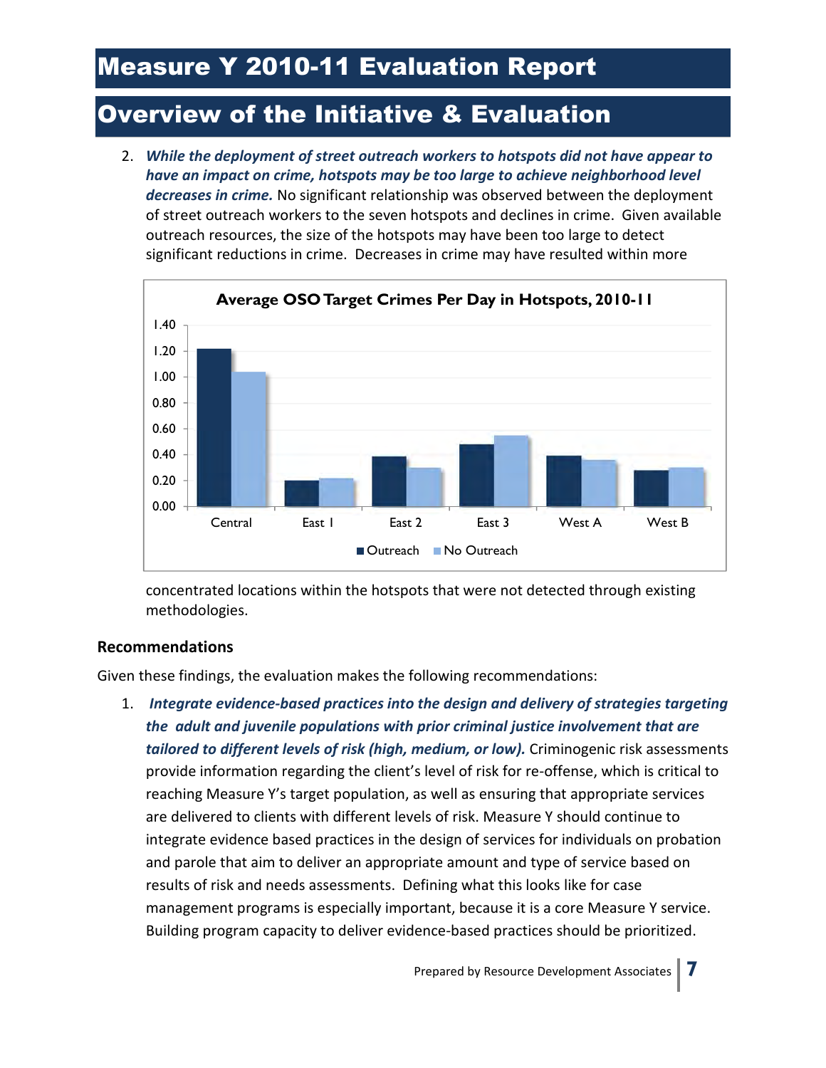## Overview of the Initiative & Evaluation

2. ***While the deployment of street outreach workers to hotspots did not have appear to have an impact on crime, hotspots may be too large to achieve neighborhood level decreases in crime.*** No significant relationship was observed between the deployment of street outreach workers to the seven hotspots and declines in crime. Given available outreach resources, the size of the hotspots may have been too large to detect significant reductions in crime. Decreases in crime may have resulted within more concentrated locations within the hotspots that were not detected through existing methodologies.

**Average OSO Target Crimes Per Day in Hotspots, 2010-11**

### Recommendations

Given these findings, the evaluation makes the following recommendations:

1. ***Integrate evidence-based practices into the design and delivery of strategies targeting the adult and juvenile populations with prior criminal justice involvement that are tailored to different levels of risk (high, medium, or low).*** Criminogenic risk assessments provide information regarding the client's level of risk for re-offense, which is critical to reaching Measure Y's target population, as well as ensuring that appropriate services are delivered to clients with different levels of risk. Measure Y should continue to integrate evidence based practices in the design of services for individuals on probation and parole that aim to deliver an appropriate amount and type of service based on results of risk and needs assessments. Defining what this looks like for case management programs is especially important, because it is a core Measure Y service. Building program capacity to deliver evidence-based practices should be prioritized.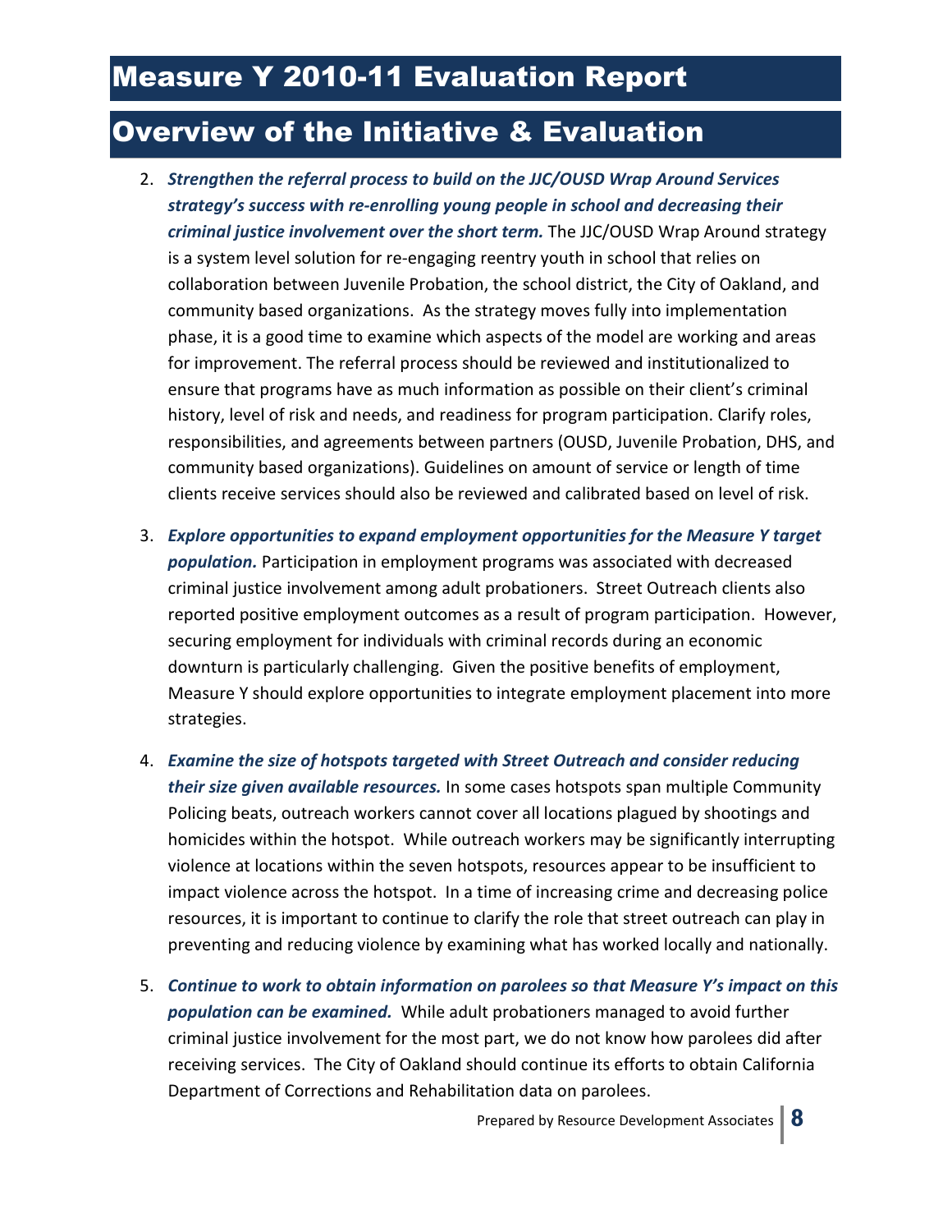# Measure Y 2010-11 Evaluation Report

## Overview of the Initiative & Evaluation

2. ***Strengthen the referral process to build on the JJC/OUSD Wrap Around Services strategy's success with re-enrolling young people in school and decreasing their criminal justice involvement over the short term.*** The JJC/OUSD Wrap Around strategy is a system level solution for re-engaging reentry youth in school that relies on collaboration between Juvenile Probation, the school district, the City of Oakland, and community based organizations. As the strategy moves fully into implementation phase, it is a good time to examine which aspects of the model are working and areas for improvement. The referral process should be reviewed and institutionalized to ensure that programs have as much information as possible on their client's criminal history, level of risk and needs, and readiness for program participation. Clarify roles, responsibilities, and agreements between partners (OUSD, Juvenile Probation, DHS, and community based organizations). Guidelines on amount of service or length of time clients receive services should also be reviewed and calibrated based on level of risk.

3. ***Explore opportunities to expand employment opportunities for the Measure Y target population.*** Participation in employment programs was associated with decreased criminal justice involvement among adult probationers. Street Outreach clients also reported positive employment outcomes as a result of program participation. However, securing employment for individuals with criminal records during an economic downturn is particularly challenging. Given the positive benefits of employment, Measure Y should explore opportunities to integrate employment placement into more strategies.

4. ***Examine the size of hotspots targeted with Street Outreach and consider reducing their size given available resources.*** In some cases hotspots span multiple Community Policing beats, outreach workers cannot cover all locations plagued by shootings and homicides within the hotspot. While outreach workers may be significantly interrupting violence at locations within the seven hotspots, resources appear to be insufficient to impact violence across the hotspot. In a time of increasing crime and decreasing police resources, it is important to continue to clarify the role that street outreach can play in preventing and reducing violence by examining what has worked locally and nationally.

5. ***Continue to work to obtain information on parolees so that Measure Y's impact on this population can be examined.*** While adult probationers managed to avoid further criminal justice involvement for the most part, we do not know how parolees did after receiving services. The City of Oakland should continue its efforts to obtain California Department of Corrections and Rehabilitation data on parolees.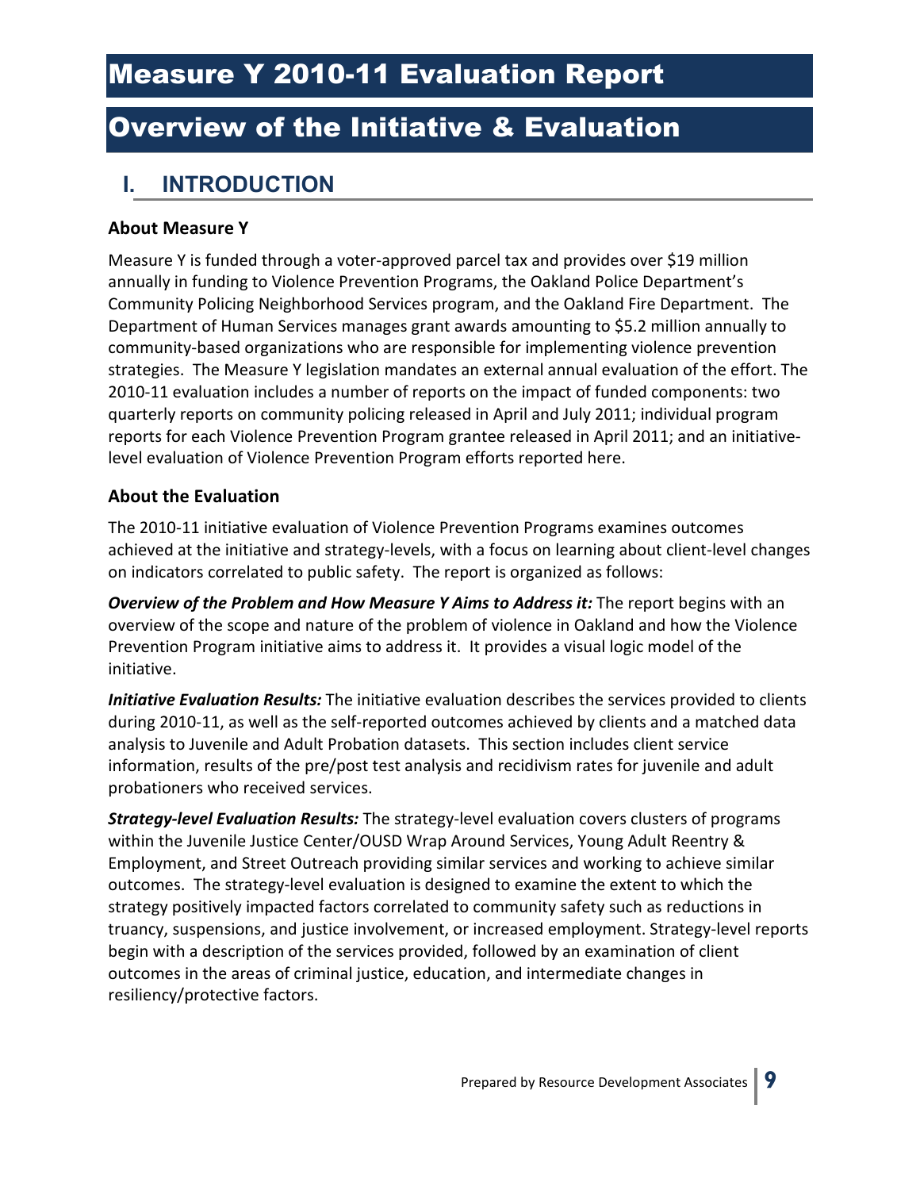# Measure Y 2010-11 Evaluation Report

# Overview of the Initiative & Evaluation

## I. INTRODUCTION

### About Measure Y

Measure Y is funded through a voter-approved parcel tax and provides over $19 million annually in funding to Violence Prevention Programs, the Oakland Police Department's Community Policing Neighborhood Services program, and the Oakland Fire Department. The Department of Human Services manages grant awards amounting to $5.2 million annually to community-based organizations who are responsible for implementing violence prevention strategies. The Measure Y legislation mandates an external annual evaluation of the effort. The 2010-11 evaluation includes a number of reports on the impact of funded components: two quarterly reports on community policing released in April and July 2011; individual program reports for each Violence Prevention Program grantee released in April 2011; and an initiative-level evaluation of Violence Prevention Program efforts reported here.

### About the Evaluation

The 2010-11 initiative evaluation of Violence Prevention Programs examines outcomes achieved at the initiative and strategy-levels, with a focus on learning about client-level changes on indicators correlated to public safety. The report is organized as follows:

***Overview of the Problem and How Measure Y Aims to Address it:*** The report begins with an overview of the scope and nature of the problem of violence in Oakland and how the Violence Prevention Program initiative aims to address it. It provides a visual logic model of the initiative.

***Initiative Evaluation Results:*** The initiative evaluation describes the services provided to clients during 2010-11, as well as the self-reported outcomes achieved by clients and a matched data analysis to Juvenile and Adult Probation datasets. This section includes client service information, results of the pre/post test analysis and recidivism rates for juvenile and adult probationers who received services.

***Strategy-level Evaluation Results:*** The strategy-level evaluation covers clusters of programs within the Juvenile Justice Center/OUSD Wrap Around Services, Young Adult Reentry & Employment, and Street Outreach providing similar services and working to achieve similar outcomes. The strategy-level evaluation is designed to examine the extent to which the strategy positively impacted factors correlated to community safety such as reductions in truancy, suspensions, and justice involvement, or increased employment. Strategy-level reports begin with a description of the services provided, followed by an examination of client outcomes in the areas of criminal justice, education, and intermediate changes in resiliency/protective factors.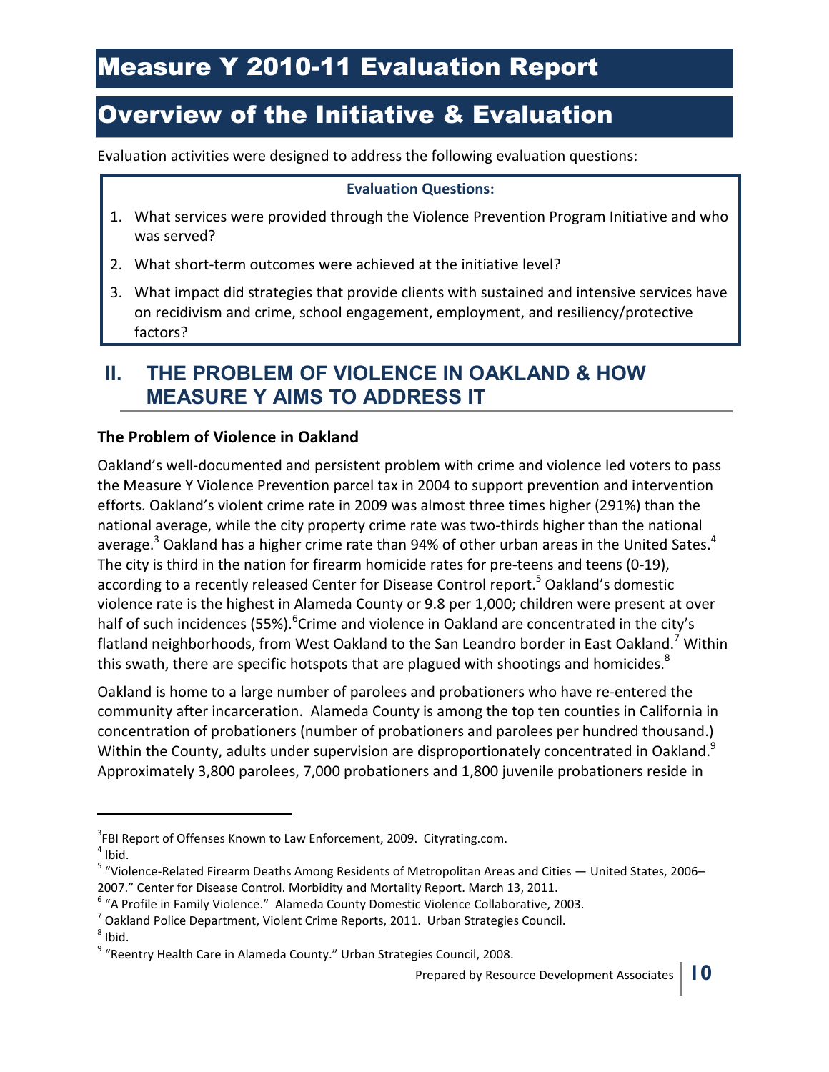# Overview of the Initiative & Evaluation

Evaluation activities were designed to address the following evaluation questions:

**Evaluation Questions:**

1. What services were provided through the Violence Prevention Program Initiative and who was served?
2. What short-term outcomes were achieved at the initiative level?
3. What impact did strategies that provide clients with sustained and intensive services have on recidivism and crime, school engagement, employment, and resiliency/protective factors?

## II. THE PROBLEM OF VIOLENCE IN OAKLAND & HOW MEASURE Y AIMS TO ADDRESS IT

### The Problem of Violence in Oakland

Oakland's well-documented and persistent problem with crime and violence led voters to pass the Measure Y Violence Prevention parcel tax in 2004 to support prevention and intervention efforts. Oakland's violent crime rate in 2009 was almost three times higher (291%) than the national average, while the city property crime rate was two-thirds higher than the national average.[3] Oakland has a higher crime rate than 94% of other urban areas in the United Sates.[4] The city is third in the nation for firearm homicide rates for pre-teens and teens (0-19), according to a recently released Center for Disease Control report.[5] Oakland's domestic violence rate is the highest in Alameda County or 9.8 per 1,000; children were present at over half of such incidences (55%).[6]Crime and violence in Oakland are concentrated in the city's flatland neighborhoods, from West Oakland to the San Leandro border in East Oakland.[7] Within this swath, there are specific hotspots that are plagued with shootings and homicides.[8]

Oakland is home to a large number of parolees and probationers who have re-entered the community after incarceration. Alameda County is among the top ten counties in California in concentration of probationers (number of probationers and parolees per hundred thousand.) Within the County, adults under supervision are disproportionately concentrated in Oakland.[9] Approximately 3,800 parolees, 7,000 probationers and 1,800 juvenile probationers reside in

---

[3] FBI Report of Offenses Known to Law Enforcement, 2009. Cityrating.com.

[4] Ibid.

[5] "Violence-Related Firearm Deaths Among Residents of Metropolitan Areas and Cities — United States, 2006–2007." Center for Disease Control. Morbidity and Mortality Report. March 13, 2011.

[6] "A Profile in Family Violence." Alameda County Domestic Violence Collaborative, 2003.

[7] Oakland Police Department, Violent Crime Reports, 2011. Urban Strategies Council.

[8] Ibid.

[9] "Reentry Health Care in Alameda County." Urban Strategies Council, 2008.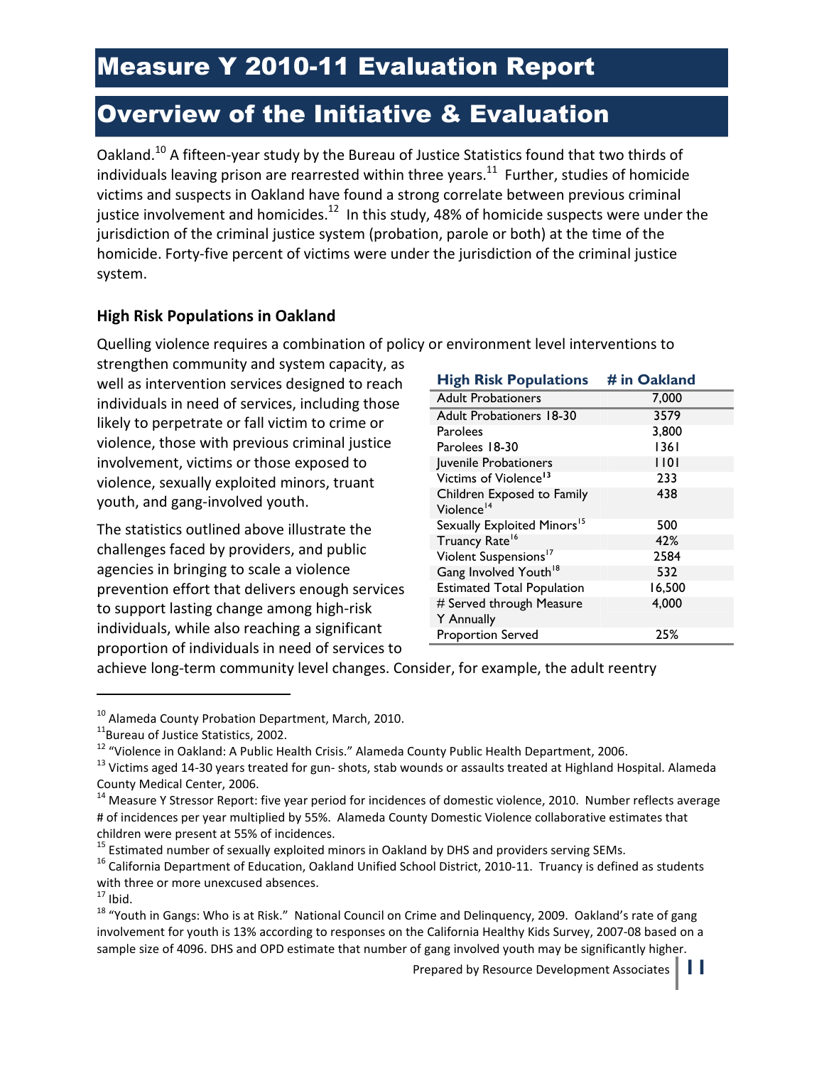# Measure Y 2010-11 Evaluation Report

# Overview of the Initiative & Evaluation

Oakland.[10] A fifteen-year study by the Bureau of Justice Statistics found that two thirds of individuals leaving prison are rearrested within three years.[11] Further, studies of homicide victims and suspects in Oakland have found a strong correlate between previous criminal justice involvement and homicides.[12] In this study, 48% of homicide suspects were under the jurisdiction of the criminal justice system (probation, parole or both) at the time of the homicide. Forty-five percent of victims were under the jurisdiction of the criminal justice system.

### High Risk Populations in Oakland

Quelling violence requires a combination of policy or environment level interventions to strengthen community and system capacity, as well as intervention services designed to reach individuals in need of services, including those likely to perpetrate or fall victim to crime or violence, those with previous criminal justice involvement, victims or those exposed to violence, sexually exploited minors, truant youth, and gang-involved youth.

| High Risk Populations | # in Oakland |
|---|---|
| Adult Probationers | 7,000 |
| Adult Probationers 18-30 | 3579 |
| Parolees | 3,800 |
| Parolees 18-30 | 1361 |
| Juvenile Probationers | 1101 |
| Victims of Violence[13] | 233 |
| Children Exposed to Family Violence[14] | 438 |
| Sexually Exploited Minors[15] | 500 |
| Truancy Rate[16] | 42% |
| Violent Suspensions[17] | 2584 |
| Gang Involved Youth[18] | 532 |
| Estimated Total Population | 16,500 |
| # Served through Measure Y Annually | 4,000 |
| Proportion Served | 25% |

The statistics outlined above illustrate the challenges faced by providers, and public agencies in bringing to scale a violence prevention effort that delivers enough services to support lasting change among high-risk individuals, while also reaching a significant proportion of individuals in need of services to achieve long-term community level changes. Consider, for example, the adult reentry

---

[10] Alameda County Probation Department, March, 2010.

[11] Bureau of Justice Statistics, 2002.

[12] "Violence in Oakland: A Public Health Crisis." Alameda County Public Health Department, 2006.

[13] Victims aged 14-30 years treated for gun- shots, stab wounds or assaults treated at Highland Hospital. Alameda County Medical Center, 2006.

[14] Measure Y Stressor Report: five year period for incidences of domestic violence, 2010. Number reflects average # of incidences per year multiplied by 55%. Alameda County Domestic Violence collaborative estimates that children were present at 55% of incidences.

[15] Estimated number of sexually exploited minors in Oakland by DHS and providers serving SEMs.

[16] California Department of Education, Oakland Unified School District, 2010-11. Truancy is defined as students with three or more unexcused absences.

[17] Ibid.

[18] "Youth in Gangs: Who is at Risk." National Council on Crime and Delinquency, 2009. Oakland's rate of gang involvement for youth is 13% according to responses on the California Healthy Kids Survey, 2007-08 based on a sample size of 4096. DHS and OPD estimate that number of gang involved youth may be significantly higher.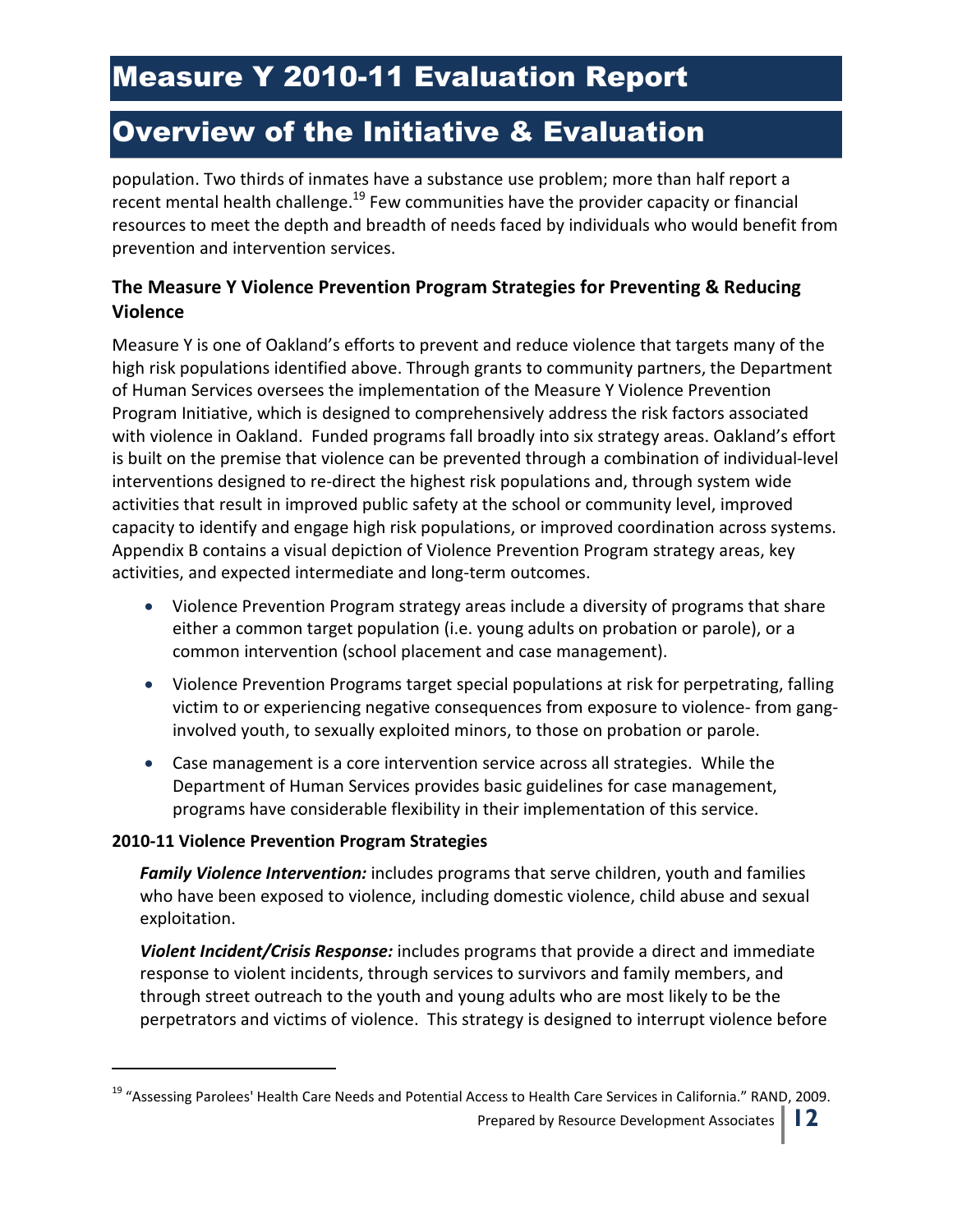population. Two thirds of inmates have a substance use problem; more than half report a recent mental health challenge.[19] Few communities have the provider capacity or financial resources to meet the depth and breadth of needs faced by individuals who would benefit from prevention and intervention services.

### The Measure Y Violence Prevention Program Strategies for Preventing & Reducing Violence

Measure Y is one of Oakland's efforts to prevent and reduce violence that targets many of the high risk populations identified above. Through grants to community partners, the Department of Human Services oversees the implementation of the Measure Y Violence Prevention Program Initiative, which is designed to comprehensively address the risk factors associated with violence in Oakland. Funded programs fall broadly into six strategy areas. Oakland's effort is built on the premise that violence can be prevented through a combination of individual-level interventions designed to re-direct the highest risk populations and, through system wide activities that result in improved public safety at the school or community level, improved capacity to identify and engage high risk populations, or improved coordination across systems. Appendix B contains a visual depiction of Violence Prevention Program strategy areas, key activities, and expected intermediate and long-term outcomes.

- Violence Prevention Program strategy areas include a diversity of programs that share either a common target population (i.e. young adults on probation or parole), or a common intervention (school placement and case management).
- Violence Prevention Programs target special populations at risk for perpetrating, falling victim to or experiencing negative consequences from exposure to violence- from gang-involved youth, to sexually exploited minors, to those on probation or parole.
- Case management is a core intervention service across all strategies. While the Department of Human Services provides basic guidelines for case management, programs have considerable flexibility in their implementation of this service.

#### 2010-11 Violence Prevention Program Strategies

***Family Violence Intervention:*** includes programs that serve children, youth and families who have been exposed to violence, including domestic violence, child abuse and sexual exploitation.

***Violent Incident/Crisis Response:*** includes programs that provide a direct and immediate response to violent incidents, through services to survivors and family members, and through street outreach to the youth and young adults who are most likely to be the perpetrators and victims of violence. This strategy is designed to interrupt violence before

---

[19] "Assessing Parolees' Health Care Needs and Potential Access to Health Care Services in California." RAND, 2009.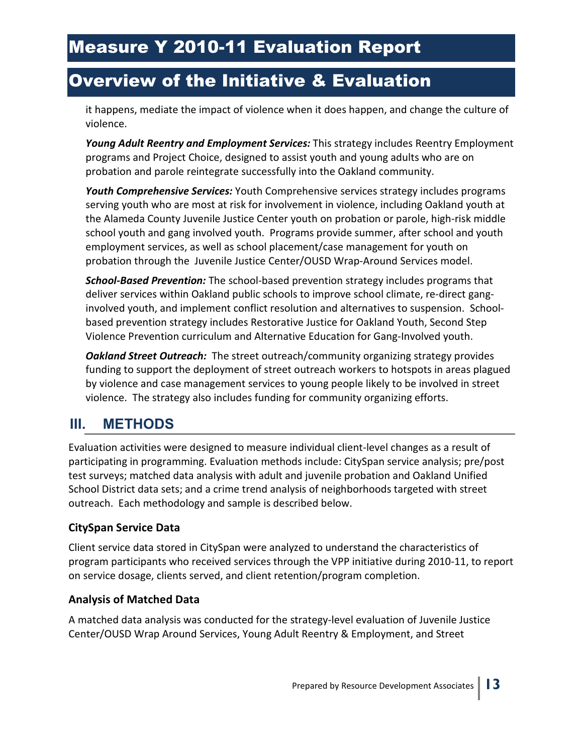it happens, mediate the impact of violence when it does happen, and change the culture of violence.

***Young Adult Reentry and Employment Services:*** This strategy includes Reentry Employment programs and Project Choice, designed to assist youth and young adults who are on probation and parole reintegrate successfully into the Oakland community.

***Youth Comprehensive Services:*** Youth Comprehensive services strategy includes programs serving youth who are most at risk for involvement in violence, including Oakland youth at the Alameda County Juvenile Justice Center youth on probation or parole, high-risk middle school youth and gang involved youth. Programs provide summer, after school and youth employment services, as well as school placement/case management for youth on probation through the Juvenile Justice Center/OUSD Wrap-Around Services model.

***School-Based Prevention:*** The school-based prevention strategy includes programs that deliver services within Oakland public schools to improve school climate, re-direct gang-involved youth, and implement conflict resolution and alternatives to suspension. School-based prevention strategy includes Restorative Justice for Oakland Youth, Second Step Violence Prevention curriculum and Alternative Education for Gang-Involved youth.

***Oakland Street Outreach:*** The street outreach/community organizing strategy provides funding to support the deployment of street outreach workers to hotspots in areas plagued by violence and case management services to young people likely to be involved in street violence. The strategy also includes funding for community organizing efforts.

## III. METHODS

Evaluation activities were designed to measure individual client-level changes as a result of participating in programming. Evaluation methods include: CitySpan service analysis; pre/post test surveys; matched data analysis with adult and juvenile probation and Oakland Unified School District data sets; and a crime trend analysis of neighborhoods targeted with street outreach. Each methodology and sample is described below.

### CitySpan Service Data

Client service data stored in CitySpan were analyzed to understand the characteristics of program participants who received services through the VPP initiative during 2010-11, to report on service dosage, clients served, and client retention/program completion.

### Analysis of Matched Data

A matched data analysis was conducted for the strategy-level evaluation of Juvenile Justice Center/OUSD Wrap Around Services, Young Adult Reentry & Employment, and Street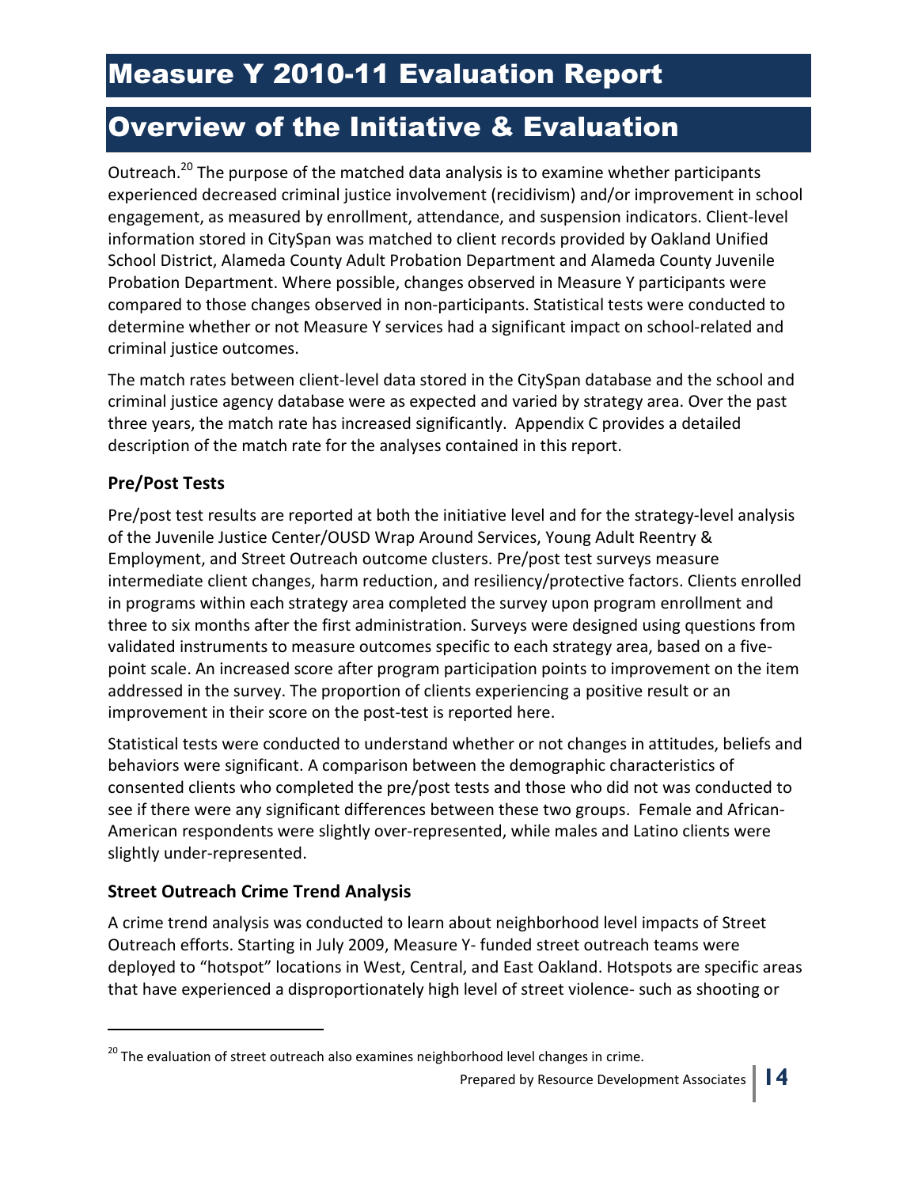Outreach.[20] The purpose of the matched data analysis is to examine whether participants experienced decreased criminal justice involvement (recidivism) and/or improvement in school engagement, as measured by enrollment, attendance, and suspension indicators. Client-level information stored in CitySpan was matched to client records provided by Oakland Unified School District, Alameda County Adult Probation Department and Alameda County Juvenile Probation Department. Where possible, changes observed in Measure Y participants were compared to those changes observed in non-participants. Statistical tests were conducted to determine whether or not Measure Y services had a significant impact on school-related and criminal justice outcomes.

The match rates between client-level data stored in the CitySpan database and the school and criminal justice agency database were as expected and varied by strategy area. Over the past three years, the match rate has increased significantly. Appendix C provides a detailed description of the match rate for the analyses contained in this report.

### Pre/Post Tests

Pre/post test results are reported at both the initiative level and for the strategy-level analysis of the Juvenile Justice Center/OUSD Wrap Around Services, Young Adult Reentry & Employment, and Street Outreach outcome clusters. Pre/post test surveys measure intermediate client changes, harm reduction, and resiliency/protective factors. Clients enrolled in programs within each strategy area completed the survey upon program enrollment and three to six months after the first administration. Surveys were designed using questions from validated instruments to measure outcomes specific to each strategy area, based on a five-point scale. An increased score after program participation points to improvement on the item addressed in the survey. The proportion of clients experiencing a positive result or an improvement in their score on the post-test is reported here.

Statistical tests were conducted to understand whether or not changes in attitudes, beliefs and behaviors were significant. A comparison between the demographic characteristics of consented clients who completed the pre/post tests and those who did not was conducted to see if there were any significant differences between these two groups. Female and African-American respondents were slightly over-represented, while males and Latino clients were slightly under-represented.

### Street Outreach Crime Trend Analysis

A crime trend analysis was conducted to learn about neighborhood level impacts of Street Outreach efforts. Starting in July 2009, Measure Y- funded street outreach teams were deployed to "hotspot" locations in West, Central, and East Oakland. Hotspots are specific areas that have experienced a disproportionately high level of street violence- such as shooting or

[20] The evaluation of street outreach also examines neighborhood level changes in crime.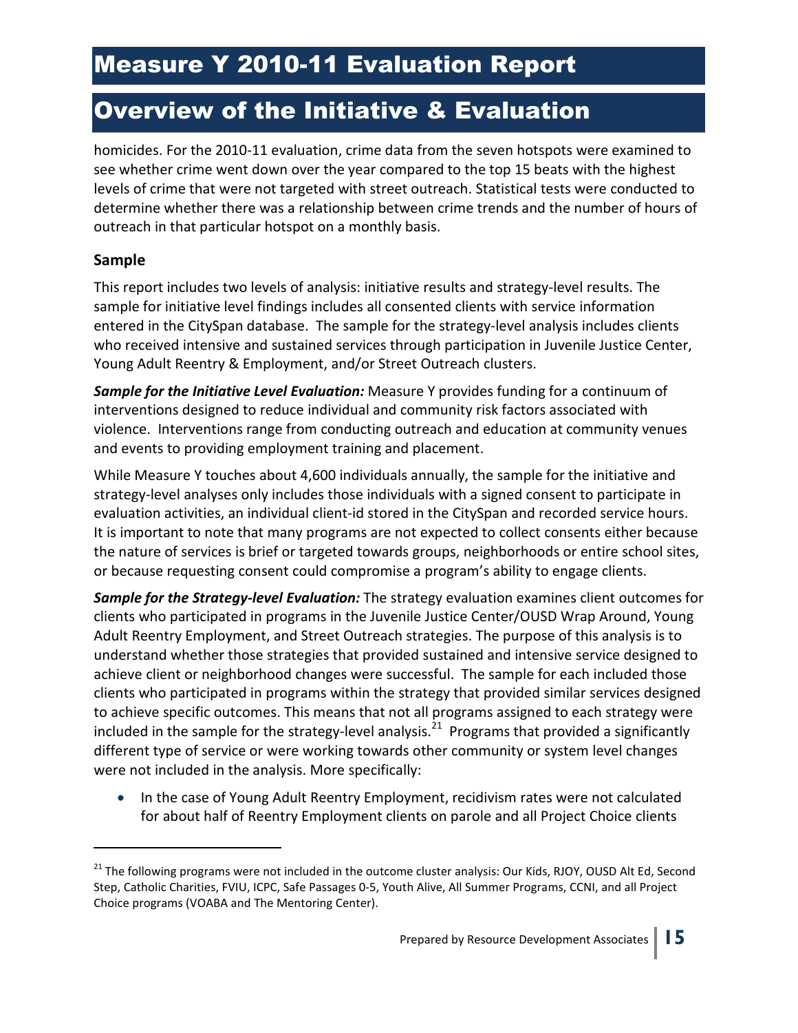homicides. For the 2010-11 evaluation, crime data from the seven hotspots were examined to see whether crime went down over the year compared to the top 15 beats with the highest levels of crime that were not targeted with street outreach. Statistical tests were conducted to determine whether there was a relationship between crime trends and the number of hours of outreach in that particular hotspot on a monthly basis.

### Sample

This report includes two levels of analysis: initiative results and strategy-level results. The sample for initiative level findings includes all consented clients with service information entered in the CitySpan database. The sample for the strategy-level analysis includes clients who received intensive and sustained services through participation in Juvenile Justice Center, Young Adult Reentry & Employment, and/or Street Outreach clusters.

***Sample for the Initiative Level Evaluation:*** Measure Y provides funding for a continuum of interventions designed to reduce individual and community risk factors associated with violence. Interventions range from conducting outreach and education at community venues and events to providing employment training and placement.

While Measure Y touches about 4,600 individuals annually, the sample for the initiative and strategy-level analyses only includes those individuals with a signed consent to participate in evaluation activities, an individual client-id stored in the CitySpan and recorded service hours. It is important to note that many programs are not expected to collect consents either because the nature of services is brief or targeted towards groups, neighborhoods or entire school sites, or because requesting consent could compromise a program's ability to engage clients.

***Sample for the Strategy-level Evaluation:*** The strategy evaluation examines client outcomes for clients who participated in programs in the Juvenile Justice Center/OUSD Wrap Around, Young Adult Reentry Employment, and Street Outreach strategies. The purpose of this analysis is to understand whether those strategies that provided sustained and intensive service designed to achieve client or neighborhood changes were successful. The sample for each included those clients who participated in programs within the strategy that provided similar services designed to achieve specific outcomes. This means that not all programs assigned to each strategy were included in the sample for the strategy-level analysis.[21] Programs that provided a significantly different type of service or were working towards other community or system level changes were not included in the analysis. More specifically:

- In the case of Young Adult Reentry Employment, recidivism rates were not calculated for about half of Reentry Employment clients on parole and all Project Choice clients

---

[21] The following programs were not included in the outcome cluster analysis: Our Kids, RJOY, OUSD Alt Ed, Second Step, Catholic Charities, FVIU, ICPC, Safe Passages 0-5, Youth Alive, All Summer Programs, CCNI, and all Project Choice programs (VOABA and The Mentoring Center).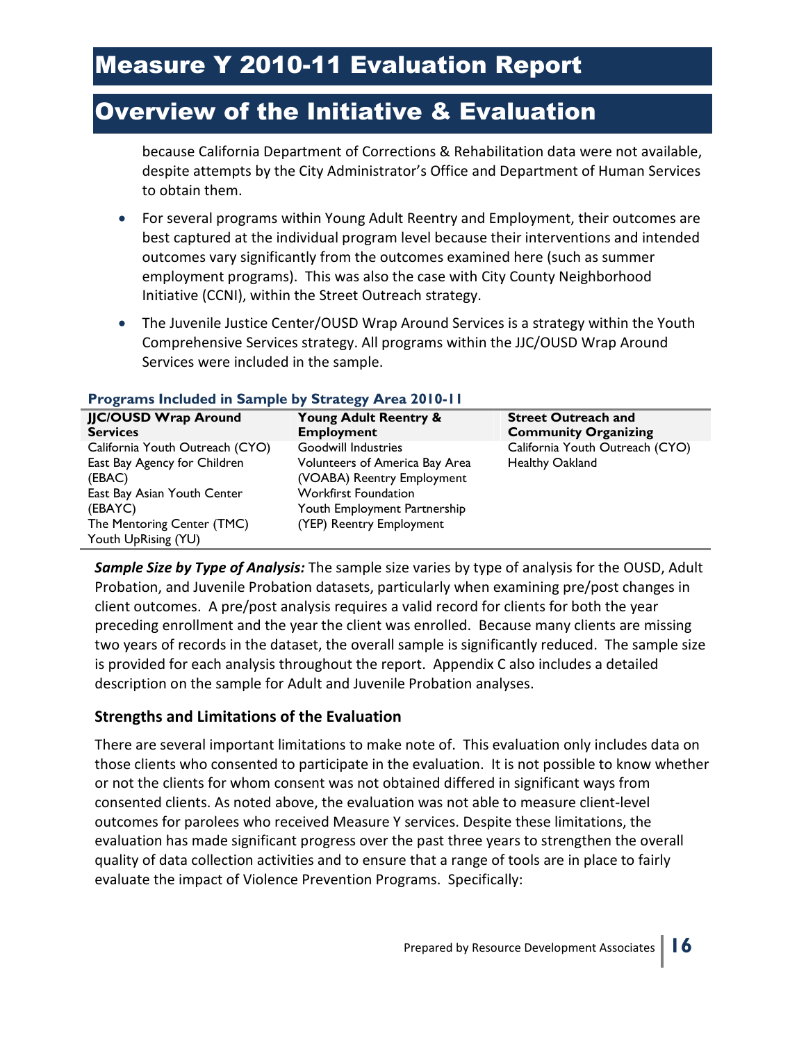because California Department of Corrections & Rehabilitation data were not available, despite attempts by the City Administrator's Office and Department of Human Services to obtain them.

- For several programs within Young Adult Reentry and Employment, their outcomes are best captured at the individual program level because their interventions and intended outcomes vary significantly from the outcomes examined here (such as summer employment programs). This was also the case with City County Neighborhood Initiative (CCNI), within the Street Outreach strategy.
- The Juvenile Justice Center/OUSD Wrap Around Services is a strategy within the Youth Comprehensive Services strategy. All programs within the JJC/OUSD Wrap Around Services were included in the sample.

**Programs Included in Sample by Strategy Area 2010-11**

| JJC/OUSD Wrap Around Services | Young Adult Reentry & Employment | Street Outreach and Community Organizing |
|---|---|---|
| California Youth Outreach (CYO) | Goodwill Industries | California Youth Outreach (CYO) |
| East Bay Agency for Children (EBAC) | Volunteers of America Bay Area (VOABA) Reentry Employment | Healthy Oakland |
| East Bay Asian Youth Center (EBAYC) | Workfirst Foundation | |
| The Mentoring Center (TMC) | Youth Employment Partnership (YEP) Reentry Employment | |
| Youth UpRising (YU) | | |

***Sample Size by Type of Analysis:*** The sample size varies by type of analysis for the OUSD, Adult Probation, and Juvenile Probation datasets, particularly when examining pre/post changes in client outcomes. A pre/post analysis requires a valid record for clients for both the year preceding enrollment and the year the client was enrolled. Because many clients are missing two years of records in the dataset, the overall sample is significantly reduced. The sample size is provided for each analysis throughout the report. Appendix C also includes a detailed description on the sample for Adult and Juvenile Probation analyses.

### Strengths and Limitations of the Evaluation

There are several important limitations to make note of. This evaluation only includes data on those clients who consented to participate in the evaluation. It is not possible to know whether or not the clients for whom consent was not obtained differed in significant ways from consented clients. As noted above, the evaluation was not able to measure client-level outcomes for parolees who received Measure Y services. Despite these limitations, the evaluation has made significant progress over the past three years to strengthen the overall quality of data collection activities and to ensure that a range of tools are in place to fairly evaluate the impact of Violence Prevention Programs. Specifically: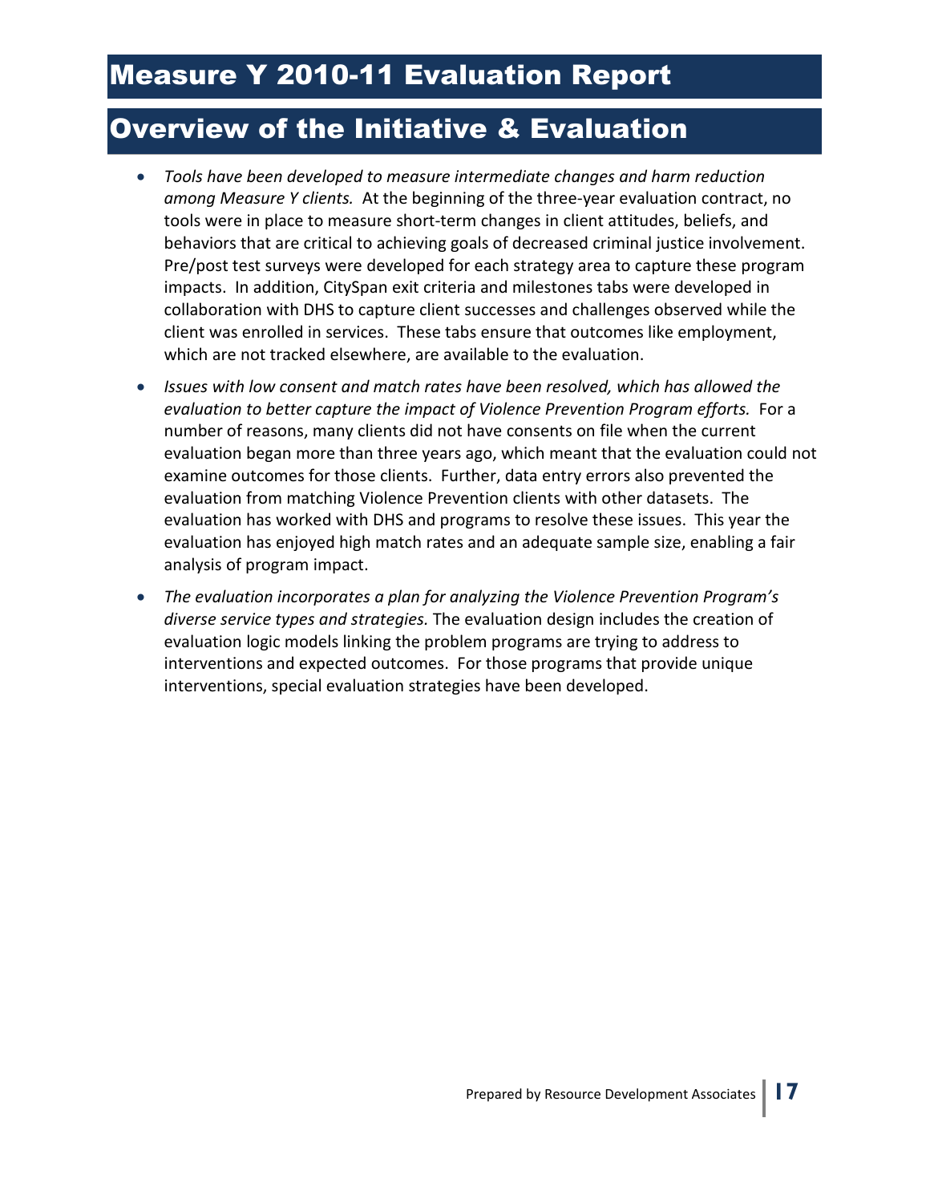- *Tools have been developed to measure intermediate changes and harm reduction among Measure Y clients.* At the beginning of the three-year evaluation contract, no tools were in place to measure short-term changes in client attitudes, beliefs, and behaviors that are critical to achieving goals of decreased criminal justice involvement. Pre/post test surveys were developed for each strategy area to capture these program impacts. In addition, CitySpan exit criteria and milestones tabs were developed in collaboration with DHS to capture client successes and challenges observed while the client was enrolled in services. These tabs ensure that outcomes like employment, which are not tracked elsewhere, are available to the evaluation.
- *Issues with low consent and match rates have been resolved, which has allowed the evaluation to better capture the impact of Violence Prevention Program efforts.* For a number of reasons, many clients did not have consents on file when the current evaluation began more than three years ago, which meant that the evaluation could not examine outcomes for those clients. Further, data entry errors also prevented the evaluation from matching Violence Prevention clients with other datasets. The evaluation has worked with DHS and programs to resolve these issues. This year the evaluation has enjoyed high match rates and an adequate sample size, enabling a fair analysis of program impact.
- *The evaluation incorporates a plan for analyzing the Violence Prevention Program's diverse service types and strategies.* The evaluation design includes the creation of evaluation logic models linking the problem programs are trying to address to interventions and expected outcomes. For those programs that provide unique interventions, special evaluation strategies have been developed.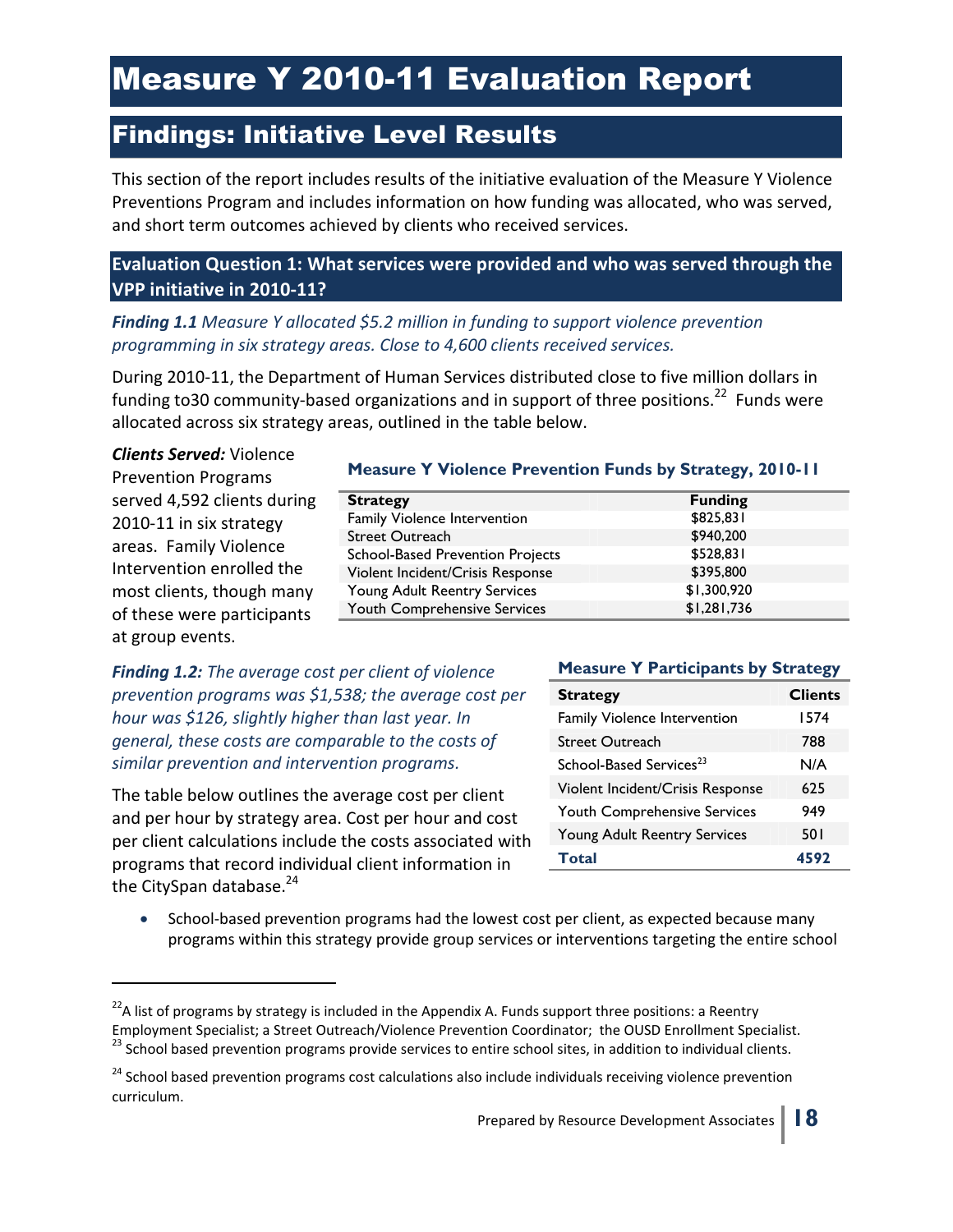# Measure Y 2010-11 Evaluation Report

## Findings: Initiative Level Results

This section of the report includes results of the initiative evaluation of the Measure Y Violence Preventions Program and includes information on how funding was allocated, who was served, and short term outcomes achieved by clients who received services.

### Evaluation Question 1: What services were provided and who was served through the VPP initiative in 2010-11?

***Finding 1.1*** *Measure Y allocated $5.2 million in funding to support violence prevention programming in six strategy areas. Close to 4,600 clients received services.*

During 2010-11, the Department of Human Services distributed close to five million dollars in funding to30 community-based organizations and in support of three positions.[22] Funds were allocated across six strategy areas, outlined in the table below.

***Clients Served:*** Violence Prevention Programs served 4,592 clients during 2010-11 in six strategy areas. Family Violence Intervention enrolled the most clients, though many of these were participants at group events.

**Measure Y Violence Prevention Funds by Strategy, 2010-11**

| Strategy | Funding |
|---|---|
| Family Violence Intervention | $825,831 |
| Street Outreach | $940,200 |
| School-Based Prevention Projects | $528,831 |
| Violent Incident/Crisis Response | $395,800 |
| Young Adult Reentry Services | $1,300,920 |
| Youth Comprehensive Services | $1,281,736 |

***Finding 1.2:*** *The average cost per client of violence prevention programs was $1,538; the average cost per hour was $126, slightly higher than last year. In general, these costs are comparable to the costs of similar prevention and intervention programs.*

The table below outlines the average cost per client and per hour by strategy area. Cost per hour and cost per client calculations include the costs associated with programs that record individual client information in the CitySpan database.[24]

**Measure Y Participants by Strategy**

| Strategy | Clients |
|---|---|
| Family Violence Intervention | 1574 |
| Street Outreach | 788 |
| School-Based Services[23] | N/A |
| Violent Incident/Crisis Response | 625 |
| Youth Comprehensive Services | 949 |
| Young Adult Reentry Services | 501 |
| **Total** | **4592** |

- School-based prevention programs had the lowest cost per client, as expected because many programs within this strategy provide group services or interventions targeting the entire school

---

[22] A list of programs by strategy is included in the Appendix A. Funds support three positions: a Reentry Employment Specialist; a Street Outreach/Violence Prevention Coordinator; the OUSD Enrollment Specialist.

[23] School based prevention programs provide services to entire school sites, in addition to individual clients.

[24] School based prevention programs cost calculations also include individuals receiving violence prevention curriculum.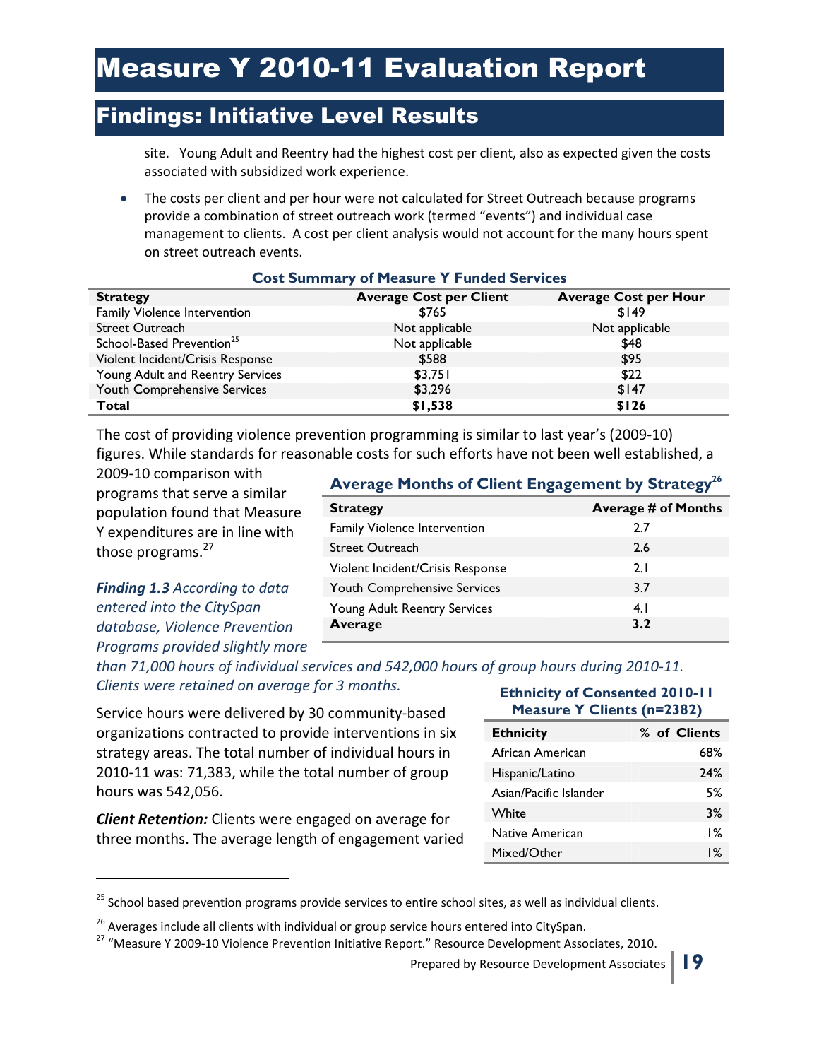site. Young Adult and Reentry had the highest cost per client, also as expected given the costs associated with subsidized work experience.

- The costs per client and per hour were not calculated for Street Outreach because programs provide a combination of street outreach work (termed "events") and individual case management to clients. A cost per client analysis would not account for the many hours spent on street outreach events.

**Cost Summary of Measure Y Funded Services**

| Strategy | Average Cost per Client | Average Cost per Hour |
|---|---|---|
| Family Violence Intervention | $765 | $149 |
| Street Outreach | Not applicable | Not applicable |
| School-Based Prevention[25] | Not applicable | $48 |
| Violent Incident/Crisis Response | $588 | $95 |
| Young Adult and Reentry Services | $3,751 | $22 |
| Youth Comprehensive Services | $3,296 | $147 |
| **Total** | **$1,538** | **$126** |

The cost of providing violence prevention programming is similar to last year's (2009-10) figures. While standards for reasonable costs for such efforts have not been well established, a 2009-10 comparison with programs that serve a similar population found that Measure Y expenditures are in line with those programs.[27]

**Average Months of Client Engagement by Strategy[26]**

| Strategy | Average # of Months |
|---|---|
| Family Violence Intervention | 2.7 |
| Street Outreach | 2.6 |
| Violent Incident/Crisis Response | 2.1 |
| Youth Comprehensive Services | 3.7 |
| Young Adult Reentry Services | 4.1 |
| **Average** | **3.2** |

***Finding 1.3*** *According to data entered into the CitySpan database, Violence Prevention Programs provided slightly more than 71,000 hours of individual services and 542,000 hours of group hours during 2010-11. Clients were retained on average for 3 months.*

Service hours were delivered by 30 community-based organizations contracted to provide interventions in six strategy areas. The total number of individual hours in 2010-11 was: 71,383, while the total number of group hours was 542,056.

***Client Retention:*** Clients were engaged on average for three months. The average length of engagement varied

**Ethnicity of Consented 2010-11 Measure Y Clients (n=2382)**

| Ethnicity | % of Clients |
|---|---|
| African American | 68% |
| Hispanic/Latino | 24% |
| Asian/Pacific Islander | 5% |
| White | 3% |
| Native American | 1% |
| Mixed/Other | 1% |

---

[25] School based prevention programs provide services to entire school sites, as well as individual clients.

[26] Averages include all clients with individual or group service hours entered into CitySpan.

[27] "Measure Y 2009-10 Violence Prevention Initiative Report." Resource Development Associates, 2010.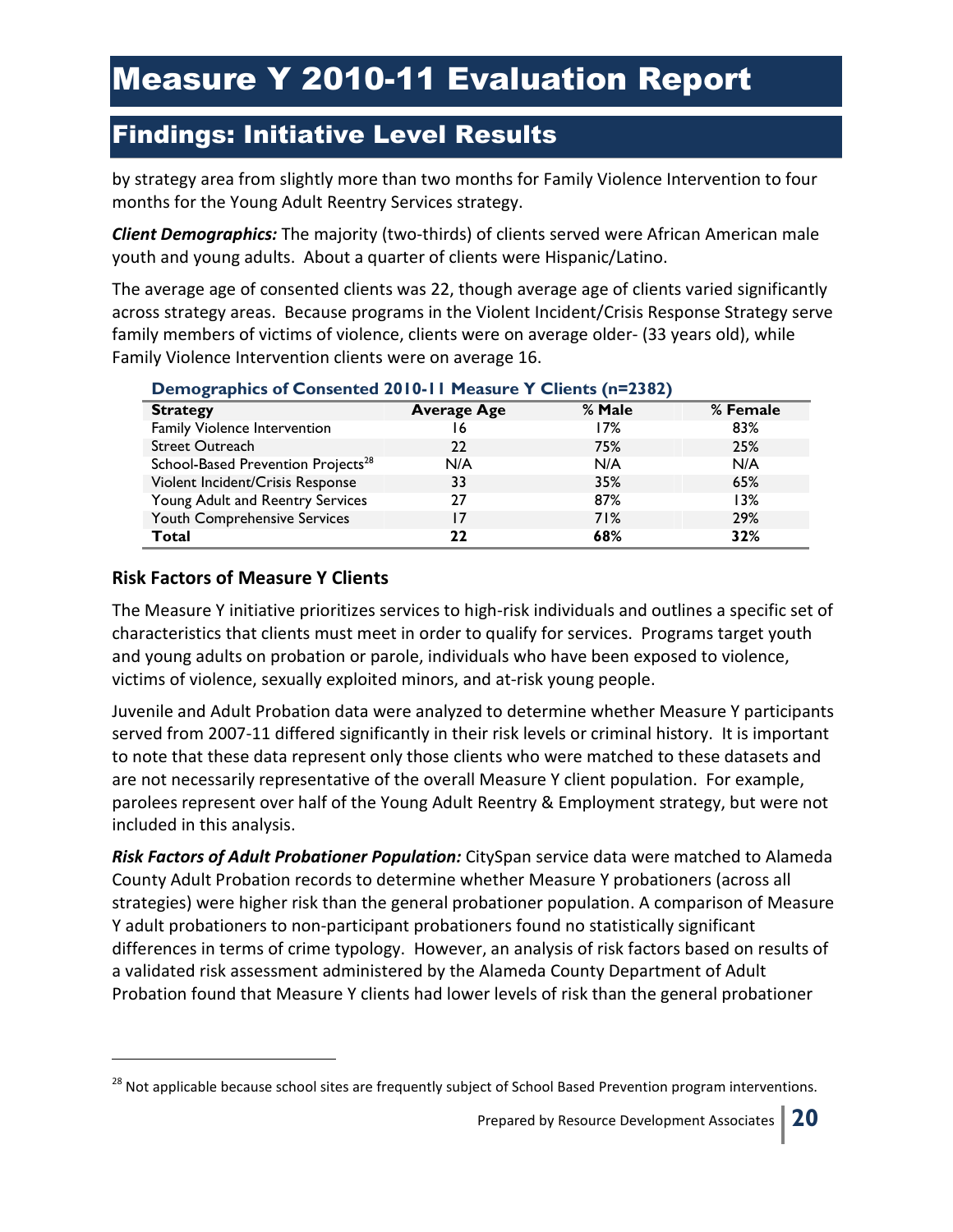by strategy area from slightly more than two months for Family Violence Intervention to four months for the Young Adult Reentry Services strategy.

***Client Demographics:*** The majority (two-thirds) of clients served were African American male youth and young adults. About a quarter of clients were Hispanic/Latino.

The average age of consented clients was 22, though average age of clients varied significantly across strategy areas. Because programs in the Violent Incident/Crisis Response Strategy serve family members of victims of violence, clients were on average older- (33 years old), while Family Violence Intervention clients were on average 16.

**Demographics of Consented 2010-11 Measure Y Clients (n=2382)**

| Strategy | Average Age | % Male | % Female |
|---|---|---|---|
| Family Violence Intervention | 16 | 17% | 83% |
| Street Outreach | 22 | 75% | 25% |
| School-Based Prevention Projects[28] | N/A | N/A | N/A |
| Violent Incident/Crisis Response | 33 | 35% | 65% |
| Young Adult and Reentry Services | 27 | 87% | 13% |
| Youth Comprehensive Services | 17 | 71% | 29% |
| **Total** | **22** | **68%** | **32%** |

### Risk Factors of Measure Y Clients

The Measure Y initiative prioritizes services to high-risk individuals and outlines a specific set of characteristics that clients must meet in order to qualify for services. Programs target youth and young adults on probation or parole, individuals who have been exposed to violence, victims of violence, sexually exploited minors, and at-risk young people.

Juvenile and Adult Probation data were analyzed to determine whether Measure Y participants served from 2007-11 differed significantly in their risk levels or criminal history. It is important to note that these data represent only those clients who were matched to these datasets and are not necessarily representative of the overall Measure Y client population. For example, parolees represent over half of the Young Adult Reentry & Employment strategy, but were not included in this analysis.

***Risk Factors of Adult Probationer Population:*** CitySpan service data were matched to Alameda County Adult Probation records to determine whether Measure Y probationers (across all strategies) were higher risk than the general probationer population. A comparison of Measure Y adult probationers to non-participant probationers found no statistically significant differences in terms of crime typology. However, an analysis of risk factors based on results of a validated risk assessment administered by the Alameda County Department of Adult Probation found that Measure Y clients had lower levels of risk than the general probationer

[28] Not applicable because school sites are frequently subject of School Based Prevention program interventions.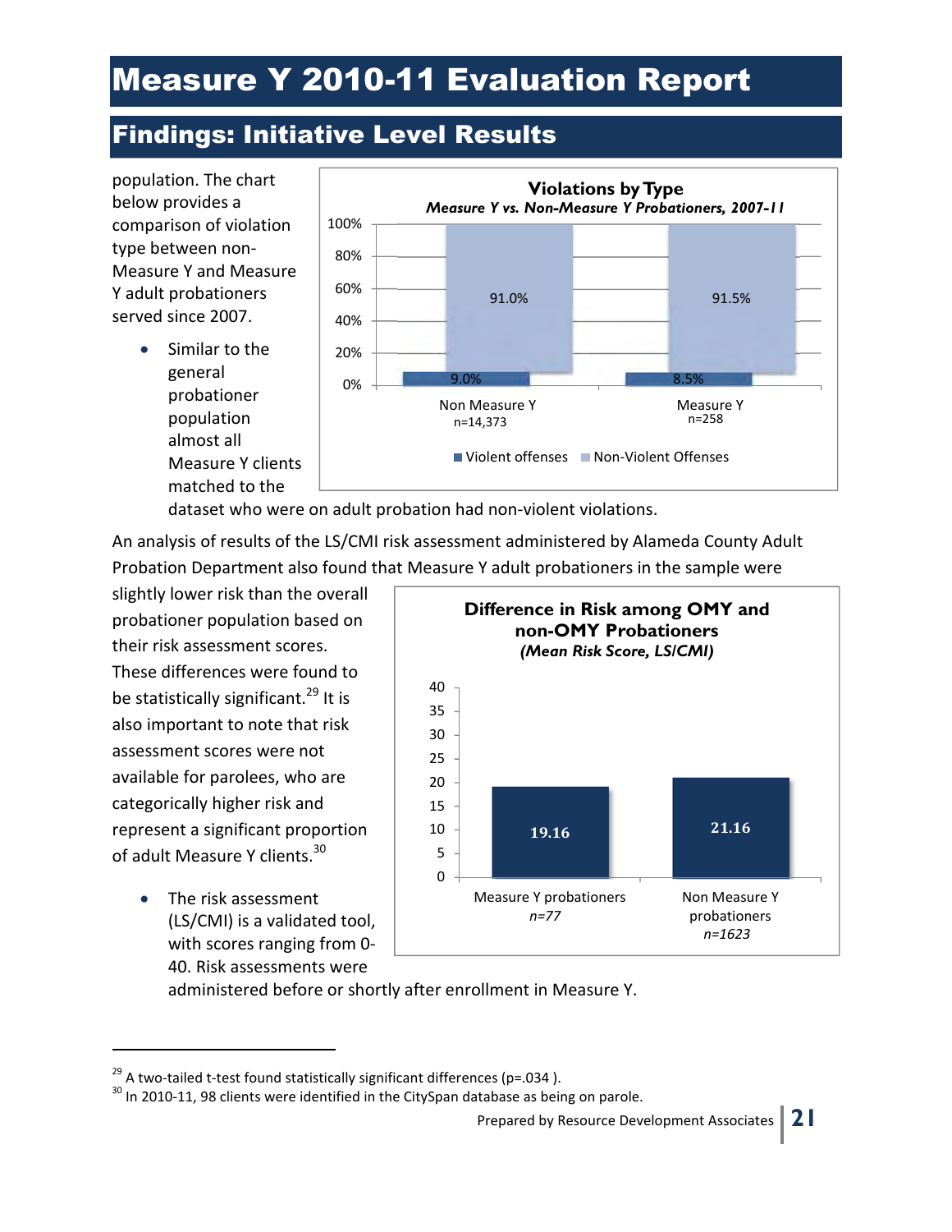# Measure Y 2010-11 Evaluation Report

## Findings: Initiative Level Results

population. The chart below provides a comparison of violation type between non-Measure Y and Measure Y adult probationers served since 2007.

- Similar to the general probationer population almost all Measure Y clients matched to the dataset who were on adult probation had non-violent violations.

**Violations by Type**
*Measure Y vs. Non-Measure Y Probationers, 2007-11*

| | Non Measure Y (n=14,373) | Measure Y (n=258) |
|---|---|---|
| Violent offenses | 9.0% | 8.5% |
| Non-Violent Offenses | 91.0% | 91.5% |

An analysis of results of the LS/CMI risk assessment administered by Alameda County Adult Probation Department also found that Measure Y adult probationers in the sample were slightly lower risk than the overall probationer population based on their risk assessment scores. These differences were found to be statistically significant.[29] It is also important to note that risk assessment scores were not available for parolees, who are categorically higher risk and represent a significant proportion of adult Measure Y clients.[30]

- The risk assessment (LS/CMI) is a validated tool, with scores ranging from 0-40. Risk assessments were administered before or shortly after enrollment in Measure Y.

**Difference in Risk among OMY and non-OMY Probationers**
*(Mean Risk Score, LS/CMI)*

| | Mean Risk Score |
|---|---|
| Measure Y probationers *n=77* | 19.16 |
| Non Measure Y probationers *n=1623* | 21.16 |

---

[29] A two-tailed t-test found statistically significant differences (p=.034 ).

[30] In 2010-11, 98 clients were identified in the CitySpan database as being on parole.

Prepared by Resource Development Associates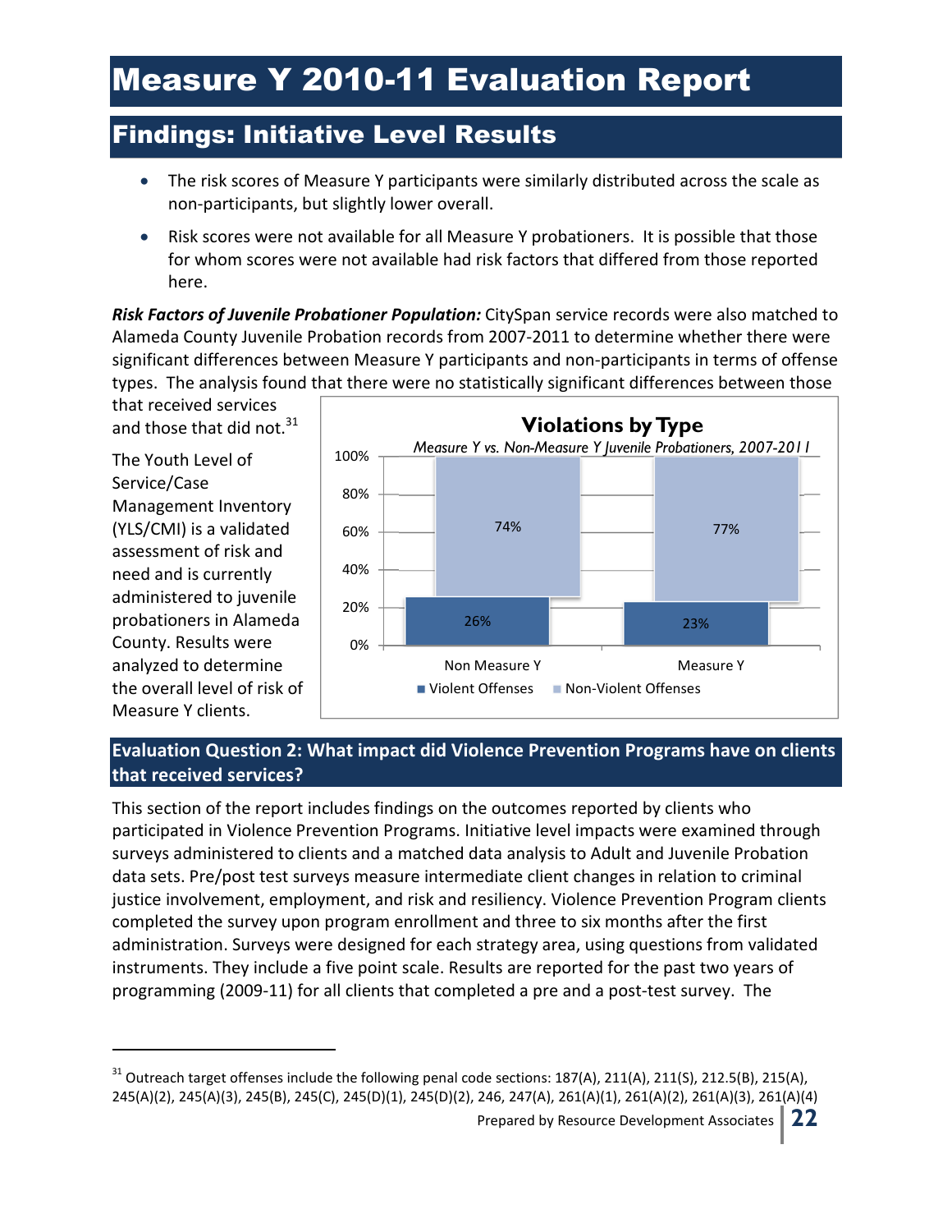# Measure Y 2010-11 Evaluation Report

## Findings: Initiative Level Results

- The risk scores of Measure Y participants were similarly distributed across the scale as non-participants, but slightly lower overall.
- Risk scores were not available for all Measure Y probationers. It is possible that those for whom scores were not available had risk factors that differed from those reported here.

***Risk Factors of Juvenile Probationer Population:*** CitySpan service records were also matched to Alameda County Juvenile Probation records from 2007-2011 to determine whether there were significant differences between Measure Y participants and non-participants in terms of offense types. The analysis found that there were no statistically significant differences between those that received services and those that did not.[31]

The Youth Level of Service/Case Management Inventory (YLS/CMI) is a validated assessment of risk and need and is currently administered to juvenile probationers in Alameda County. Results were analyzed to determine the overall level of risk of Measure Y clients.

**Violations by Type**

*Measure Y vs. Non-Measure Y Juvenile Probationers, 2007-2011*

| | Violent Offenses | Non-Violent Offenses |
|---|---|---|
| Non Measure Y | 26% | 74% |
| Measure Y | 23% | 77% |

### Evaluation Question 2: What impact did Violence Prevention Programs have on clients that received services?

This section of the report includes findings on the outcomes reported by clients who participated in Violence Prevention Programs. Initiative level impacts were examined through surveys administered to clients and a matched data analysis to Adult and Juvenile Probation data sets. Pre/post test surveys measure intermediate client changes in relation to criminal justice involvement, employment, and risk and resiliency. Violence Prevention Program clients completed the survey upon program enrollment and three to six months after the first administration. Surveys were designed for each strategy area, using questions from validated instruments. They include a five point scale. Results are reported for the past two years of programming (2009-11) for all clients that completed a pre and a post-test survey. The

---

[31] Outreach target offenses include the following penal code sections: 187(A), 211(A), 211(S), 212.5(B), 215(A), 245(A)(2), 245(A)(3), 245(B), 245(C), 245(D)(1), 245(D)(2), 246, 247(A), 261(A)(1), 261(A)(2), 261(A)(3), 261(A)(4)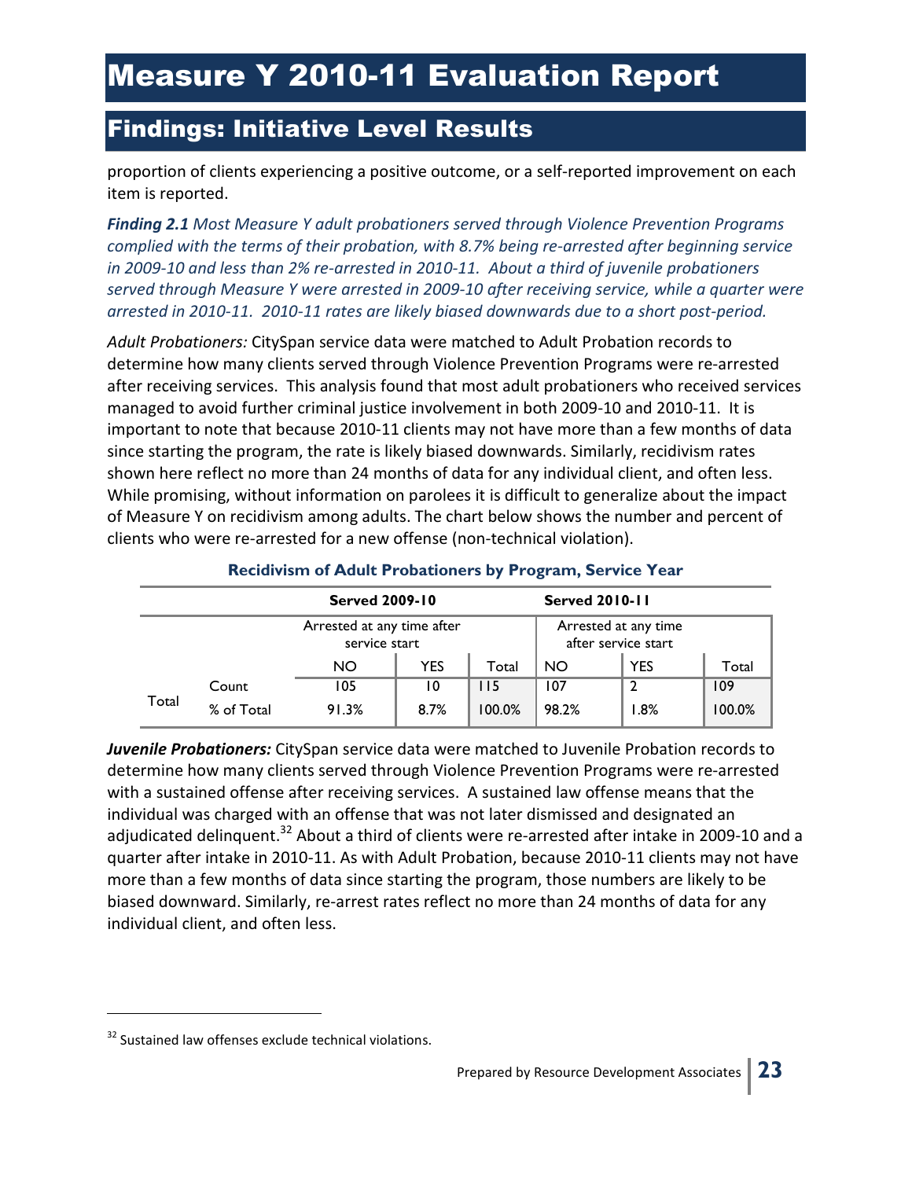# Measure Y 2010-11 Evaluation Report

## Findings: Initiative Level Results

proportion of clients experiencing a positive outcome, or a self-reported improvement on each item is reported.

***Finding 2.1*** *Most Measure Y adult probationers served through Violence Prevention Programs complied with the terms of their probation, with 8.7% being re-arrested after beginning service in 2009-10 and less than 2% re-arrested in 2010-11. About a third of juvenile probationers served through Measure Y were arrested in 2009-10 after receiving service, while a quarter were arrested in 2010-11. 2010-11 rates are likely biased downwards due to a short post-period.*

*Adult Probationers:* CitySpan service data were matched to Adult Probation records to determine how many clients served through Violence Prevention Programs were re-arrested after receiving services. This analysis found that most adult probationers who received services managed to avoid further criminal justice involvement in both 2009-10 and 2010-11. It is important to note that because 2010-11 clients may not have more than a few months of data since starting the program, the rate is likely biased downwards. Similarly, recidivism rates shown here reflect no more than 24 months of data for any individual client, and often less. While promising, without information on parolees it is difficult to generalize about the impact of Measure Y on recidivism among adults. The chart below shows the number and percent of clients who were re-arrested for a new offense (non-technical violation).

**Recidivism of Adult Probationers by Program, Service Year**

| | | Served 2009-10 | | | Served 2010-11 | | |
|---|---|---|---|---|---|---|---|
| | | Arrested at any time after service start | | | Arrested at any time after service start | | |
| | | NO | YES | Total | NO | YES | Total |
| Total | Count | 105 | 10 | 115 | 107 | 2 | 109 |
| | % of Total | 91.3% | 8.7% | 100.0% | 98.2% | 1.8% | 100.0% |

***Juvenile Probationers:*** CitySpan service data were matched to Juvenile Probation records to determine how many clients served through Violence Prevention Programs were re-arrested with a sustained offense after receiving services. A sustained law offense means that the individual was charged with an offense that was not later dismissed and designated an adjudicated delinquent.[32] About a third of clients were re-arrested after intake in 2009-10 and a quarter after intake in 2010-11. As with Adult Probation, because 2010-11 clients may not have more than a few months of data since starting the program, those numbers are likely to be biased downward. Similarly, re-arrest rates reflect no more than 24 months of data for any individual client, and often less.

[32] Sustained law offenses exclude technical violations.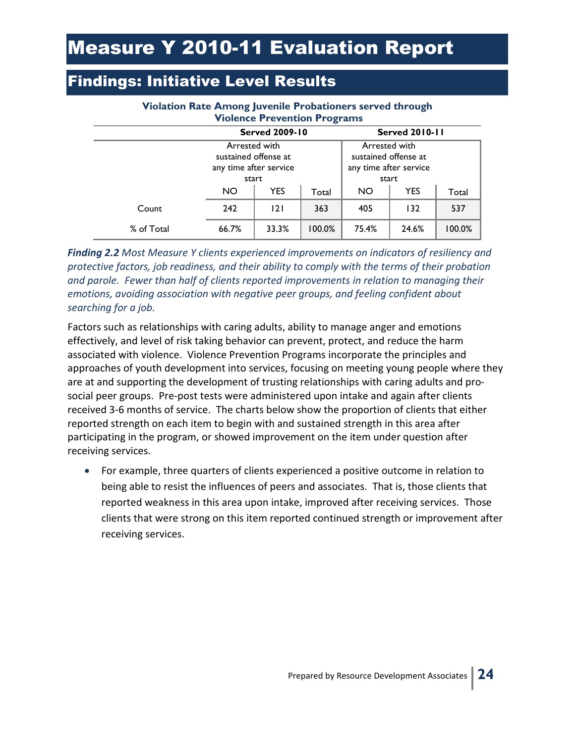# Measure Y 2010-11 Evaluation Report

## Findings: Initiative Level Results

**Violation Rate Among Juvenile Probationers served through Violence Prevention Programs**

| | Served 2009-10 | | | Served 2010-11 | | |
|---|---|---|---|---|---|---|
| | Arrested with sustained offense at any time after service start | | | Arrested with sustained offense at any time after service start | | |
| | NO | YES | Total | NO | YES | Total |
| Count | 242 | 121 | 363 | 405 | 132 | 537 |
| % of Total | 66.7% | 33.3% | 100.0% | 75.4% | 24.6% | 100.0% |

***Finding 2.2*** *Most Measure Y clients experienced improvements on indicators of resiliency and protective factors, job readiness, and their ability to comply with the terms of their probation and parole. Fewer than half of clients reported improvements in relation to managing their emotions, avoiding association with negative peer groups, and feeling confident about searching for a job.*

Factors such as relationships with caring adults, ability to manage anger and emotions effectively, and level of risk taking behavior can prevent, protect, and reduce the harm associated with violence. Violence Prevention Programs incorporate the principles and approaches of youth development into services, focusing on meeting young people where they are at and supporting the development of trusting relationships with caring adults and pro-social peer groups. Pre-post tests were administered upon intake and again after clients received 3-6 months of service. The charts below show the proportion of clients that either reported strength on each item to begin with and sustained strength in this area after participating in the program, or showed improvement on the item under question after receiving services.

- For example, three quarters of clients experienced a positive outcome in relation to being able to resist the influences of peers and associates. That is, those clients that reported weakness in this area upon intake, improved after receiving services. Those clients that were strong on this item reported continued strength or improvement after receiving services.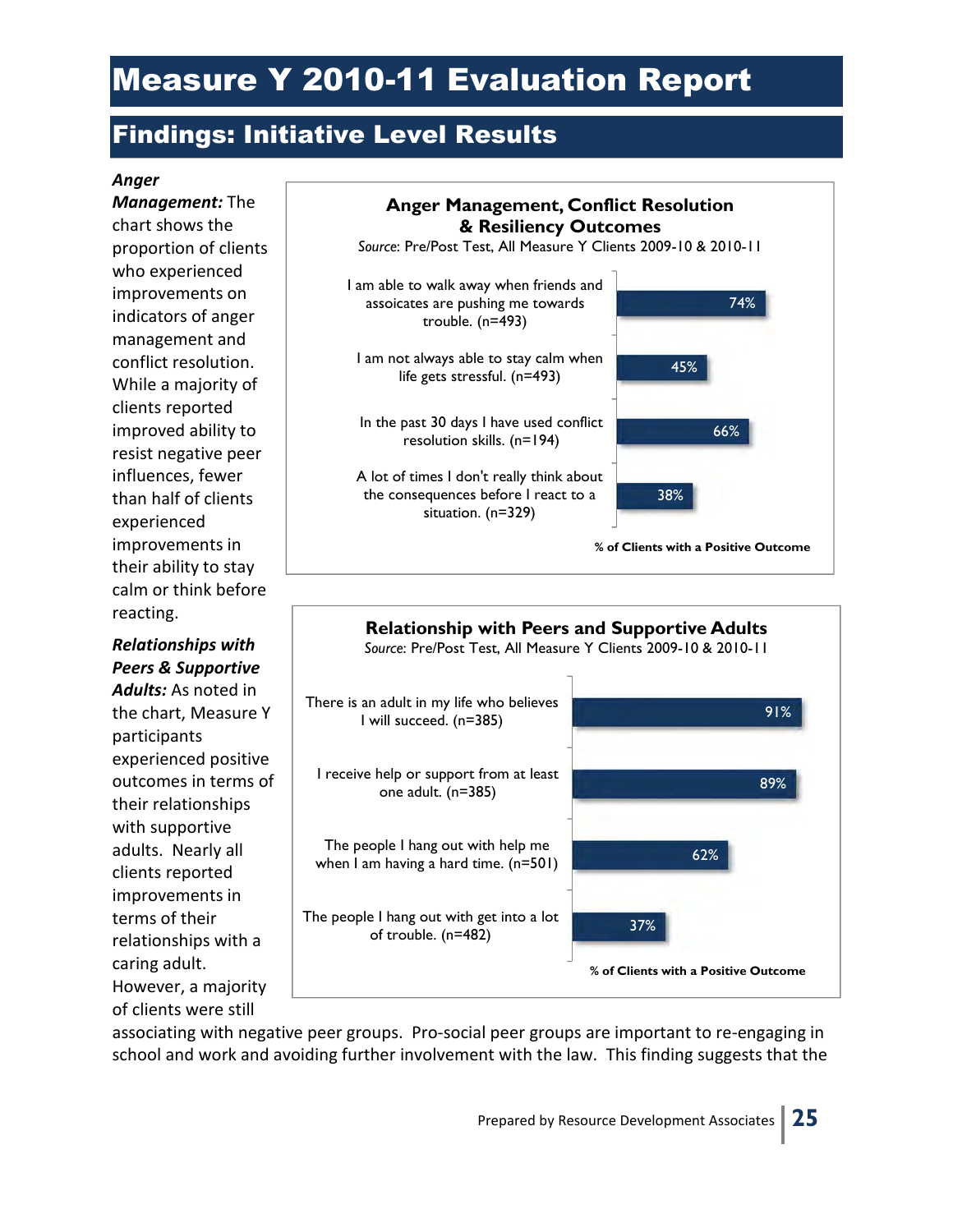# Measure Y 2010-11 Evaluation Report

## Findings: Initiative Level Results

***Anger Management:*** The chart shows the proportion of clients who experienced improvements on indicators of anger management and conflict resolution. While a majority of clients reported improved ability to resist negative peer influences, fewer than half of clients experienced improvements in their ability to stay calm or think before reacting.

**Anger Management, Conflict Resolution & Resiliency Outcomes**

*Source*: Pre/Post Test, All Measure Y Clients 2009-10 & 2010-11

| Indicator | % of Clients with a Positive Outcome |
|---|---|
| I am able to walk away when friends and assoicates are pushing me towards trouble. (n=493) | 74% |
| I am not always able to stay calm when life gets stressful. (n=493) | 45% |
| In the past 30 days I have used conflict resolution skills. (n=194) | 66% |
| A lot of times I don't really think about the consequences before I react to a situation. (n=329) | 38% |

***Relationships with Peers & Supportive Adults:*** As noted in the chart, Measure Y participants experienced positive outcomes in terms of their relationships with supportive adults. Nearly all clients reported improvements in terms of their relationships with a caring adult. However, a majority of clients were still associating with negative peer groups. Pro-social peer groups are important to re-engaging in school and work and avoiding further involvement with the law. This finding suggests that the

**Relationship with Peers and Supportive Adults**

*Source*: Pre/Post Test, All Measure Y Clients 2009-10 & 2010-11

| Indicator | % of Clients with a Positive Outcome |
|---|---|
| There is an adult in my life who believes I will succeed. (n=385) | 91% |
| I receive help or support from at least one adult. (n=385) | 89% |
| The people I hang out with help me when I am having a hard time. (n=501) | 62% |
| The people I hang out with get into a lot of trouble. (n=482) | 37% |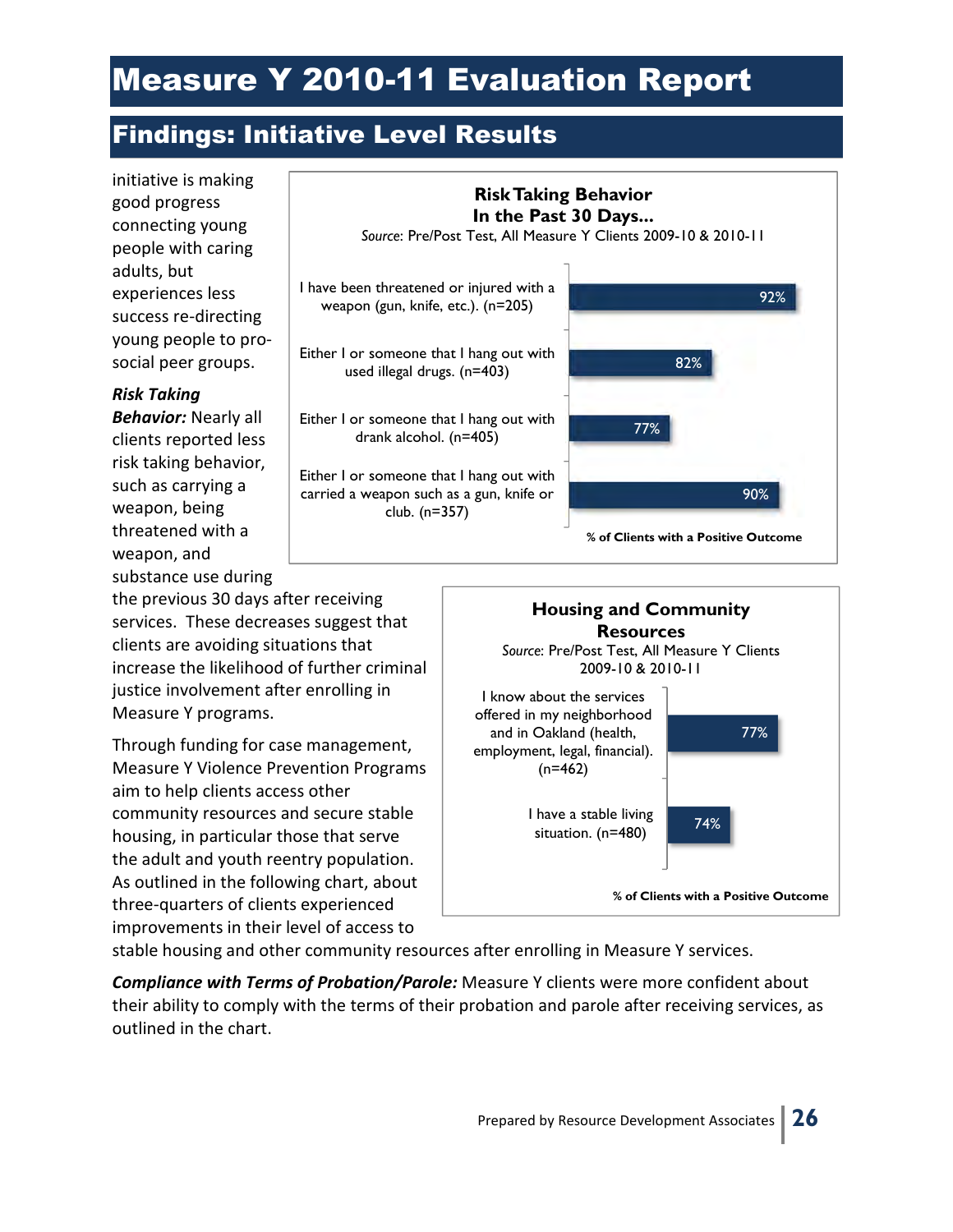# Measure Y 2010-11 Evaluation Report

## Findings: Initiative Level Results

initiative is making good progress connecting young people with caring adults, but experiences less success re-directing young people to pro-social peer groups.

***Risk Taking Behavior:*** Nearly all clients reported less risk taking behavior, such as carrying a weapon, being threatened with a weapon, and substance use during the previous 30 days after receiving services. These decreases suggest that clients are avoiding situations that increase the likelihood of further criminal justice involvement after enrolling in Measure Y programs.

**Risk Taking Behavior In the Past 30 Days...**
*Source*: Pre/Post Test, All Measure Y Clients 2009-10 & 2010-11

| In the Past 30 Days... | % of Clients with a Positive Outcome |
|---|---|
| I have been threatened or injured with a weapon (gun, knife, etc.). (n=205) | 92% |
| Either I or someone that I hang out with used illegal drugs. (n=403) | 82% |
| Either I or someone that I hang out with drank alcohol. (n=405) | 77% |
| Either I or someone that I hang out with carried a weapon such as a gun, knife or club. (n=357) | 90% |

Through funding for case management, Measure Y Violence Prevention Programs aim to help clients access other community resources and secure stable housing, in particular those that serve the adult and youth reentry population. As outlined in the following chart, about three-quarters of clients experienced improvements in their level of access to stable housing and other community resources after enrolling in Measure Y services.

**Housing and Community Resources**
*Source*: Pre/Post Test, All Measure Y Clients 2009-10 & 2010-11

| Item | % of Clients with a Positive Outcome |
|---|---|
| I know about the services offered in my neighborhood and in Oakland (health, employment, legal, financial). (n=462) | 77% |
| I have a stable living situation. (n=480) | 74% |

***Compliance with Terms of Probation/Parole:*** Measure Y clients were more confident about their ability to comply with the terms of their probation and parole after receiving services, as outlined in the chart.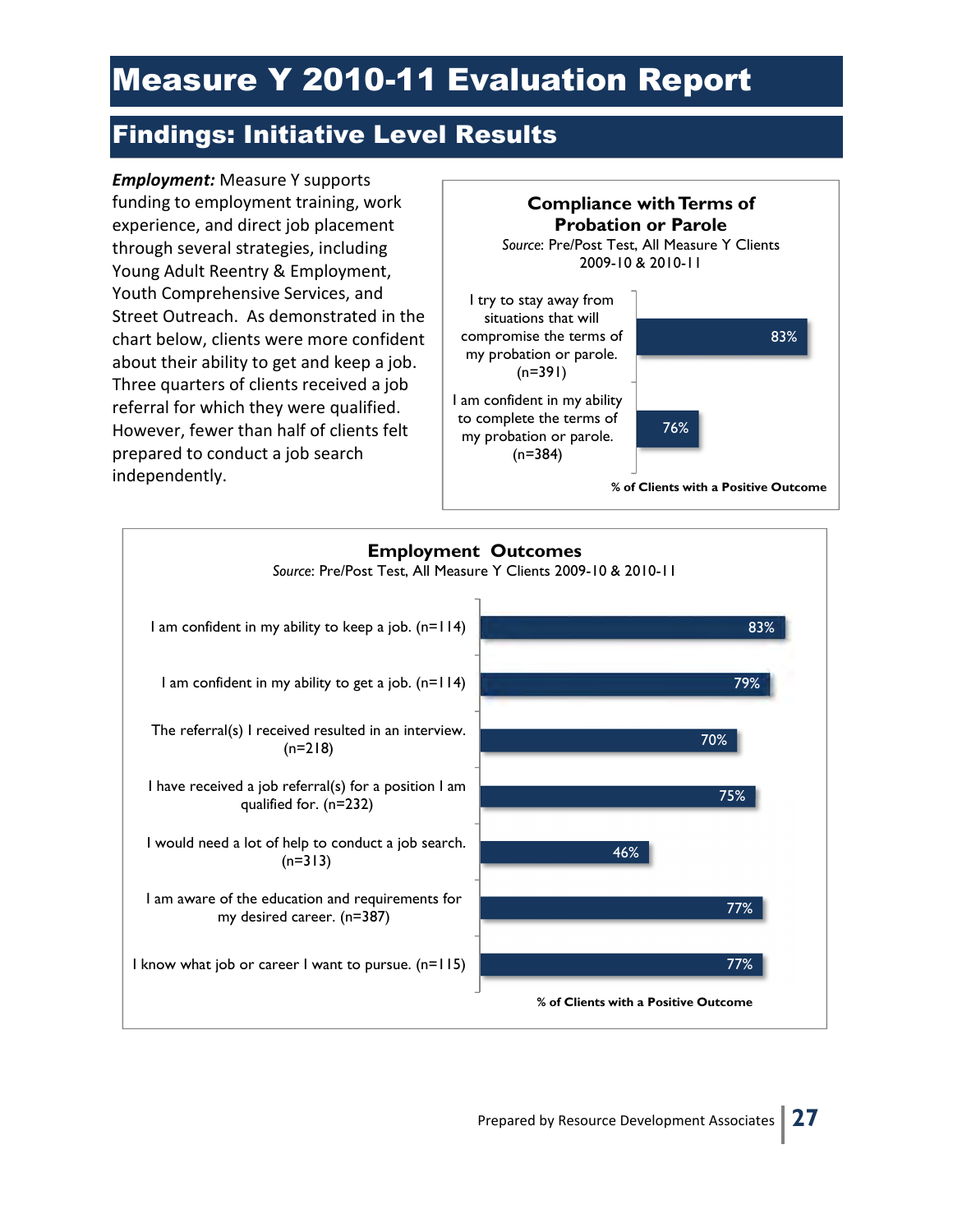# Measure Y 2010-11 Evaluation Report

## Findings: Initiative Level Results

***Employment:*** Measure Y supports funding to employment training, work experience, and direct job placement through several strategies, including Young Adult Reentry & Employment, Youth Comprehensive Services, and Street Outreach. As demonstrated in the chart below, clients were more confident about their ability to get and keep a job. Three quarters of clients received a job referral for which they were qualified. However, fewer than half of clients felt prepared to conduct a job search independently.

**Compliance with Terms of Probation or Parole**

*Source*: Pre/Post Test, All Measure Y Clients 2009-10 & 2010-11

| Item | % of Clients with a Positive Outcome |
|---|---|
| I try to stay away from situations that will compromise the terms of my probation or parole. (n=391) | 83% |
| I am confident in my ability to complete the terms of my probation or parole. (n=384) | 76% |

**Employment Outcomes**

*Source*: Pre/Post Test, All Measure Y Clients 2009-10 & 2010-11

| Item | % of Clients with a Positive Outcome |
|---|---|
| I am confident in my ability to keep a job. (n=114) | 83% |
| I am confident in my ability to get a job. (n=114) | 79% |
| The referral(s) I received resulted in an interview. (n=218) | 70% |
| I have received a job referral(s) for a position I am qualified for. (n=232) | 75% |
| I would need a lot of help to conduct a job search. (n=313) | 46% |
| I am aware of the education and requirements for my desired career. (n=387) | 77% |
| I know what job or career I want to pursue. (n=115) | 77% |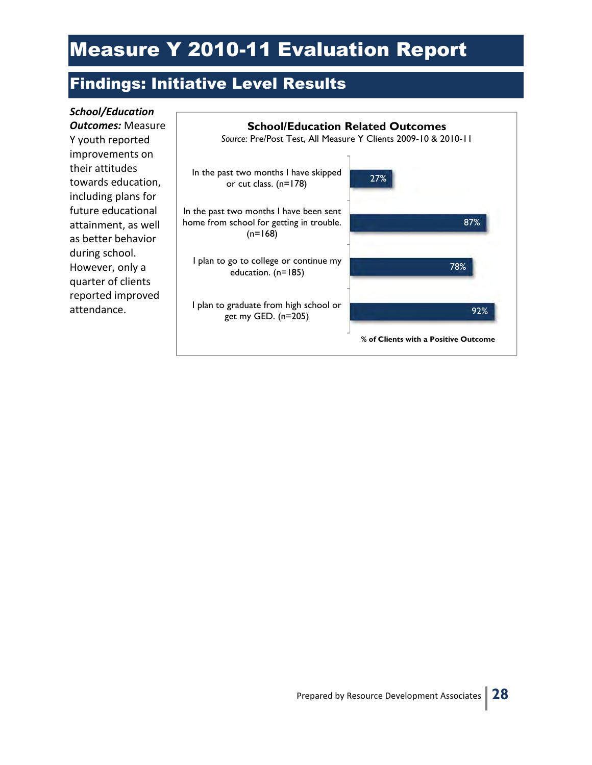# Measure Y 2010-11 Evaluation Report

## Findings: Initiative Level Results

***School/Education Outcomes:*** Measure Y youth reported improvements on their attitudes towards education, including plans for future educational attainment, as well as better behavior during school. However, only a quarter of clients reported improved attendance.

**School/Education Related Outcomes**

*Source*: Pre/Post Test, All Measure Y Clients 2009-10 & 2010-11

| Item | % of Clients with a Positive Outcome |
|---|---|
| In the past two months I have skipped or cut class. (n=178) | 27% |
| In the past two months I have been sent home from school for getting in trouble. (n=168) | 87% |
| I plan to go to college or continue my education. (n=185) | 78% |
| I plan to graduate from high school or get my GED. (n=205) | 92% |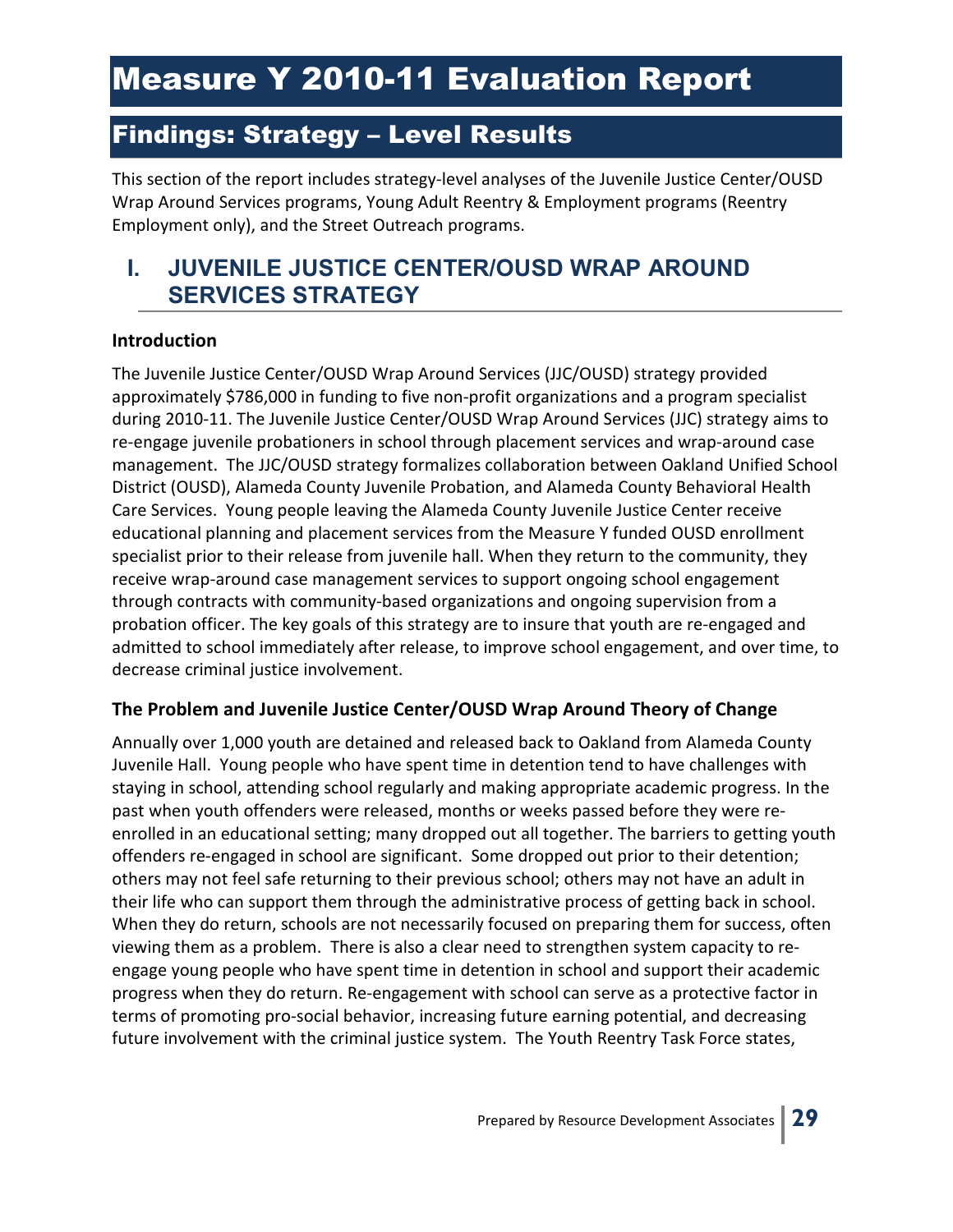# Measure Y 2010-11 Evaluation Report

## Findings: Strategy – Level Results

This section of the report includes strategy-level analyses of the Juvenile Justice Center/OUSD Wrap Around Services programs, Young Adult Reentry & Employment programs (Reentry Employment only), and the Street Outreach programs.

## I. JUVENILE JUSTICE CENTER/OUSD WRAP AROUND SERVICES STRATEGY

### Introduction

The Juvenile Justice Center/OUSD Wrap Around Services (JJC/OUSD) strategy provided approximately $786,000 in funding to five non-profit organizations and a program specialist during 2010-11. The Juvenile Justice Center/OUSD Wrap Around Services (JJC) strategy aims to re-engage juvenile probationers in school through placement services and wrap-around case management. The JJC/OUSD strategy formalizes collaboration between Oakland Unified School District (OUSD), Alameda County Juvenile Probation, and Alameda County Behavioral Health Care Services. Young people leaving the Alameda County Juvenile Justice Center receive educational planning and placement services from the Measure Y funded OUSD enrollment specialist prior to their release from juvenile hall. When they return to the community, they receive wrap-around case management services to support ongoing school engagement through contracts with community-based organizations and ongoing supervision from a probation officer. The key goals of this strategy are to insure that youth are re-engaged and admitted to school immediately after release, to improve school engagement, and over time, to decrease criminal justice involvement.

### The Problem and Juvenile Justice Center/OUSD Wrap Around Theory of Change

Annually over 1,000 youth are detained and released back to Oakland from Alameda County Juvenile Hall. Young people who have spent time in detention tend to have challenges with staying in school, attending school regularly and making appropriate academic progress. In the past when youth offenders were released, months or weeks passed before they were re-enrolled in an educational setting; many dropped out all together. The barriers to getting youth offenders re-engaged in school are significant. Some dropped out prior to their detention; others may not feel safe returning to their previous school; others may not have an adult in their life who can support them through the administrative process of getting back in school. When they do return, schools are not necessarily focused on preparing them for success, often viewing them as a problem. There is also a clear need to strengthen system capacity to re-engage young people who have spent time in detention in school and support their academic progress when they do return. Re-engagement with school can serve as a protective factor in terms of promoting pro-social behavior, increasing future earning potential, and decreasing future involvement with the criminal justice system. The Youth Reentry Task Force states,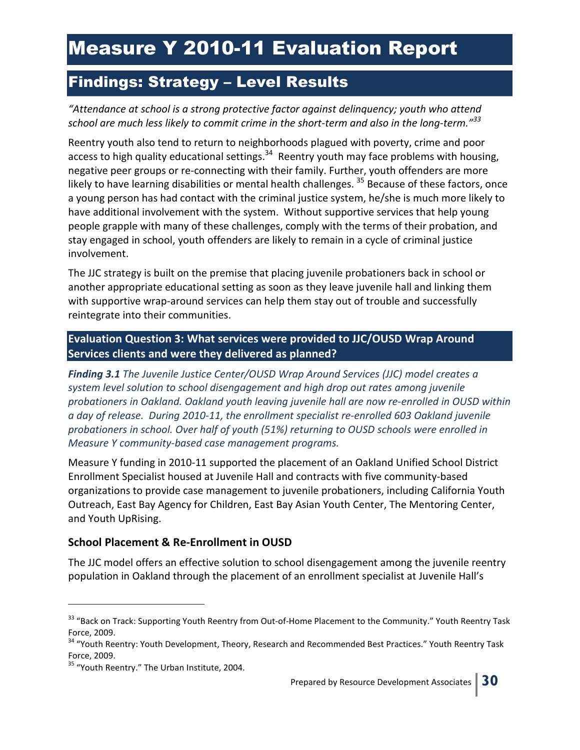# Measure Y 2010-11 Evaluation Report

## Findings: Strategy – Level Results

*"Attendance at school is a strong protective factor against delinquency; youth who attend school are much less likely to commit crime in the short-term and also in the long-term."*[33]

Reentry youth also tend to return to neighborhoods plagued with poverty, crime and poor access to high quality educational settings.[34] Reentry youth may face problems with housing, negative peer groups or re-connecting with their family. Further, youth offenders are more likely to have learning disabilities or mental health challenges.[35] Because of these factors, once a young person has had contact with the criminal justice system, he/she is much more likely to have additional involvement with the system. Without supportive services that help young people grapple with many of these challenges, comply with the terms of their probation, and stay engaged in school, youth offenders are likely to remain in a cycle of criminal justice involvement.

The JJC strategy is built on the premise that placing juvenile probationers back in school or another appropriate educational setting as soon as they leave juvenile hall and linking them with supportive wrap-around services can help them stay out of trouble and successfully reintegrate into their communities.

### Evaluation Question 3: What services were provided to JJC/OUSD Wrap Around Services clients and were they delivered as planned?

***Finding 3.1*** *The Juvenile Justice Center/OUSD Wrap Around Services (JJC) model creates a system level solution to school disengagement and high drop out rates among juvenile probationers in Oakland. Oakland youth leaving juvenile hall are now re-enrolled in OUSD within a day of release. During 2010-11, the enrollment specialist re-enrolled 603 Oakland juvenile probationers in school. Over half of youth (51%) returning to OUSD schools were enrolled in Measure Y community-based case management programs.*

Measure Y funding in 2010-11 supported the placement of an Oakland Unified School District Enrollment Specialist housed at Juvenile Hall and contracts with five community-based organizations to provide case management to juvenile probationers, including California Youth Outreach, East Bay Agency for Children, East Bay Asian Youth Center, The Mentoring Center, and Youth UpRising.

#### School Placement & Re-Enrollment in OUSD

The JJC model offers an effective solution to school disengagement among the juvenile reentry population in Oakland through the placement of an enrollment specialist at Juvenile Hall's

---

[33] "Back on Track: Supporting Youth Reentry from Out-of-Home Placement to the Community." Youth Reentry Task Force, 2009.

[34] "Youth Reentry: Youth Development, Theory, Research and Recommended Best Practices." Youth Reentry Task Force, 2009.

[35] "Youth Reentry." The Urban Institute, 2004.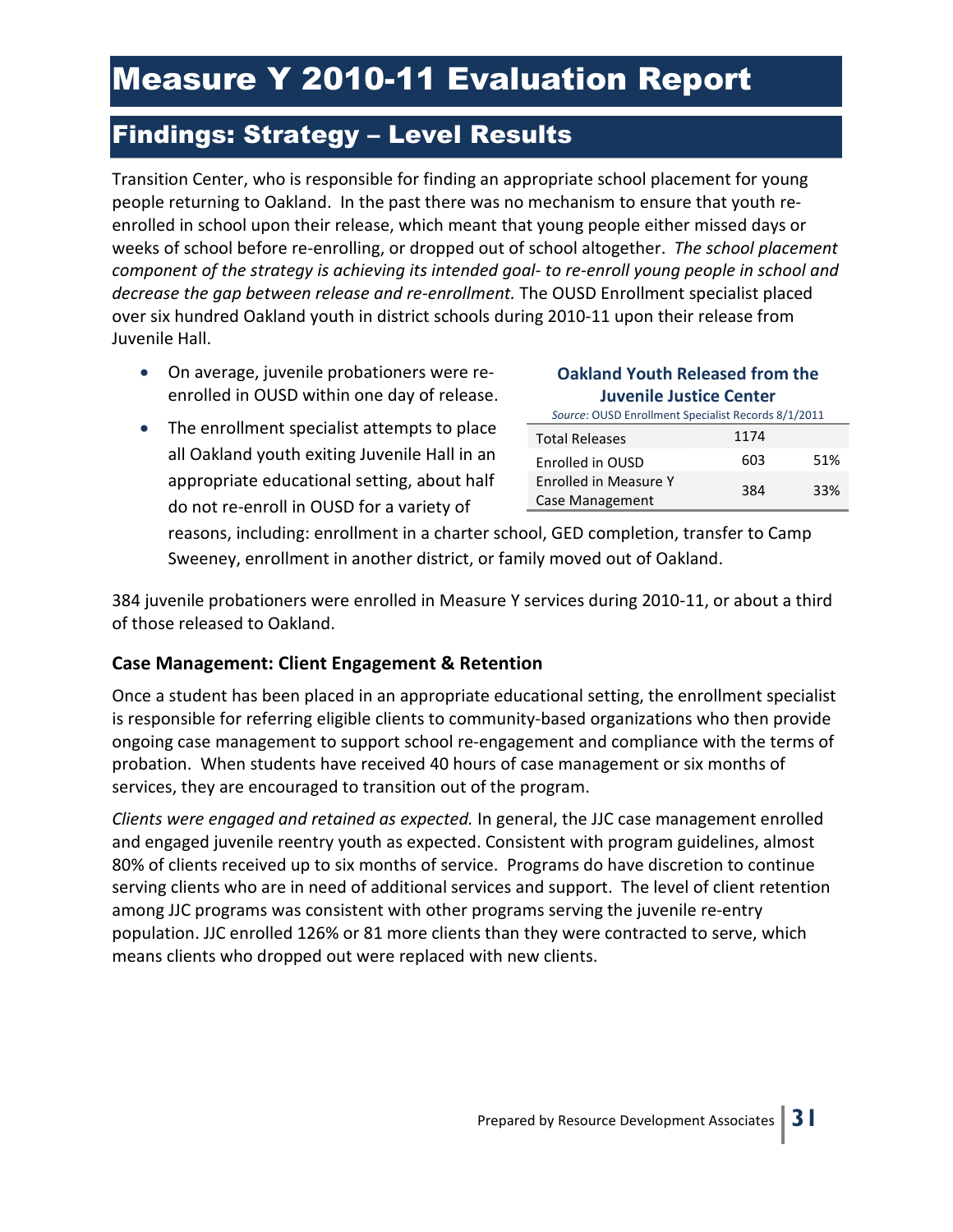# Measure Y 2010-11 Evaluation Report

## Findings: Strategy – Level Results

Transition Center, who is responsible for finding an appropriate school placement for young people returning to Oakland. In the past there was no mechanism to ensure that youth re-enrolled in school upon their release, which meant that young people either missed days or weeks of school before re-enrolling, or dropped out of school altogether. *The school placement component of the strategy is achieving its intended goal- to re-enroll young people in school and decrease the gap between release and re-enrollment.* The OUSD Enrollment specialist placed over six hundred Oakland youth in district schools during 2010-11 upon their release from Juvenile Hall.

- On average, juvenile probationers were re-enrolled in OUSD within one day of release.
- The enrollment specialist attempts to place all Oakland youth exiting Juvenile Hall in an appropriate educational setting, about half do not re-enroll in OUSD for a variety of reasons, including: enrollment in a charter school, GED completion, transfer to Camp Sweeney, enrollment in another district, or family moved out of Oakland.

**Oakland Youth Released from the Juvenile Justice Center**

*Source*: OUSD Enrollment Specialist Records 8/1/2011

| | | |
|---|---|---|
| Total Releases | 1174 | |
| Enrolled in OUSD | 603 | 51% |
| Enrolled in Measure Y Case Management | 384 | 33% |

384 juvenile probationers were enrolled in Measure Y services during 2010-11, or about a third of those released to Oakland.

### Case Management: Client Engagement & Retention

Once a student has been placed in an appropriate educational setting, the enrollment specialist is responsible for referring eligible clients to community-based organizations who then provide ongoing case management to support school re-engagement and compliance with the terms of probation. When students have received 40 hours of case management or six months of services, they are encouraged to transition out of the program.

*Clients were engaged and retained as expected.* In general, the JJC case management enrolled and engaged juvenile reentry youth as expected. Consistent with program guidelines, almost 80% of clients received up to six months of service. Programs do have discretion to continue serving clients who are in need of additional services and support. The level of client retention among JJC programs was consistent with other programs serving the juvenile re-entry population. JJC enrolled 126% or 81 more clients than they were contracted to serve, which means clients who dropped out were replaced with new clients.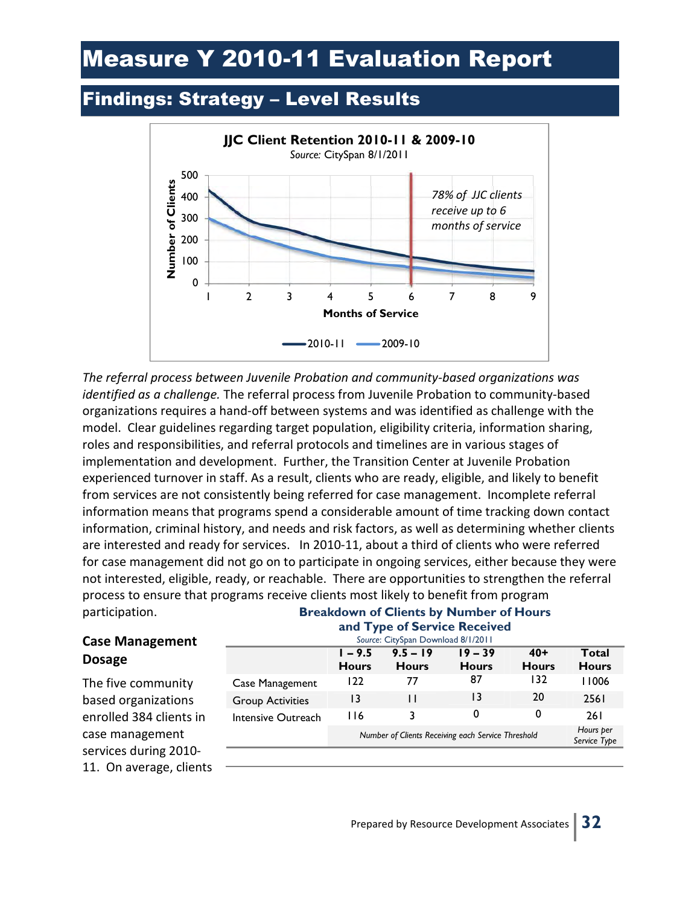# Measure Y 2010-11 Evaluation Report

## Findings: Strategy – Level Results

**JJC Client Retention 2010-11 & 2009-10**

*Source:* CitySpan 8/1/2011

Number of Clients (0–500) vs. Months of Service (1–9); series: 2010-11, 2009-10

*78% of JJC clients receive up to 6 months of service*

*The referral process between Juvenile Probation and community-based organizations was identified as a challenge.* The referral process from Juvenile Probation to community-based organizations requires a hand-off between systems and was identified as challenge with the model. Clear guidelines regarding target population, eligibility criteria, information sharing, roles and responsibilities, and referral protocols and timelines are in various stages of implementation and development. Further, the Transition Center at Juvenile Probation experienced turnover in staff. As a result, clients who are ready, eligible, and likely to benefit from services are not consistently being referred for case management. Incomplete referral information means that programs spend a considerable amount of time tracking down contact information, criminal history, and needs and risk factors, as well as determining whether clients are interested and ready for services. In 2010-11, about a third of clients who were referred for case management did not go on to participate in ongoing services, either because they were not interested, eligible, ready, or reachable. There are opportunities to strengthen the referral process to ensure that programs receive clients most likely to benefit from program participation.

### Case Management Dosage

The five community based organizations enrolled 384 clients in case management services during 2010-11. On average, clients

**Breakdown of Clients by Number of Hours and Type of Service Received**

*Source:* CitySpan Download 8/1/2011

| | 1 – 9.5 Hours | 9.5 – 19 Hours | 19 – 39 Hours | 40+ Hours | Total Hours |
|---|---|---|---|---|---|
| Case Management | 122 | 77 | 87 | 132 | 11006 |
| Group Activities | 13 | 11 | 13 | 20 | 2561 |
| Intensive Outreach | 116 | 3 | 0 | 0 | 261 |
| | *Number of Clients Receiving each Service Threshold* | | | | *Hours per Service Type* |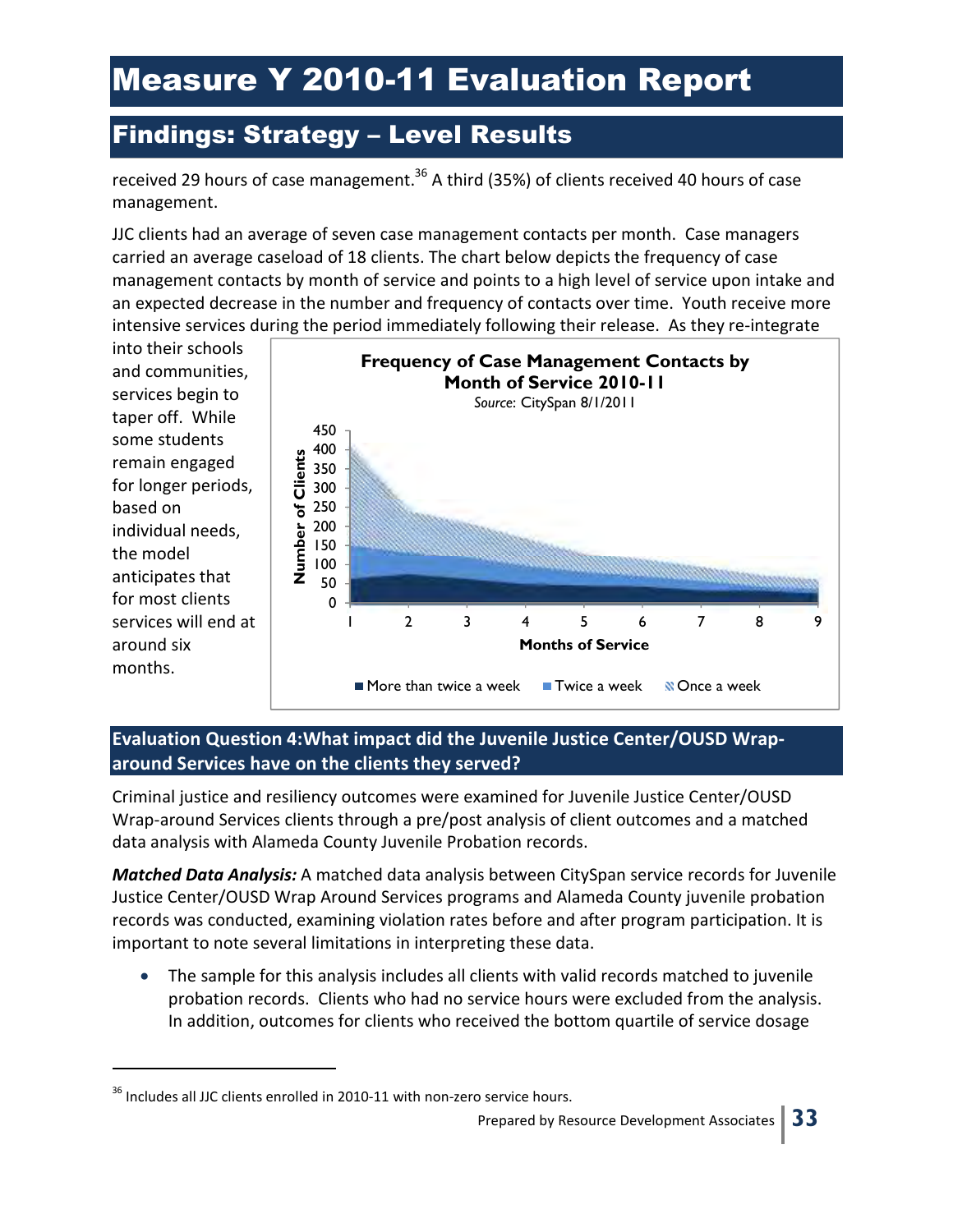received 29 hours of case management.[36] A third (35%) of clients received 40 hours of case management.

JJC clients had an average of seven case management contacts per month. Case managers carried an average caseload of 18 clients. The chart below depicts the frequency of case management contacts by month of service and points to a high level of service upon intake and an expected decrease in the number and frequency of contacts over time. Youth receive more intensive services during the period immediately following their release. As they re-integrate into their schools and communities, services begin to taper off. While some students remain engaged for longer periods, based on individual needs, the model anticipates that for most clients services will end at around six months.

**Frequency of Case Management Contacts by Month of Service 2010-11**

*Source*: CitySpan 8/1/2011

Number of Clients (0–450) by Months of Service (1–9)

■ More than twice a week ■ Twice a week ■ Once a week

### Evaluation Question 4: What impact did the Juvenile Justice Center/OUSD Wrap-around Services have on the clients they served?

Criminal justice and resiliency outcomes were examined for Juvenile Justice Center/OUSD Wrap-around Services clients through a pre/post analysis of client outcomes and a matched data analysis with Alameda County Juvenile Probation records.

***Matched Data Analysis:*** A matched data analysis between CitySpan service records for Juvenile Justice Center/OUSD Wrap Around Services programs and Alameda County juvenile probation records was conducted, examining violation rates before and after program participation. It is important to note several limitations in interpreting these data.

- The sample for this analysis includes all clients with valid records matched to juvenile probation records. Clients who had no service hours were excluded from the analysis. In addition, outcomes for clients who received the bottom quartile of service dosage

[36] Includes all JJC clients enrolled in 2010-11 with non-zero service hours.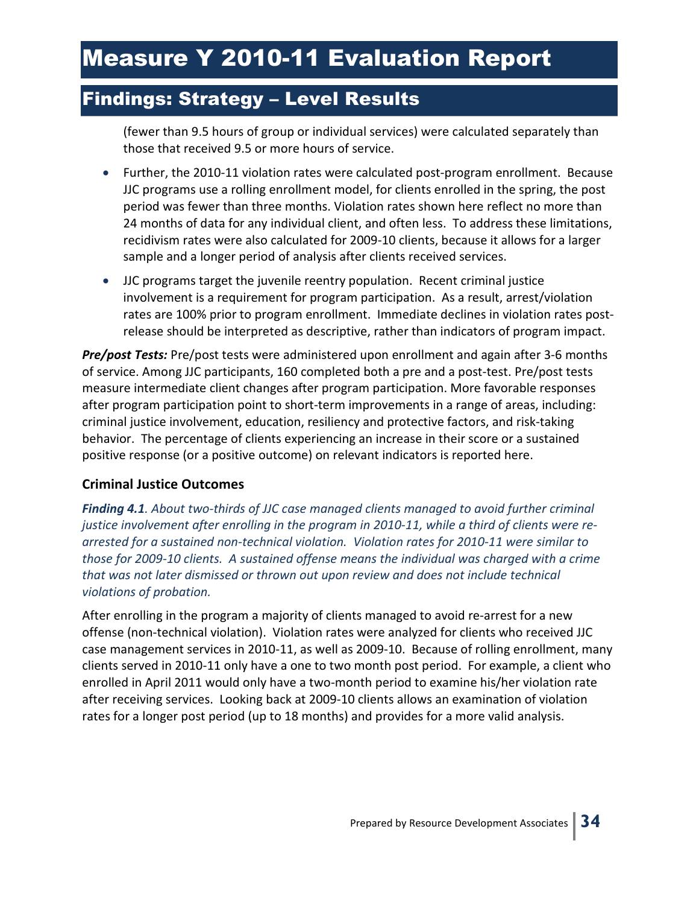(fewer than 9.5 hours of group or individual services) were calculated separately than those that received 9.5 or more hours of service.

- Further, the 2010-11 violation rates were calculated post-program enrollment. Because JJC programs use a rolling enrollment model, for clients enrolled in the spring, the post period was fewer than three months. Violation rates shown here reflect no more than 24 months of data for any individual client, and often less. To address these limitations, recidivism rates were also calculated for 2009-10 clients, because it allows for a larger sample and a longer period of analysis after clients received services.
- JJC programs target the juvenile reentry population. Recent criminal justice involvement is a requirement for program participation. As a result, arrest/violation rates are 100% prior to program enrollment. Immediate declines in violation rates post-release should be interpreted as descriptive, rather than indicators of program impact.

***Pre/post Tests:*** Pre/post tests were administered upon enrollment and again after 3-6 months of service. Among JJC participants, 160 completed both a pre and a post-test. Pre/post tests measure intermediate client changes after program participation. More favorable responses after program participation point to short-term improvements in a range of areas, including: criminal justice involvement, education, resiliency and protective factors, and risk-taking behavior. The percentage of clients experiencing an increase in their score or a sustained positive response (or a positive outcome) on relevant indicators is reported here.

### Criminal Justice Outcomes

***Finding 4.1****. About two-thirds of JJC case managed clients managed to avoid further criminal justice involvement after enrolling in the program in 2010-11, while a third of clients were re-arrested for a sustained non-technical violation. Violation rates for 2010-11 were similar to those for 2009-10 clients. A sustained offense means the individual was charged with a crime that was not later dismissed or thrown out upon review and does not include technical violations of probation.*

After enrolling in the program a majority of clients managed to avoid re-arrest for a new offense (non-technical violation). Violation rates were analyzed for clients who received JJC case management services in 2010-11, as well as 2009-10. Because of rolling enrollment, many clients served in 2010-11 only have a one to two month post period. For example, a client who enrolled in April 2011 would only have a two-month period to examine his/her violation rate after receiving services. Looking back at 2009-10 clients allows an examination of violation rates for a longer post period (up to 18 months) and provides for a more valid analysis.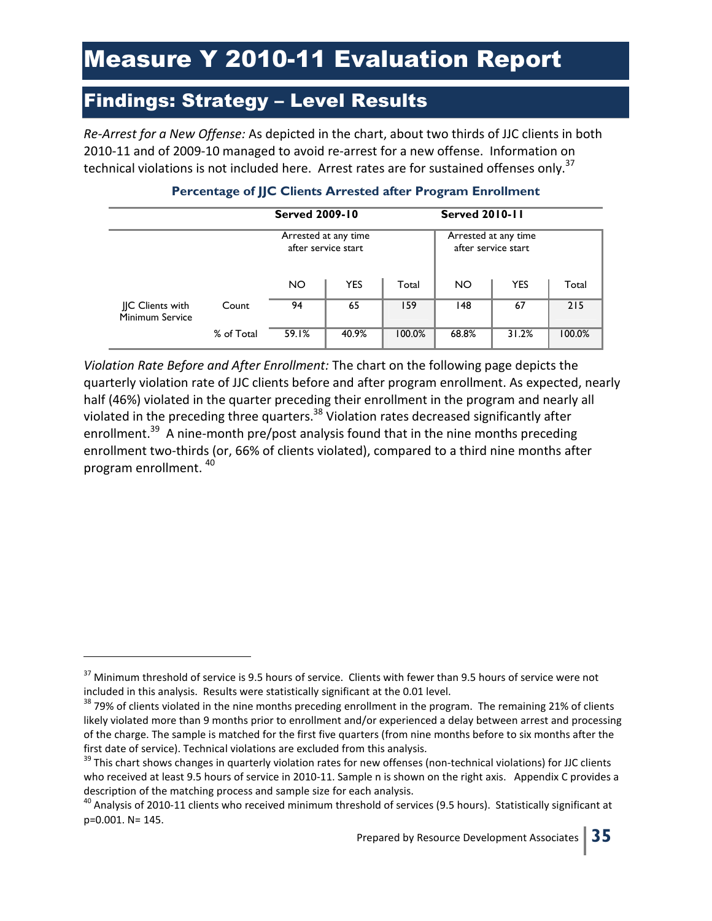# Measure Y 2010-11 Evaluation Report

## Findings: Strategy – Level Results

*Re-Arrest for a New Offense:* As depicted in the chart, about two thirds of JJC clients in both 2010-11 and of 2009-10 managed to avoid re-arrest for a new offense. Information on technical violations is not included here. Arrest rates are for sustained offenses only.[37]

**Percentage of JJC Clients Arrested after Program Enrollment**

| | | Served 2009-10 | | | Served 2010-11 | | |
|---|---|---|---|---|---|---|---|
| | | Arrested at any time after service start | | | Arrested at any time after service start | | |
| | | NO | YES | Total | NO | YES | Total |
| JJC Clients with Minimum Service | Count | 94 | 65 | 159 | 148 | 67 | 215 |
| | % of Total | 59.1% | 40.9% | 100.0% | 68.8% | 31.2% | 100.0% |

*Violation Rate Before and After Enrollment:* The chart on the following page depicts the quarterly violation rate of JJC clients before and after program enrollment. As expected, nearly half (46%) violated in the quarter preceding their enrollment in the program and nearly all violated in the preceding three quarters.[38] Violation rates decreased significantly after enrollment.[39] A nine-month pre/post analysis found that in the nine months preceding enrollment two-thirds (or, 66% of clients violated), compared to a third nine months after program enrollment. [40]

---

[37] Minimum threshold of service is 9.5 hours of service. Clients with fewer than 9.5 hours of service were not included in this analysis. Results were statistically significant at the 0.01 level.

[38] 79% of clients violated in the nine months preceding enrollment in the program. The remaining 21% of clients likely violated more than 9 months prior to enrollment and/or experienced a delay between arrest and processing of the charge. The sample is matched for the first five quarters (from nine months before to six months after the first date of service). Technical violations are excluded from this analysis.

[39] This chart shows changes in quarterly violation rates for new offenses (non-technical violations) for JJC clients who received at least 9.5 hours of service in 2010-11. Sample n is shown on the right axis. Appendix C provides a description of the matching process and sample size for each analysis.

[40] Analysis of 2010-11 clients who received minimum threshold of services (9.5 hours). Statistically significant at $p=0.001$. N= 145.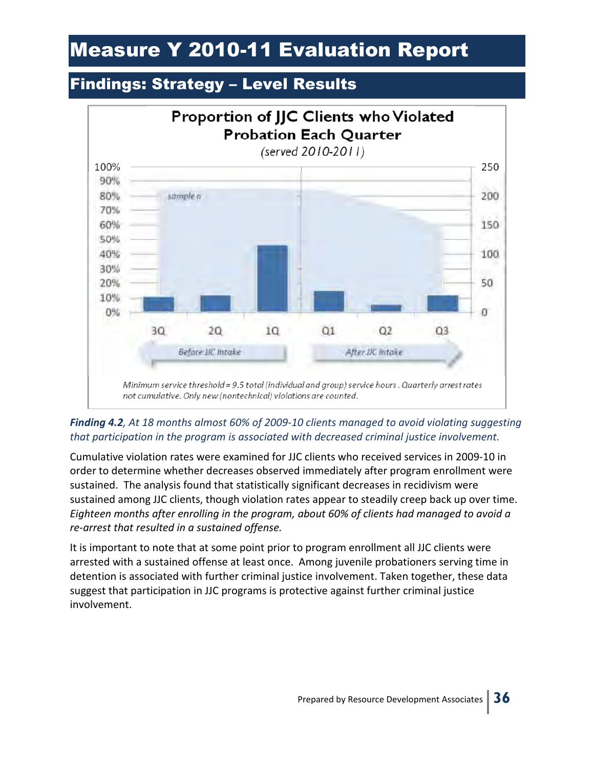# Measure Y 2010-11 Evaluation Report

## Findings: Strategy – Level Results

**Proportion of JJC Clients who Violated Probation Each Quarter**
*(served 2010-2011)*

sample n

| | 3Q | 2Q | 1Q | Q1 | Q2 | Q3 |
|---|---|---|---|---|---|---|
| | Before JJC Intake | | | After JJC Intake | | |

*Minimum service threshold = 9.5 total (individual and group) service hours. Quarterly arrest rates not cumulative. Only new (nontechnical) violations are counted.*

***Finding 4.2**, At 18 months almost 60% of 2009-10 clients managed to avoid violating suggesting that participation in the program is associated with decreased criminal justice involvement.*

Cumulative violation rates were examined for JJC clients who received services in 2009-10 in order to determine whether decreases observed immediately after program enrollment were sustained. The analysis found that statistically significant decreases in recidivism were sustained among JJC clients, though violation rates appear to steadily creep back up over time. *Eighteen months after enrolling in the program, about 60% of clients had managed to avoid a re-arrest that resulted in a sustained offense.*

It is important to note that at some point prior to program enrollment all JJC clients were arrested with a sustained offense at least once. Among juvenile probationers serving time in detention is associated with further criminal justice involvement. Taken together, these data suggest that participation in JJC programs is protective against further criminal justice involvement.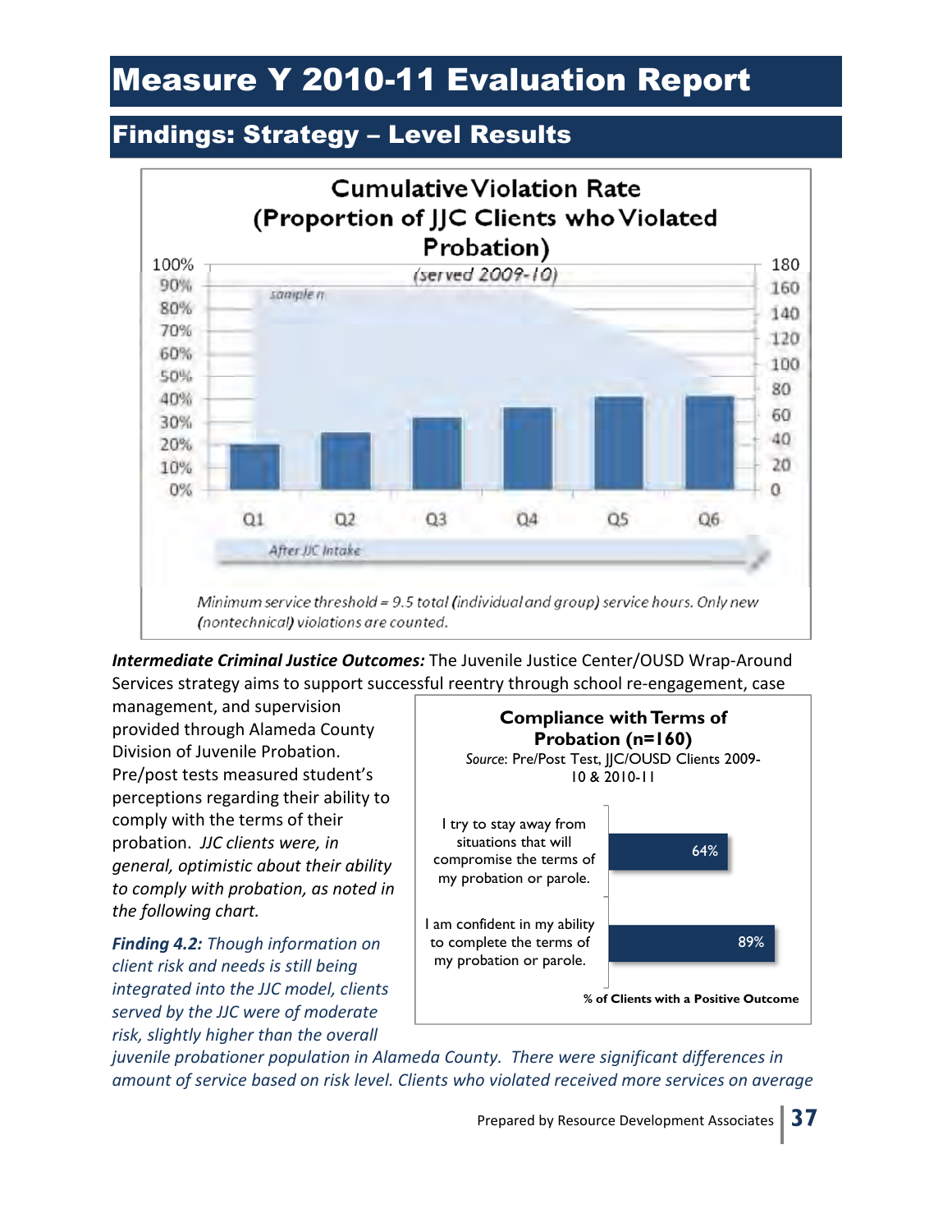# Measure Y 2010-11 Evaluation Report

## Findings: Strategy – Level Results

**Cumulative Violation Rate (Proportion of JJC Clients who Violated Probation)**

*(served 2009-10)*

Minimum service threshold = 9.5 total (individual and group) service hours. Only new (nontechnical) violations are counted.

***Intermediate Criminal Justice Outcomes:*** The Juvenile Justice Center/OUSD Wrap-Around Services strategy aims to support successful reentry through school re-engagement, case management, and supervision provided through Alameda County Division of Juvenile Probation. Pre/post tests measured student's perceptions regarding their ability to comply with the terms of their probation. *JJC clients were, in general, optimistic about their ability to comply with probation, as noted in the following chart.*

**Compliance with Terms of Probation (n=160)**

*Source:* Pre/Post Test, JJC/OUSD Clients 2009-10 & 2010-11

| Item | % of Clients with a Positive Outcome |
|---|---|
| I try to stay away from situations that will compromise the terms of my probation or parole. | 64% |
| I am confident in my ability to complete the terms of my probation or parole. | 89% |

***Finding 4.2:*** *Though information on client risk and needs is still being integrated into the JJC model, clients served by the JJC were of moderate risk, slightly higher than the overall juvenile probationer population in Alameda County. There were significant differences in amount of service based on risk level. Clients who violated received more services on average*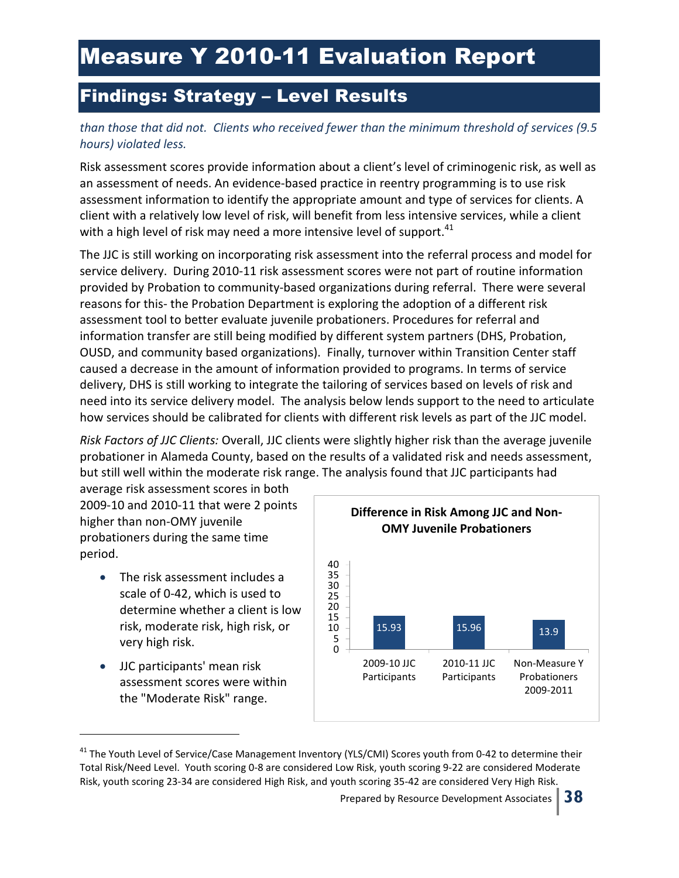*than those that did not. Clients who received fewer than the minimum threshold of services (9.5 hours) violated less.*

Risk assessment scores provide information about a client's level of criminogenic risk, as well as an assessment of needs. An evidence-based practice in reentry programming is to use risk assessment information to identify the appropriate amount and type of services for clients. A client with a relatively low level of risk, will benefit from less intensive services, while a client with a high level of risk may need a more intensive level of support.[41]

The JJC is still working on incorporating risk assessment into the referral process and model for service delivery. During 2010-11 risk assessment scores were not part of routine information provided by Probation to community-based organizations during referral. There were several reasons for this- the Probation Department is exploring the adoption of a different risk assessment tool to better evaluate juvenile probationers. Procedures for referral and information transfer are still being modified by different system partners (DHS, Probation, OUSD, and community based organizations). Finally, turnover within Transition Center staff caused a decrease in the amount of information provided to programs. In terms of service delivery, DHS is still working to integrate the tailoring of services based on levels of risk and need into its service delivery model. The analysis below lends support to the need to articulate how services should be calibrated for clients with different risk levels as part of the JJC model.

*Risk Factors of JJC Clients:* Overall, JJC clients were slightly higher risk than the average juvenile probationer in Alameda County, based on the results of a validated risk and needs assessment, but still well within the moderate risk range. The analysis found that JJC participants had average risk assessment scores in both 2009-10 and 2010-11 that were 2 points higher than non-OMY juvenile probationers during the same time period.

- The risk assessment includes a scale of 0-42, which is used to determine whether a client is low risk, moderate risk, high risk, or very high risk.
- JJC participants' mean risk assessment scores were within the "Moderate Risk" range.

**Difference in Risk Among JJC and Non-OMY Juvenile Probationers**

| Group | Score |
|---|---|
| 2009-10 JJC Participants | 15.93 |
| 2010-11 JJC Participants | 15.96 |
| Non-Measure Y Probationers 2009-2011 | 13.9 |

[41] The Youth Level of Service/Case Management Inventory (YLS/CMI) Scores youth from 0-42 to determine their Total Risk/Need Level. Youth scoring 0-8 are considered Low Risk, youth scoring 9-22 are considered Moderate Risk, youth scoring 23-34 are considered High Risk, and youth scoring 35-42 are considered Very High Risk.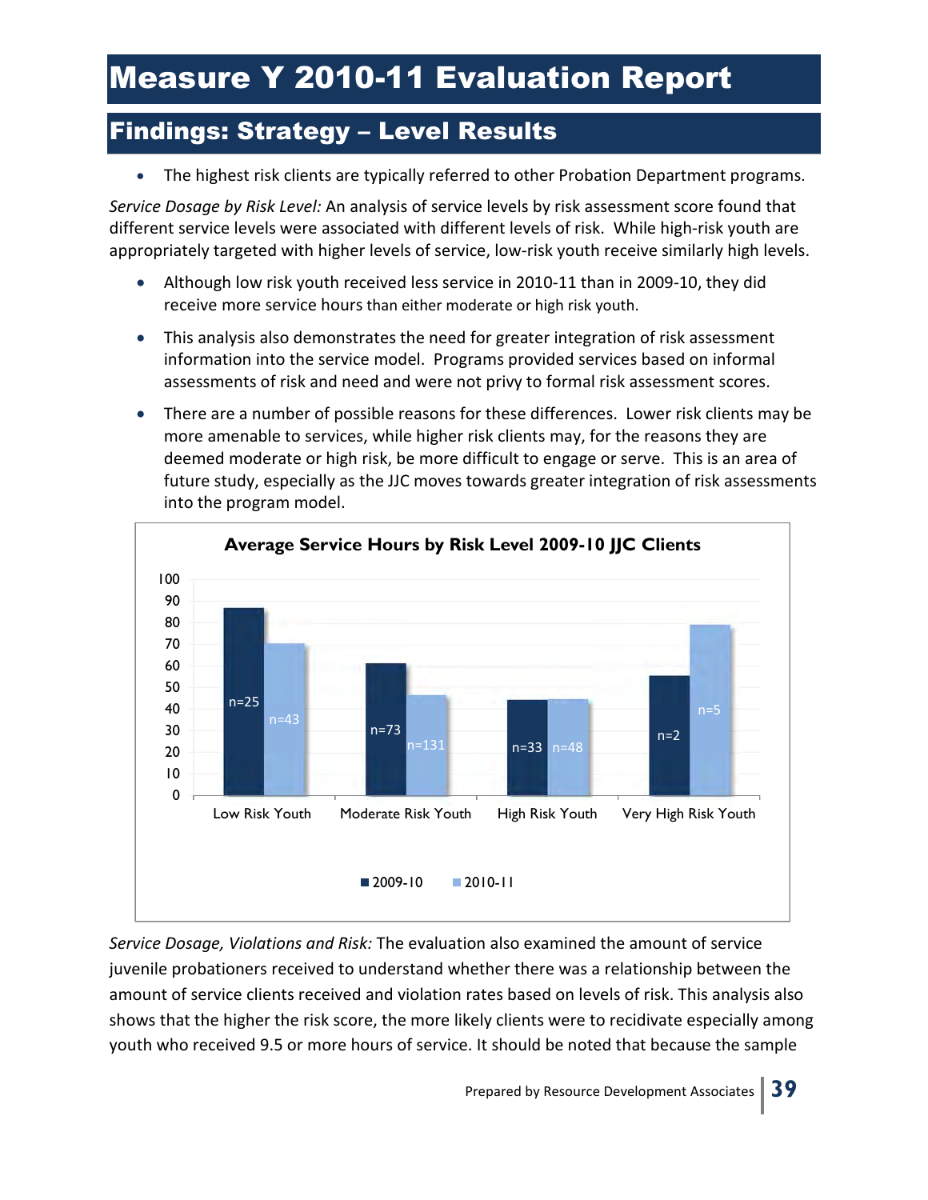# Measure Y 2010-11 Evaluation Report

## Findings: Strategy – Level Results

- The highest risk clients are typically referred to other Probation Department programs.

*Service Dosage by Risk Level:* An analysis of service levels by risk assessment score found that different service levels were associated with different levels of risk. While high-risk youth are appropriately targeted with higher levels of service, low-risk youth receive similarly high levels.

- Although low risk youth received less service in 2010-11 than in 2009-10, they did receive more service hours than either moderate or high risk youth.
- This analysis also demonstrates the need for greater integration of risk assessment information into the service model. Programs provided services based on informal assessments of risk and need and were not privy to formal risk assessment scores.
- There are a number of possible reasons for these differences. Lower risk clients may be more amenable to services, while higher risk clients may, for the reasons they are deemed moderate or high risk, be more difficult to engage or serve. This is an area of future study, especially as the JJC moves towards greater integration of risk assessments into the program model.

**Average Service Hours by Risk Level 2009-10 JJC Clients**

| | Low Risk Youth | Moderate Risk Youth | High Risk Youth | Very High Risk Youth |
|---|---|---|---|---|
| 2009-10 | n=25 | n=73 | n=33 | n=2 |
| 2010-11 | n=43 | n=131 | n=48 | n=5 |

*Service Dosage, Violations and Risk:* The evaluation also examined the amount of service juvenile probationers received to understand whether there was a relationship between the amount of service clients received and violation rates based on levels of risk. This analysis also shows that the higher the risk score, the more likely clients were to recidivate especially among youth who received 9.5 or more hours of service. It should be noted that because the sample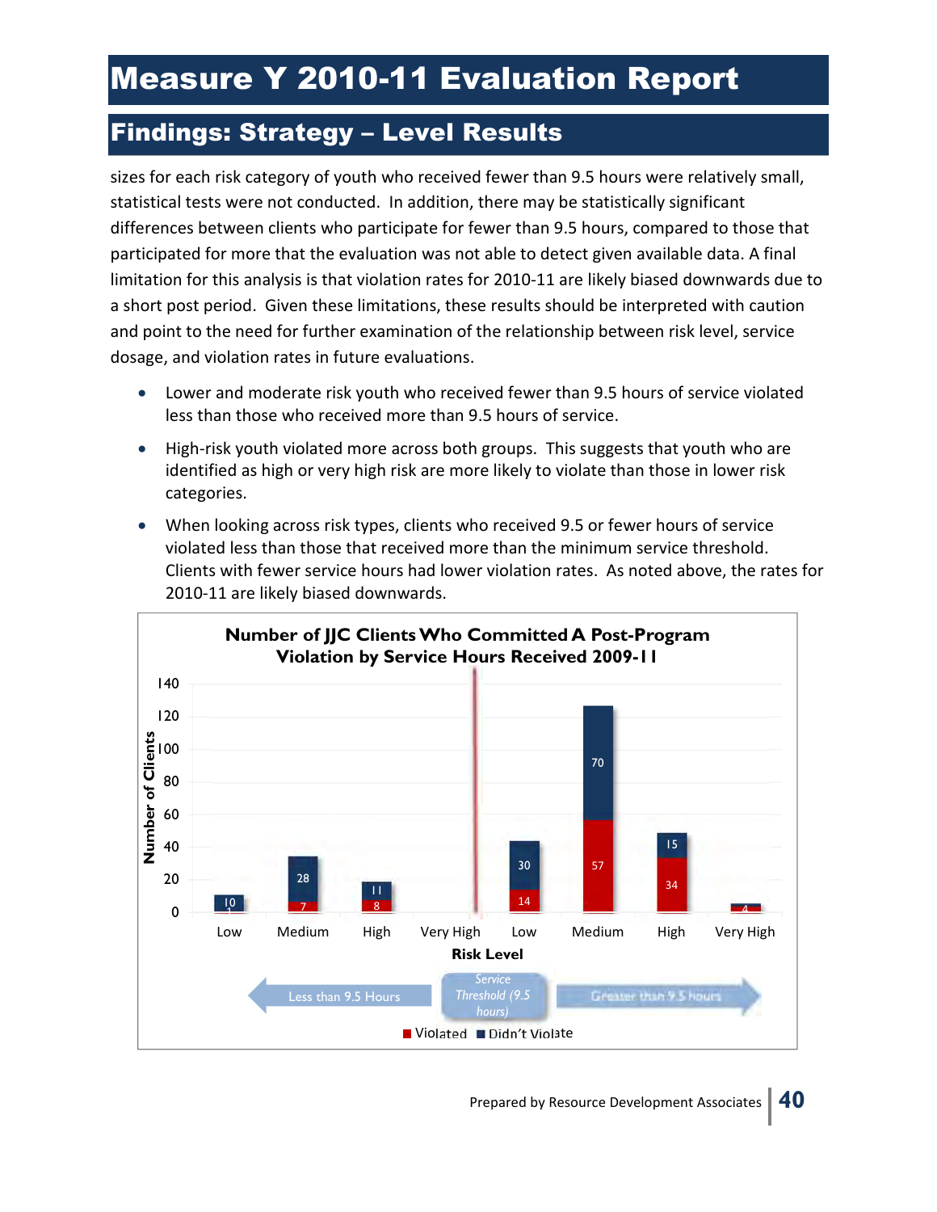# Measure Y 2010-11 Evaluation Report

## Findings: Strategy – Level Results

sizes for each risk category of youth who received fewer than 9.5 hours were relatively small, statistical tests were not conducted. In addition, there may be statistically significant differences between clients who participate for fewer than 9.5 hours, compared to those that participated for more that the evaluation was not able to detect given available data. A final limitation for this analysis is that violation rates for 2010-11 are likely biased downwards due to a short post period. Given these limitations, these results should be interpreted with caution and point to the need for further examination of the relationship between risk level, service dosage, and violation rates in future evaluations.

- Lower and moderate risk youth who received fewer than 9.5 hours of service violated less than those who received more than 9.5 hours of service.
- High-risk youth violated more across both groups. This suggests that youth who are identified as high or very high risk are more likely to violate than those in lower risk categories.
- When looking across risk types, clients who received 9.5 or fewer hours of service violated less than those that received more than the minimum service threshold. Clients with fewer service hours had lower violation rates. As noted above, the rates for 2010-11 are likely biased downwards.

**Number of JJC Clients Who Committed A Post-Program Violation by Service Hours Received 2009-11**

| Service Hours | Risk Level | Violated | Didn't Violate |
|---|---|---|---|
| Less than 9.5 Hours | Low | 1 | 10 |
| Less than 9.5 Hours | Medium | 7 | 28 |
| Less than 9.5 Hours | High | 8 | 11 |
| Less than 9.5 Hours | Very High | | |
| Greater than 9.5 hours | Low | 14 | 30 |
| Greater than 9.5 hours | Medium | 57 | 70 |
| Greater than 9.5 hours | High | 34 | 15 |
| Greater than 9.5 hours | Very High | 4 | 1 |

Service Threshold (9.5 hours)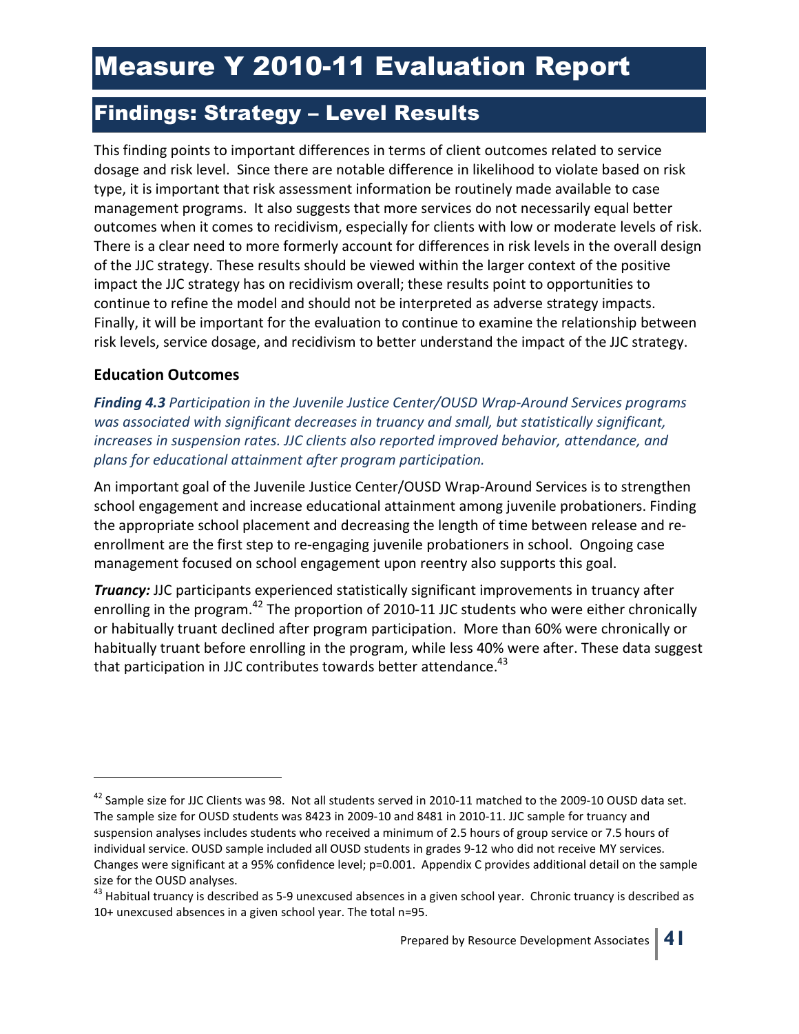This finding points to important differences in terms of client outcomes related to service dosage and risk level. Since there are notable difference in likelihood to violate based on risk type, it is important that risk assessment information be routinely made available to case management programs. It also suggests that more services do not necessarily equal better outcomes when it comes to recidivism, especially for clients with low or moderate levels of risk. There is a clear need to more formerly account for differences in risk levels in the overall design of the JJC strategy. These results should be viewed within the larger context of the positive impact the JJC strategy has on recidivism overall; these results point to opportunities to continue to refine the model and should not be interpreted as adverse strategy impacts. Finally, it will be important for the evaluation to continue to examine the relationship between risk levels, service dosage, and recidivism to better understand the impact of the JJC strategy.

### Education Outcomes

***Finding 4.3*** *Participation in the Juvenile Justice Center/OUSD Wrap-Around Services programs was associated with significant decreases in truancy and small, but statistically significant, increases in suspension rates. JJC clients also reported improved behavior, attendance, and plans for educational attainment after program participation.*

An important goal of the Juvenile Justice Center/OUSD Wrap-Around Services is to strengthen school engagement and increase educational attainment among juvenile probationers. Finding the appropriate school placement and decreasing the length of time between release and re-enrollment are the first step to re-engaging juvenile probationers in school. Ongoing case management focused on school engagement upon reentry also supports this goal.

***Truancy:*** JJC participants experienced statistically significant improvements in truancy after enrolling in the program.[42] The proportion of 2010-11 JJC students who were either chronically or habitually truant declined after program participation. More than 60% were chronically or habitually truant before enrolling in the program, while less 40% were after. These data suggest that participation in JJC contributes towards better attendance.[43]

---

[42] Sample size for JJC Clients was 98. Not all students served in 2010-11 matched to the 2009-10 OUSD data set. The sample size for OUSD students was 8423 in 2009-10 and 8481 in 2010-11. JJC sample for truancy and suspension analyses includes students who received a minimum of 2.5 hours of group service or 7.5 hours of individual service. OUSD sample included all OUSD students in grades 9-12 who did not receive MY services. Changes were significant at a 95% confidence level; p=0.001. Appendix C provides additional detail on the sample size for the OUSD analyses.

[43] Habitual truancy is described as 5-9 unexcused absences in a given school year. Chronic truancy is described as 10+ unexcused absences in a given school year. The total n=95.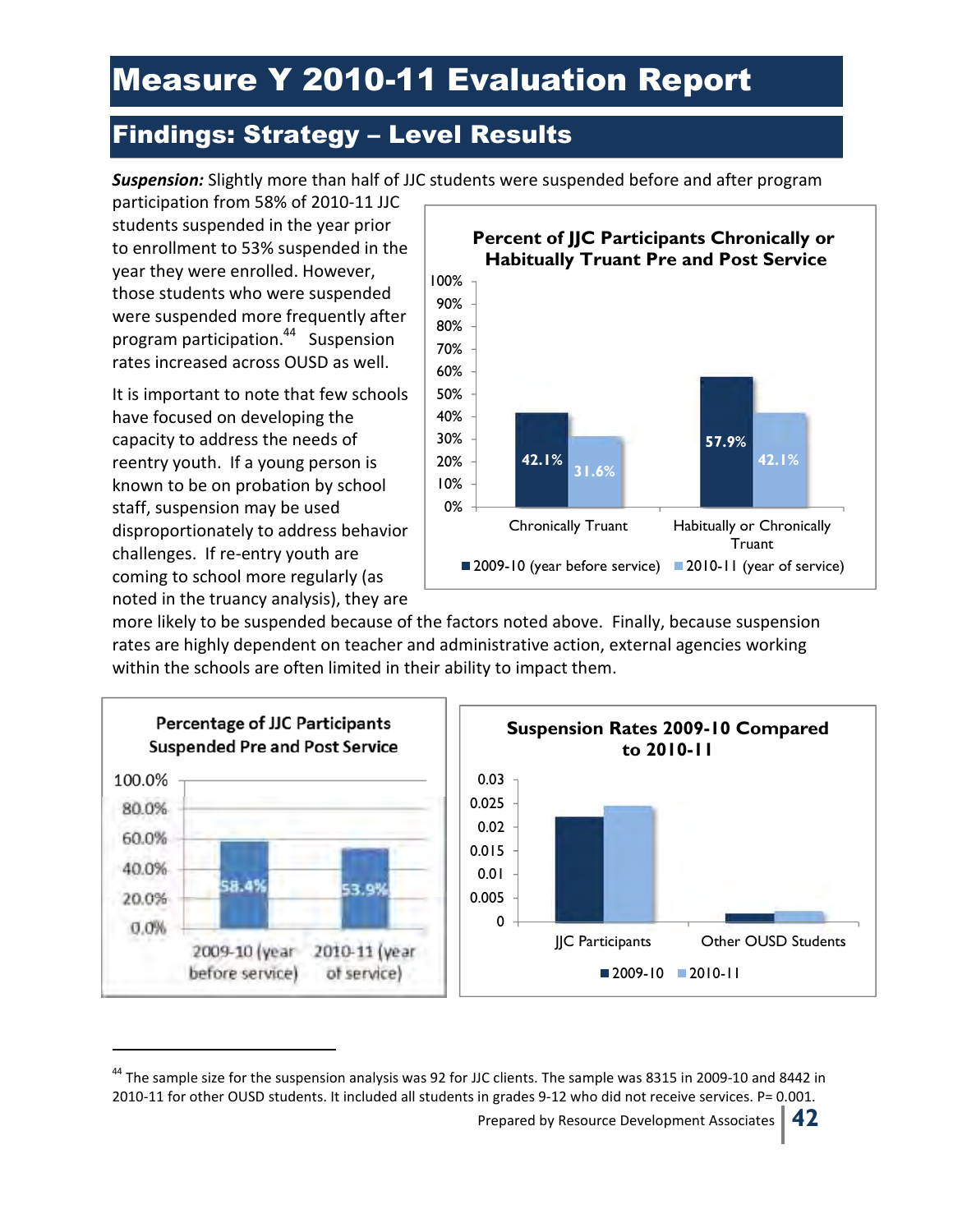# Measure Y 2010-11 Evaluation Report

## Findings: Strategy – Level Results

***Suspension:*** Slightly more than half of JJC students were suspended before and after program participation from 58% of 2010-11 JJC students suspended in the year prior to enrollment to 53% suspended in the year they were enrolled. However, those students who were suspended were suspended more frequently after program participation.[44] Suspension rates increased across OUSD as well.

It is important to note that few schools have focused on developing the capacity to address the needs of reentry youth. If a young person is known to be on probation by school staff, suspension may be used disproportionately to address behavior challenges. If re-entry youth are coming to school more regularly (as noted in the truancy analysis), they are more likely to be suspended because of the factors noted above. Finally, because suspension rates are highly dependent on teacher and administrative action, external agencies working within the schools are often limited in their ability to impact them.

**Percent of JJC Participants Chronically or Habitually Truant Pre and Post Service**

| | 2009-10 (year before service) | 2010-11 (year of service) |
|---|---|---|
| Chronically Truant | 42.1% | 31.6% |
| Habitually or Chronically Truant | 57.9% | 42.1% |

**Percentage of JJC Participants Suspended Pre and Post Service**

| 2009-10 (year before service) | 2010-11 (year of service) |
|---|---|
| 58.4% | 53.9% |

**Suspension Rates 2009-10 Compared to 2010-11**

| | 2009-10 | 2010-11 |
|---|---|---|
| JJC Participants | ~0.022 | ~0.024 |
| Other OUSD Students | ~0.002 | ~0.002 |

[44] The sample size for the suspension analysis was 92 for JJC clients. The sample was 8315 in 2009-10 and 8442 in 2010-11 for other OUSD students. It included all students in grades 9-12 who did not receive services. P= 0.001.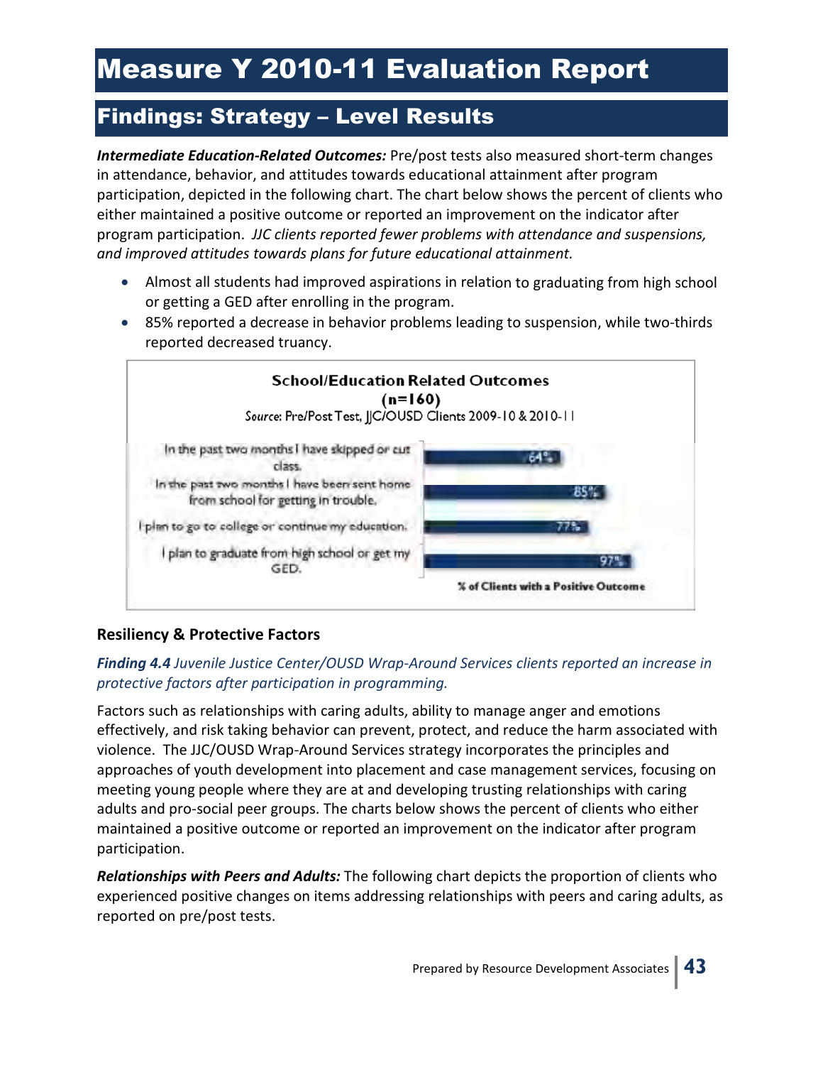# Measure Y 2010-11 Evaluation Report

## Findings: Strategy – Level Results

***Intermediate Education-Related Outcomes:*** Pre/post tests also measured short-term changes in attendance, behavior, and attitudes towards educational attainment after program participation, depicted in the following chart. The chart below shows the percent of clients who either maintained a positive outcome or reported an improvement on the indicator after program participation. *JJC clients reported fewer problems with attendance and suspensions, and improved attitudes towards plans for future educational attainment.*

- Almost all students had improved aspirations in relation to graduating from high school or getting a GED after enrolling in the program.
- 85% reported a decrease in behavior problems leading to suspension, while two-thirds reported decreased truancy.

**School/Education Related Outcomes (n=160)**

*Source*: Pre/Post Test, JJC/OUSD Clients 2009-10 & 2010-11

| Item | % of Clients with a Positive Outcome |
|---|---|
| In the past two months I have skipped or cut class. | 64% |
| In the past two months I have been sent home from school for getting in trouble. | 85% |
| I plan to go to college or continue my education. | 77% |
| I plan to graduate from high school or get my GED. | 97% |

### Resiliency & Protective Factors

*Finding 4.4 Juvenile Justice Center/OUSD Wrap-Around Services clients reported an increase in protective factors after participation in programming.*

Factors such as relationships with caring adults, ability to manage anger and emotions effectively, and risk taking behavior can prevent, protect, and reduce the harm associated with violence. The JJC/OUSD Wrap-Around Services strategy incorporates the principles and approaches of youth development into placement and case management services, focusing on meeting young people where they are at and developing trusting relationships with caring adults and pro-social peer groups. The charts below shows the percent of clients who either maintained a positive outcome or reported an improvement on the indicator after program participation.

***Relationships with Peers and Adults:*** The following chart depicts the proportion of clients who experienced positive changes on items addressing relationships with peers and caring adults, as reported on pre/post tests.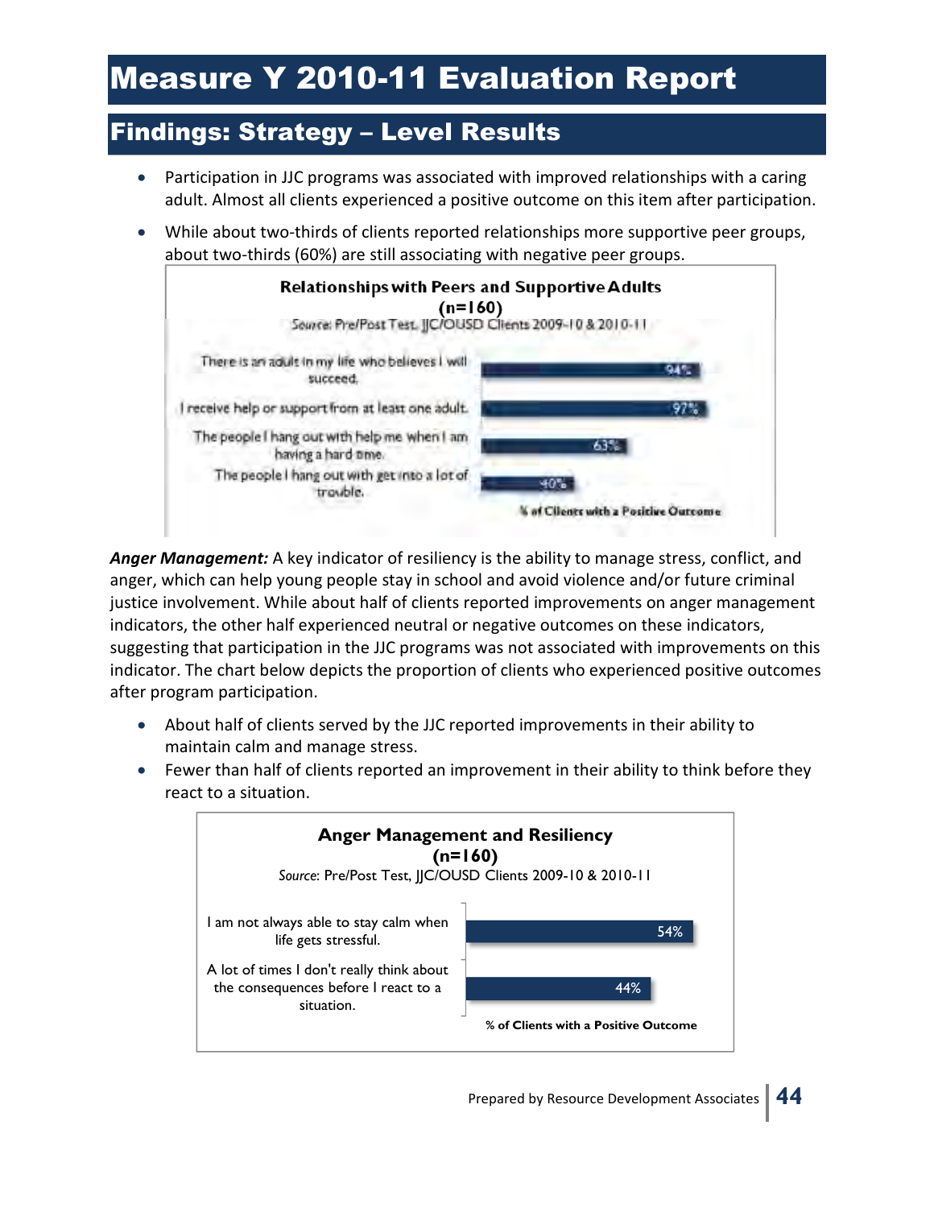# Measure Y 2010-11 Evaluation Report

## Findings: Strategy – Level Results

- Participation in JJC programs was associated with improved relationships with a caring adult. Almost all clients experienced a positive outcome on this item after participation.
- While about two-thirds of clients reported relationships more supportive peer groups, about two-thirds (60%) are still associating with negative peer groups.

**Relationships with Peers and Supportive Adults**
**(n=160)**
Source: Pre/Post Test, JJC/OUSD Clients 2009-10 & 2010-11

| Item | % of Clients with a Positive Outcome |
|---|---|
| There is an adult in my life who believes I will succeed. | 94% |
| I receive help or support from at least one adult. | 97% |
| The people I hang out with help me when I am having a hard time. | 63% |
| The people I hang out with get into a lot of trouble. | 40% |

***Anger Management:*** A key indicator of resiliency is the ability to manage stress, conflict, and anger, which can help young people stay in school and avoid violence and/or future criminal justice involvement. While about half of clients reported improvements on anger management indicators, the other half experienced neutral or negative outcomes on these indicators, suggesting that participation in the JJC programs was not associated with improvements on this indicator. The chart below depicts the proportion of clients who experienced positive outcomes after program participation.

- About half of clients served by the JJC reported improvements in their ability to maintain calm and manage stress.
- Fewer than half of clients reported an improvement in their ability to think before they react to a situation.

**Anger Management and Resiliency**
**(n=160)**
*Source*: Pre/Post Test, JJC/OUSD Clients 2009-10 & 2010-11

| Item | % of Clients with a Positive Outcome |
|---|---|
| I am not always able to stay calm when life gets stressful. | 54% |
| A lot of times I don't really think about the consequences before I react to a situation. | 44% |

Prepared by Resource Development Associates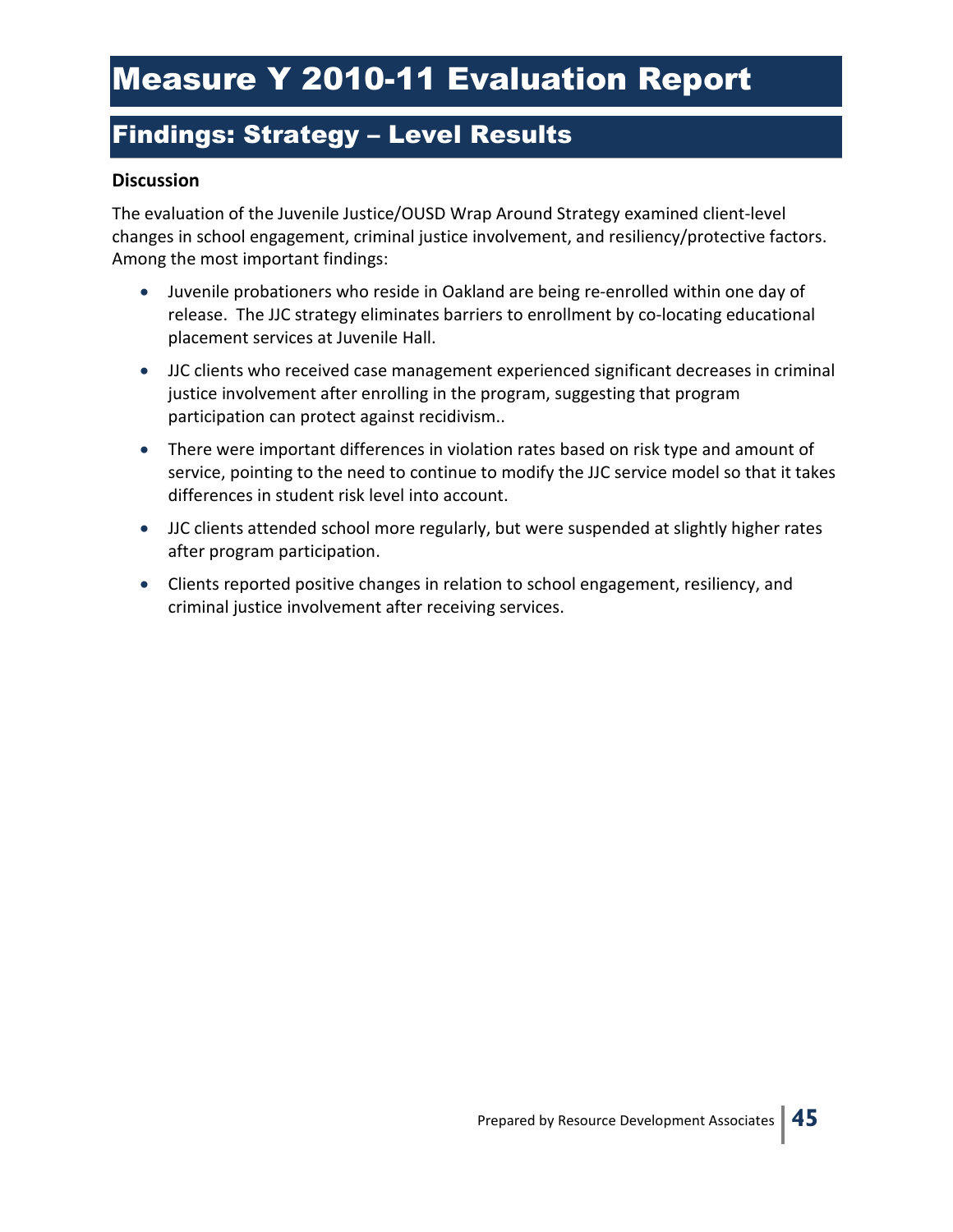# Measure Y 2010-11 Evaluation Report

## Findings: Strategy – Level Results

**Discussion**

The evaluation of the Juvenile Justice/OUSD Wrap Around Strategy examined client-level changes in school engagement, criminal justice involvement, and resiliency/protective factors. Among the most important findings:

- Juvenile probationers who reside in Oakland are being re-enrolled within one day of release. The JJC strategy eliminates barriers to enrollment by co-locating educational placement services at Juvenile Hall.
- JJC clients who received case management experienced significant decreases in criminal justice involvement after enrolling in the program, suggesting that program participation can protect against recidivism..
- There were important differences in violation rates based on risk type and amount of service, pointing to the need to continue to modify the JJC service model so that it takes differences in student risk level into account.
- JJC clients attended school more regularly, but were suspended at slightly higher rates after program participation.
- Clients reported positive changes in relation to school engagement, resiliency, and criminal justice involvement after receiving services.